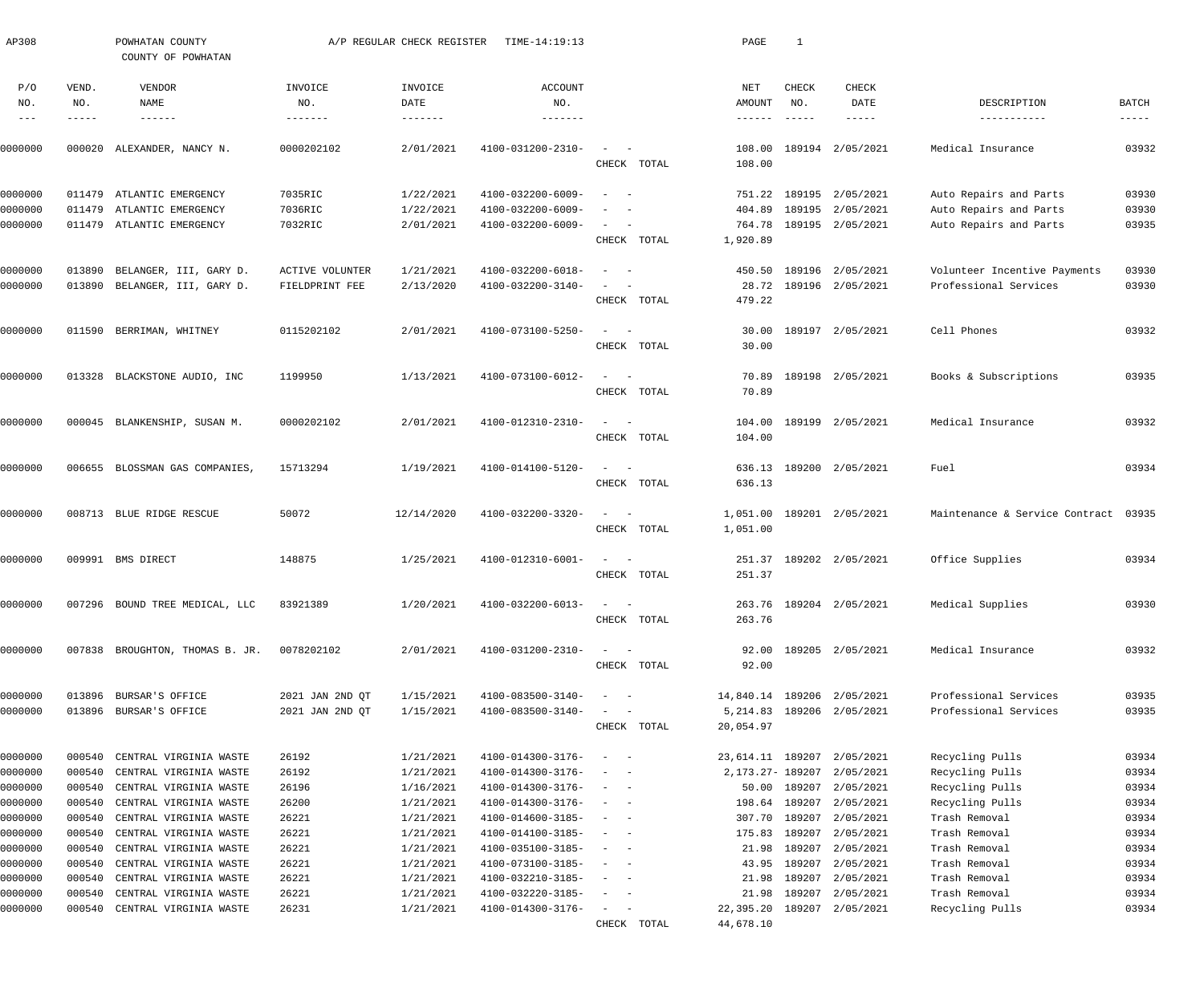AP308 POWHATAN COUNTY A/P REGULAR CHECK REGISTER TIME-14:19:13

COUNTY OF POWHATAN

| P/O NO. | VEND. NO. | VENDOR NAME | INVOICE NO. | INVOICE DATE | ACCOUNT NO. | | NET AMOUNT | CHECK NO. | CHECK DATE | DESCRIPTION | BATCH |
|---|---|---|---|---|---|---|---|---|---|---|---|
| 0000000 | 000020 | ALEXANDER, NANCY N. | 0000202102 | 2/01/2021 | 4100-031200-2310- | - - | 108.00 | 189194 | 2/05/2021 | Medical Insurance | 03932 |
| | | | | | | CHECK TOTAL | 108.00 | | | | |
| 0000000 | 011479 | ATLANTIC EMERGENCY | 7035RIC | 1/22/2021 | 4100-032200-6009- | - - | 751.22 | 189195 | 2/05/2021 | Auto Repairs and Parts | 03930 |
| 0000000 | 011479 | ATLANTIC EMERGENCY | 7036RIC | 1/22/2021 | 4100-032200-6009- | - - | 404.89 | 189195 | 2/05/2021 | Auto Repairs and Parts | 03930 |
| 0000000 | 011479 | ATLANTIC EMERGENCY | 7032RIC | 2/01/2021 | 4100-032200-6009- | - - | 764.78 | 189195 | 2/05/2021 | Auto Repairs and Parts | 03935 |
| | | | | | | CHECK TOTAL | 1,920.89 | | | | |
| 0000000 | 013890 | BELANGER, III, GARY D. | ACTIVE VOLUNTER | 1/21/2021 | 4100-032200-6018- | - - | 450.50 | 189196 | 2/05/2021 | Volunteer Incentive Payments | 03930 |
| 0000000 | 013890 | BELANGER, III, GARY D. | FIELDPRINT FEE | 2/13/2020 | 4100-032200-3140- | - - | 28.72 | 189196 | 2/05/2021 | Professional Services | 03930 |
| | | | | | | CHECK TOTAL | 479.22 | | | | |
| 0000000 | 011590 | BERRIMAN, WHITNEY | 0115202102 | 2/01/2021 | 4100-073100-5250- | - - | 30.00 | 189197 | 2/05/2021 | Cell Phones | 03932 |
| | | | | | | CHECK TOTAL | 30.00 | | | | |
| 0000000 | 013328 | BLACKSTONE AUDIO, INC | 1199950 | 1/13/2021 | 4100-073100-6012- | - - | 70.89 | 189198 | 2/05/2021 | Books & Subscriptions | 03935 |
| | | | | | | CHECK TOTAL | 70.89 | | | | |
| 0000000 | 000045 | BLANKENSHIP, SUSAN M. | 0000202102 | 2/01/2021 | 4100-012310-2310- | - - | 104.00 | 189199 | 2/05/2021 | Medical Insurance | 03932 |
| | | | | | | CHECK TOTAL | 104.00 | | | | |
| 0000000 | 006655 | BLOSSMAN GAS COMPANIES, | 15713294 | 1/19/2021 | 4100-014100-5120- | - - | 636.13 | 189200 | 2/05/2021 | Fuel | 03934 |
| | | | | | | CHECK TOTAL | 636.13 | | | | |
| 0000000 | 008713 | BLUE RIDGE RESCUE | 50072 | 12/14/2020 | 4100-032200-3320- | - - | 1,051.00 | 189201 | 2/05/2021 | Maintenance & Service Contract | 03935 |
| | | | | | | CHECK TOTAL | 1,051.00 | | | | |
| 0000000 | 009991 | BMS DIRECT | 148875 | 1/25/2021 | 4100-012310-6001- | - - | 251.37 | 189202 | 2/05/2021 | Office Supplies | 03934 |
| | | | | | | CHECK TOTAL | 251.37 | | | | |
| 0000000 | 007296 | BOUND TREE MEDICAL, LLC | 83921389 | 1/20/2021 | 4100-032200-6013- | - - | 263.76 | 189204 | 2/05/2021 | Medical Supplies | 03930 |
| | | | | | | CHECK TOTAL | 263.76 | | | | |
| 0000000 | 007838 | BROUGHTON, THOMAS B. JR. | 0078202102 | 2/01/2021 | 4100-031200-2310- | - - | 92.00 | 189205 | 2/05/2021 | Medical Insurance | 03932 |
| | | | | | | CHECK TOTAL | 92.00 | | | | |
| 0000000 | 013896 | BURSAR'S OFFICE | 2021 JAN 2ND QT | 1/15/2021 | 4100-083500-3140- | - - | 14,840.14 | 189206 | 2/05/2021 | Professional Services | 03935 |
| 0000000 | 013896 | BURSAR'S OFFICE | 2021 JAN 2ND QT | 1/15/2021 | 4100-083500-3140- | - - | 5,214.83 | 189206 | 2/05/2021 | Professional Services | 03935 |
| | | | | | | CHECK TOTAL | 20,054.97 | | | | |
| 0000000 | 000540 | CENTRAL VIRGINIA WASTE | 26192 | 1/21/2021 | 4100-014300-3176- | - - | 23,614.11 | 189207 | 2/05/2021 | Recycling Pulls | 03934 |
| 0000000 | 000540 | CENTRAL VIRGINIA WASTE | 26192 | 1/21/2021 | 4100-014300-3176- | - - | 2,173.27- | 189207 | 2/05/2021 | Recycling Pulls | 03934 |
| 0000000 | 000540 | CENTRAL VIRGINIA WASTE | 26196 | 1/16/2021 | 4100-014300-3176- | - - | 50.00 | 189207 | 2/05/2021 | Recycling Pulls | 03934 |
| 0000000 | 000540 | CENTRAL VIRGINIA WASTE | 26200 | 1/21/2021 | 4100-014300-3176- | - - | 198.64 | 189207 | 2/05/2021 | Recycling Pulls | 03934 |
| 0000000 | 000540 | CENTRAL VIRGINIA WASTE | 26221 | 1/21/2021 | 4100-014600-3185- | - - | 307.70 | 189207 | 2/05/2021 | Trash Removal | 03934 |
| 0000000 | 000540 | CENTRAL VIRGINIA WASTE | 26221 | 1/21/2021 | 4100-014100-3185- | - - | 175.83 | 189207 | 2/05/2021 | Trash Removal | 03934 |
| 0000000 | 000540 | CENTRAL VIRGINIA WASTE | 26221 | 1/21/2021 | 4100-035100-3185- | - - | 21.98 | 189207 | 2/05/2021 | Trash Removal | 03934 |
| 0000000 | 000540 | CENTRAL VIRGINIA WASTE | 26221 | 1/21/2021 | 4100-073100-3185- | - - | 43.95 | 189207 | 2/05/2021 | Trash Removal | 03934 |
| 0000000 | 000540 | CENTRAL VIRGINIA WASTE | 26221 | 1/21/2021 | 4100-032210-3185- | - - | 21.98 | 189207 | 2/05/2021 | Trash Removal | 03934 |
| 0000000 | 000540 | CENTRAL VIRGINIA WASTE | 26221 | 1/21/2021 | 4100-032220-3185- | - - | 21.98 | 189207 | 2/05/2021 | Trash Removal | 03934 |
| 0000000 | 000540 | CENTRAL VIRGINIA WASTE | 26231 | 1/21/2021 | 4100-014300-3176- | - - | 22,395.20 | 189207 | 2/05/2021 | Recycling Pulls | 03934 |
| | | | | | | CHECK TOTAL | 44,678.10 | | | | |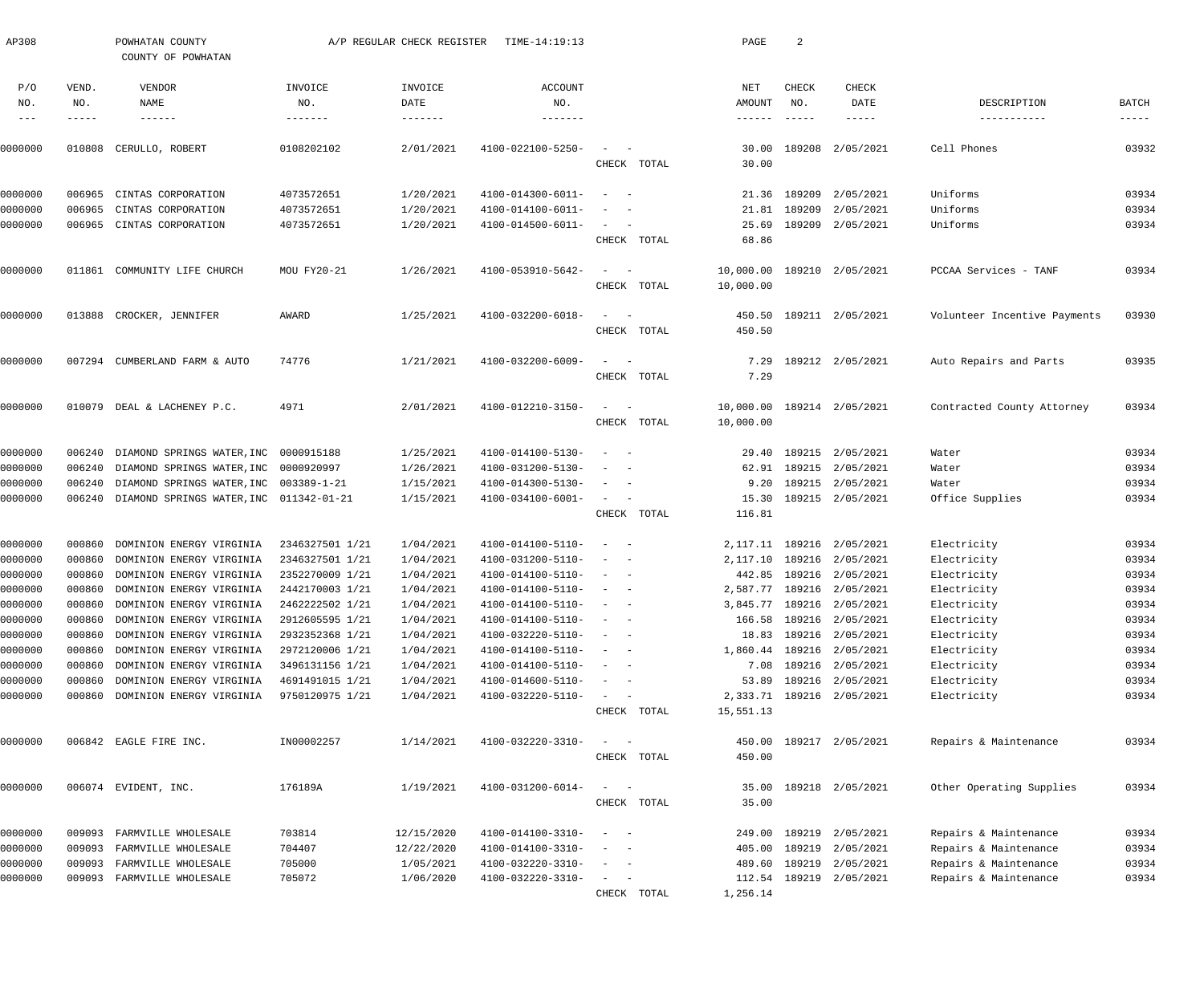AP308 POWHATAN COUNTY A/P REGULAR CHECK REGISTER TIME-14:19:13

COUNTY OF POWHATAN

| P/O NO. | VEND. NO. | VENDOR NAME | INVOICE NO. | INVOICE DATE | ACCOUNT NO. | | NET AMOUNT | CHECK NO. | CHECK DATE | DESCRIPTION | BATCH |
|---|---|---|---|---|---|---|---|---|---|---|---|
| 0000000 | 010808 | CERULLO, ROBERT | 0108202102 | 2/01/2021 | 4100-022100-5250- | - - | 30.00 | 189208 | 2/05/2021 | Cell Phones | 03932 |
| | | | | | | CHECK TOTAL | 30.00 | | | | |
| 0000000 | 006965 | CINTAS CORPORATION | 4073572651 | 1/20/2021 | 4100-014300-6011- | - - | 21.36 | 189209 | 2/05/2021 | Uniforms | 03934 |
| 0000000 | 006965 | CINTAS CORPORATION | 4073572651 | 1/20/2021 | 4100-014100-6011- | - - | 21.81 | 189209 | 2/05/2021 | Uniforms | 03934 |
| 0000000 | 006965 | CINTAS CORPORATION | 4073572651 | 1/20/2021 | 4100-014500-6011- | - - | 25.69 | 189209 | 2/05/2021 | Uniforms | 03934 |
| | | | | | | CHECK TOTAL | 68.86 | | | | |
| 0000000 | 011861 | COMMUNITY LIFE CHURCH | MOU FY20-21 | 1/26/2021 | 4100-053910-5642- | - - | 10,000.00 | 189210 | 2/05/2021 | PCCAA Services - TANF | 03934 |
| | | | | | | CHECK TOTAL | 10,000.00 | | | | |
| 0000000 | 013888 | CROCKER, JENNIFER | AWARD | 1/25/2021 | 4100-032200-6018- | - - | 450.50 | 189211 | 2/05/2021 | Volunteer Incentive Payments | 03930 |
| | | | | | | CHECK TOTAL | 450.50 | | | | |
| 0000000 | 007294 | CUMBERLAND FARM & AUTO | 74776 | 1/21/2021 | 4100-032200-6009- | - - | 7.29 | 189212 | 2/05/2021 | Auto Repairs and Parts | 03935 |
| | | | | | | CHECK TOTAL | 7.29 | | | | |
| 0000000 | 010079 | DEAL & LACHENEY P.C. | 4971 | 2/01/2021 | 4100-012210-3150- | - - | 10,000.00 | 189214 | 2/05/2021 | Contracted County Attorney | 03934 |
| | | | | | | CHECK TOTAL | 10,000.00 | | | | |
| 0000000 | 006240 | DIAMOND SPRINGS WATER,INC | 0000915188 | 1/25/2021 | 4100-014100-5130- | - - | 29.40 | 189215 | 2/05/2021 | Water | 03934 |
| 0000000 | 006240 | DIAMOND SPRINGS WATER,INC | 0000920997 | 1/26/2021 | 4100-031200-5130- | - - | 62.91 | 189215 | 2/05/2021 | Water | 03934 |
| 0000000 | 006240 | DIAMOND SPRINGS WATER,INC | 003389-1-21 | 1/15/2021 | 4100-014300-5130- | - - | 9.20 | 189215 | 2/05/2021 | Water | 03934 |
| 0000000 | 006240 | DIAMOND SPRINGS WATER,INC | 011342-01-21 | 1/15/2021 | 4100-034100-6001- | - - | 15.30 | 189215 | 2/05/2021 | Office Supplies | 03934 |
| | | | | | | CHECK TOTAL | 116.81 | | | | |
| 0000000 | 000860 | DOMINION ENERGY VIRGINIA | 2346327501 1/21 | 1/04/2021 | 4100-014100-5110- | - - | 2,117.11 | 189216 | 2/05/2021 | Electricity | 03934 |
| 0000000 | 000860 | DOMINION ENERGY VIRGINIA | 2346327501 1/21 | 1/04/2021 | 4100-031200-5110- | - - | 2,117.10 | 189216 | 2/05/2021 | Electricity | 03934 |
| 0000000 | 000860 | DOMINION ENERGY VIRGINIA | 2352270009 1/21 | 1/04/2021 | 4100-014100-5110- | - - | 442.85 | 189216 | 2/05/2021 | Electricity | 03934 |
| 0000000 | 000860 | DOMINION ENERGY VIRGINIA | 2442170003 1/21 | 1/04/2021 | 4100-014100-5110- | - - | 2,587.77 | 189216 | 2/05/2021 | Electricity | 03934 |
| 0000000 | 000860 | DOMINION ENERGY VIRGINIA | 2462222502 1/21 | 1/04/2021 | 4100-014100-5110- | - - | 3,845.77 | 189216 | 2/05/2021 | Electricity | 03934 |
| 0000000 | 000860 | DOMINION ENERGY VIRGINIA | 2912605595 1/21 | 1/04/2021 | 4100-014100-5110- | - - | 166.58 | 189216 | 2/05/2021 | Electricity | 03934 |
| 0000000 | 000860 | DOMINION ENERGY VIRGINIA | 2932352368 1/21 | 1/04/2021 | 4100-032220-5110- | - - | 18.83 | 189216 | 2/05/2021 | Electricity | 03934 |
| 0000000 | 000860 | DOMINION ENERGY VIRGINIA | 2972120006 1/21 | 1/04/2021 | 4100-014100-5110- | - - | 1,860.44 | 189216 | 2/05/2021 | Electricity | 03934 |
| 0000000 | 000860 | DOMINION ENERGY VIRGINIA | 3496131156 1/21 | 1/04/2021 | 4100-014100-5110- | - - | 7.08 | 189216 | 2/05/2021 | Electricity | 03934 |
| 0000000 | 000860 | DOMINION ENERGY VIRGINIA | 4691491015 1/21 | 1/04/2021 | 4100-014600-5110- | - - | 53.89 | 189216 | 2/05/2021 | Electricity | 03934 |
| 0000000 | 000860 | DOMINION ENERGY VIRGINIA | 9750120975 1/21 | 1/04/2021 | 4100-032220-5110- | - - | 2,333.71 | 189216 | 2/05/2021 | Electricity | 03934 |
| | | | | | | CHECK TOTAL | 15,551.13 | | | | |
| 0000000 | 006842 | EAGLE FIRE INC. | IN00002257 | 1/14/2021 | 4100-032220-3310- | - - | 450.00 | 189217 | 2/05/2021 | Repairs & Maintenance | 03934 |
| | | | | | | CHECK TOTAL | 450.00 | | | | |
| 0000000 | 006074 | EVIDENT, INC. | 176189A | 1/19/2021 | 4100-031200-6014- | - - | 35.00 | 189218 | 2/05/2021 | Other Operating Supplies | 03934 |
| | | | | | | CHECK TOTAL | 35.00 | | | | |
| 0000000 | 009093 | FARMVILLE WHOLESALE | 703814 | 12/15/2020 | 4100-014100-3310- | - - | 249.00 | 189219 | 2/05/2021 | Repairs & Maintenance | 03934 |
| 0000000 | 009093 | FARMVILLE WHOLESALE | 704407 | 12/22/2020 | 4100-014100-3310- | - - | 405.00 | 189219 | 2/05/2021 | Repairs & Maintenance | 03934 |
| 0000000 | 009093 | FARMVILLE WHOLESALE | 705000 | 1/05/2021 | 4100-032220-3310- | - - | 489.60 | 189219 | 2/05/2021 | Repairs & Maintenance | 03934 |
| 0000000 | 009093 | FARMVILLE WHOLESALE | 705072 | 1/06/2020 | 4100-032220-3310- | - - | 112.54 | 189219 | 2/05/2021 | Repairs & Maintenance | 03934 |
| | | | | | | CHECK TOTAL | 1,256.14 | | | | |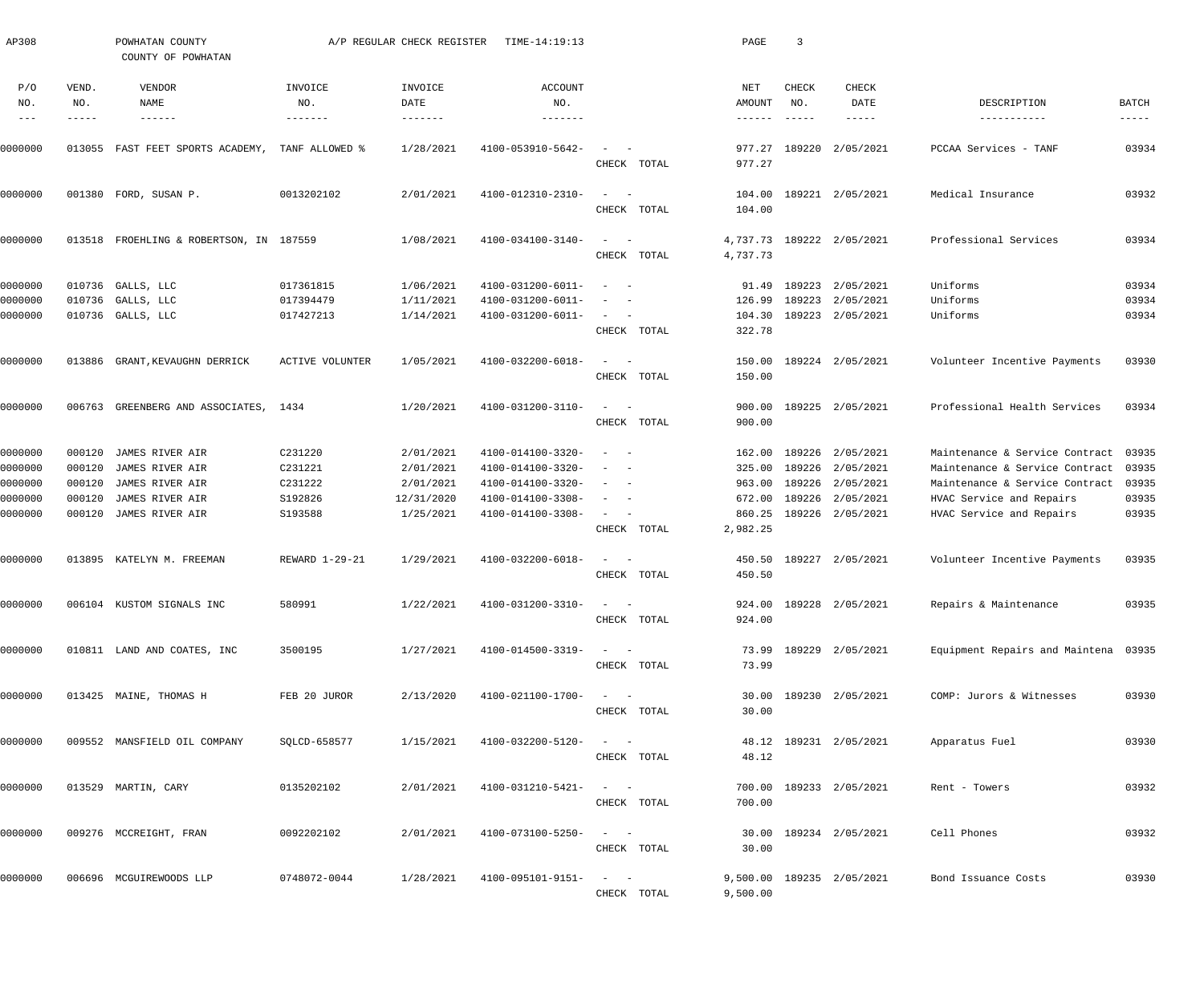AP308 POWHATAN COUNTY A/P REGULAR CHECK REGISTER TIME-14:19:13 PAGE 3

COUNTY OF POWHATAN

| P/O NO. | VEND. NO. | VENDOR NAME | INVOICE NO. | INVOICE DATE | ACCOUNT NO. | | NET AMOUNT | CHECK NO. | CHECK DATE | DESCRIPTION | BATCH |
|---|---|---|---|---|---|---|---|---|---|---|---|
| 0000000 | 013055 | FAST FEET SPORTS ACADEMY, | TANF ALLOWED % | 1/28/2021 | 4100-053910-5642- | - - | 977.27 | 189220 | 2/05/2021 | PCCAA Services - TANF | 03934 |
| | | | | | | CHECK TOTAL | 977.27 | | | | |
| 0000000 | 001380 | FORD, SUSAN P. | 0013202102 | 2/01/2021 | 4100-012310-2310- | - - | 104.00 | 189221 | 2/05/2021 | Medical Insurance | 03932 |
| | | | | | | CHECK TOTAL | 104.00 | | | | |
| 0000000 | 013518 | FROEHLING & ROBERTSON, IN | 187559 | 1/08/2021 | 4100-034100-3140- | - - | 4,737.73 | 189222 | 2/05/2021 | Professional Services | 03934 |
| | | | | | | CHECK TOTAL | 4,737.73 | | | | |
| 0000000 | 010736 | GALLS, LLC | 017361815 | 1/06/2021 | 4100-031200-6011- | - - | 91.49 | 189223 | 2/05/2021 | Uniforms | 03934 |
| 0000000 | 010736 | GALLS, LLC | 017394479 | 1/11/2021 | 4100-031200-6011- | - - | 126.99 | 189223 | 2/05/2021 | Uniforms | 03934 |
| 0000000 | 010736 | GALLS, LLC | 017427213 | 1/14/2021 | 4100-031200-6011- | - - | 104.30 | 189223 | 2/05/2021 | Uniforms | 03934 |
| | | | | | | CHECK TOTAL | 322.78 | | | | |
| 0000000 | 013886 | GRANT,KEVAUGHN DERRICK | ACTIVE VOLUNTER | 1/05/2021 | 4100-032200-6018- | - - | 150.00 | 189224 | 2/05/2021 | Volunteer Incentive Payments | 03930 |
| | | | | | | CHECK TOTAL | 150.00 | | | | |
| 0000000 | 006763 | GREENBERG AND ASSOCIATES, | 1434 | 1/20/2021 | 4100-031200-3110- | - - | 900.00 | 189225 | 2/05/2021 | Professional Health Services | 03934 |
| | | | | | | CHECK TOTAL | 900.00 | | | | |
| 0000000 | 000120 | JAMES RIVER AIR | C231220 | 2/01/2021 | 4100-014100-3320- | - - | 162.00 | 189226 | 2/05/2021 | Maintenance & Service Contract | 03935 |
| 0000000 | 000120 | JAMES RIVER AIR | C231221 | 2/01/2021 | 4100-014100-3320- | - - | 325.00 | 189226 | 2/05/2021 | Maintenance & Service Contract | 03935 |
| 0000000 | 000120 | JAMES RIVER AIR | C231222 | 2/01/2021 | 4100-014100-3320- | - - | 963.00 | 189226 | 2/05/2021 | Maintenance & Service Contract | 03935 |
| 0000000 | 000120 | JAMES RIVER AIR | S192826 | 12/31/2020 | 4100-014100-3308- | - - | 672.00 | 189226 | 2/05/2021 | HVAC Service and Repairs | 03935 |
| 0000000 | 000120 | JAMES RIVER AIR | S193588 | 1/25/2021 | 4100-014100-3308- | - - | 860.25 | 189226 | 2/05/2021 | HVAC Service and Repairs | 03935 |
| | | | | | | CHECK TOTAL | 2,982.25 | | | | |
| 0000000 | 013895 | KATELYN M. FREEMAN | REWARD 1-29-21 | 1/29/2021 | 4100-032200-6018- | - - | 450.50 | 189227 | 2/05/2021 | Volunteer Incentive Payments | 03935 |
| | | | | | | CHECK TOTAL | 450.50 | | | | |
| 0000000 | 006104 | KUSTOM SIGNALS INC | 580991 | 1/22/2021 | 4100-031200-3310- | - - | 924.00 | 189228 | 2/05/2021 | Repairs & Maintenance | 03935 |
| | | | | | | CHECK TOTAL | 924.00 | | | | |
| 0000000 | 010811 | LAND AND COATES, INC | 3500195 | 1/27/2021 | 4100-014500-3319- | - - | 73.99 | 189229 | 2/05/2021 | Equipment Repairs and Maintena | 03935 |
| | | | | | | CHECK TOTAL | 73.99 | | | | |
| 0000000 | 013425 | MAINE, THOMAS H | FEB 20 JUROR | 2/13/2020 | 4100-021100-1700- | - - | 30.00 | 189230 | 2/05/2021 | COMP: Jurors & Witnesses | 03930 |
| | | | | | | CHECK TOTAL | 30.00 | | | | |
| 0000000 | 009552 | MANSFIELD OIL COMPANY | SQLCD-658577 | 1/15/2021 | 4100-032200-5120- | - - | 48.12 | 189231 | 2/05/2021 | Apparatus Fuel | 03930 |
| | | | | | | CHECK TOTAL | 48.12 | | | | |
| 0000000 | 013529 | MARTIN, CARY | 0135202102 | 2/01/2021 | 4100-031210-5421- | - - | 700.00 | 189233 | 2/05/2021 | Rent - Towers | 03932 |
| | | | | | | CHECK TOTAL | 700.00 | | | | |
| 0000000 | 009276 | MCCREIGHT, FRAN | 0092202102 | 2/01/2021 | 4100-073100-5250- | - - | 30.00 | 189234 | 2/05/2021 | Cell Phones | 03932 |
| | | | | | | CHECK TOTAL | 30.00 | | | | |
| 0000000 | 006696 | MCGUIREWOODS LLP | 0748072-0044 | 1/28/2021 | 4100-095101-9151- | - - | 9,500.00 | 189235 | 2/05/2021 | Bond Issuance Costs | 03930 |
| | | | | | | CHECK TOTAL | 9,500.00 | | | | |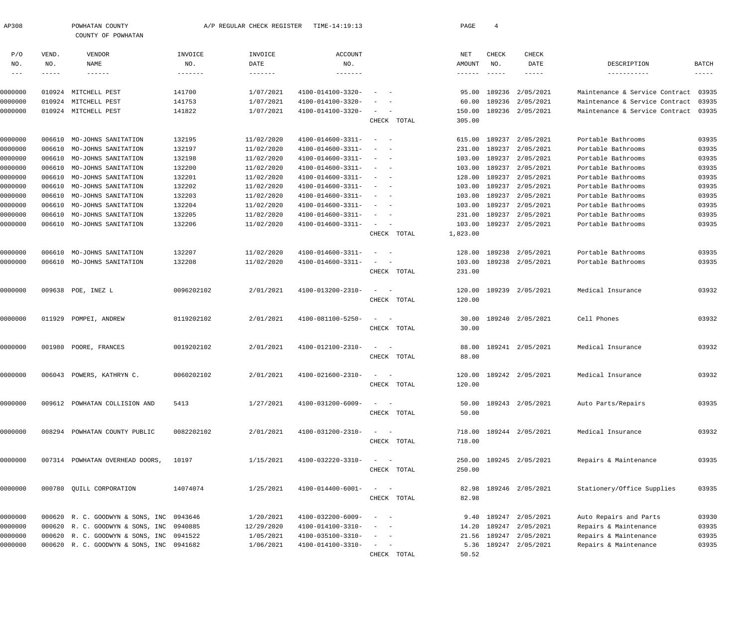AP308 POWHATAN COUNTY A/P REGULAR CHECK REGISTER TIME-14:19:13

COUNTY OF POWHATAN

| P/O NO. | VEND. NO. | VENDOR NAME | INVOICE NO. | INVOICE DATE | ACCOUNT NO. | | NET AMOUNT | CHECK NO. | CHECK DATE | DESCRIPTION | BATCH |
|---|---|---|---|---|---|---|---|---|---|---|---|
| 0000000 | 010924 | MITCHELL PEST | 141700 | 1/07/2021 | 4100-014100-3320- | - - | 95.00 | 189236 | 2/05/2021 | Maintenance & Service Contract | 03935 |
| 0000000 | 010924 | MITCHELL PEST | 141753 | 1/07/2021 | 4100-014100-3320- | - - | 60.00 | 189236 | 2/05/2021 | Maintenance & Service Contract | 03935 |
| 0000000 | 010924 | MITCHELL PEST | 141822 | 1/07/2021 | 4100-014100-3320- | - - | 150.00 | 189236 | 2/05/2021 | Maintenance & Service Contract | 03935 |
| | | | | | | CHECK TOTAL | 305.00 | | | | |
| 0000000 | 006610 | MO-JOHNS SANITATION | 132195 | 11/02/2020 | 4100-014600-3311- | - - | 615.00 | 189237 | 2/05/2021 | Portable Bathrooms | 03935 |
| 0000000 | 006610 | MO-JOHNS SANITATION | 132197 | 11/02/2020 | 4100-014600-3311- | - - | 231.00 | 189237 | 2/05/2021 | Portable Bathrooms | 03935 |
| 0000000 | 006610 | MO-JOHNS SANITATION | 132198 | 11/02/2020 | 4100-014600-3311- | - - | 103.00 | 189237 | 2/05/2021 | Portable Bathrooms | 03935 |
| 0000000 | 006610 | MO-JOHNS SANITATION | 132200 | 11/02/2020 | 4100-014600-3311- | - - | 103.00 | 189237 | 2/05/2021 | Portable Bathrooms | 03935 |
| 0000000 | 006610 | MO-JOHNS SANITATION | 132201 | 11/02/2020 | 4100-014600-3311- | - - | 128.00 | 189237 | 2/05/2021 | Portable Bathrooms | 03935 |
| 0000000 | 006610 | MO-JOHNS SANITATION | 132202 | 11/02/2020 | 4100-014600-3311- | - - | 103.00 | 189237 | 2/05/2021 | Portable Bathrooms | 03935 |
| 0000000 | 006610 | MO-JOHNS SANITATION | 132203 | 11/02/2020 | 4100-014600-3311- | - - | 103.00 | 189237 | 2/05/2021 | Portable Bathrooms | 03935 |
| 0000000 | 006610 | MO-JOHNS SANITATION | 132204 | 11/02/2020 | 4100-014600-3311- | - - | 103.00 | 189237 | 2/05/2021 | Portable Bathrooms | 03935 |
| 0000000 | 006610 | MO-JOHNS SANITATION | 132205 | 11/02/2020 | 4100-014600-3311- | - - | 231.00 | 189237 | 2/05/2021 | Portable Bathrooms | 03935 |
| 0000000 | 006610 | MO-JOHNS SANITATION | 132206 | 11/02/2020 | 4100-014600-3311- | - - | 103.00 | 189237 | 2/05/2021 | Portable Bathrooms | 03935 |
| | | | | | | CHECK TOTAL | 1,823.00 | | | | |
| 0000000 | 006610 | MO-JOHNS SANITATION | 132207 | 11/02/2020 | 4100-014600-3311- | - - | 128.00 | 189238 | 2/05/2021 | Portable Bathrooms | 03935 |
| 0000000 | 006610 | MO-JOHNS SANITATION | 132208 | 11/02/2020 | 4100-014600-3311- | - - | 103.00 | 189238 | 2/05/2021 | Portable Bathrooms | 03935 |
| | | | | | | CHECK TOTAL | 231.00 | | | | |
| 0000000 | 009638 | POE, INEZ L | 0096202102 | 2/01/2021 | 4100-013200-2310- | - - | 120.00 | 189239 | 2/05/2021 | Medical Insurance | 03932 |
| | | | | | | CHECK TOTAL | 120.00 | | | | |
| 0000000 | 011929 | POMPEI, ANDREW | 0119202102 | 2/01/2021 | 4100-081100-5250- | - - | 30.00 | 189240 | 2/05/2021 | Cell Phones | 03932 |
| | | | | | | CHECK TOTAL | 30.00 | | | | |
| 0000000 | 001980 | POORE, FRANCES | 0019202102 | 2/01/2021 | 4100-012100-2310- | - - | 88.00 | 189241 | 2/05/2021 | Medical Insurance | 03932 |
| | | | | | | CHECK TOTAL | 88.00 | | | | |
| 0000000 | 006043 | POWERS, KATHRYN C. | 0060202102 | 2/01/2021 | 4100-021600-2310- | - - | 120.00 | 189242 | 2/05/2021 | Medical Insurance | 03932 |
| | | | | | | CHECK TOTAL | 120.00 | | | | |
| 0000000 | 009612 | POWHATAN COLLISION AND | 5413 | 1/27/2021 | 4100-031200-6009- | - - | 50.00 | 189243 | 2/05/2021 | Auto Parts/Repairs | 03935 |
| | | | | | | CHECK TOTAL | 50.00 | | | | |
| 0000000 | 008294 | POWHATAN COUNTY PUBLIC | 0082202102 | 2/01/2021 | 4100-031200-2310- | - - | 718.00 | 189244 | 2/05/2021 | Medical Insurance | 03932 |
| | | | | | | CHECK TOTAL | 718.00 | | | | |
| 0000000 | 007314 | POWHATAN OVERHEAD DOORS, | 10197 | 1/15/2021 | 4100-032220-3310- | - - | 250.00 | 189245 | 2/05/2021 | Repairs & Maintenance | 03935 |
| | | | | | | CHECK TOTAL | 250.00 | | | | |
| 0000000 | 000780 | QUILL CORPORATION | 14074074 | 1/25/2021 | 4100-014400-6001- | - - | 82.98 | 189246 | 2/05/2021 | Stationery/Office Supplies | 03935 |
| | | | | | | CHECK TOTAL | 82.98 | | | | |
| 0000000 | 000620 | R. C. GOODWYN & SONS, INC | 0943646 | 1/20/2021 | 4100-032200-6009- | - - | 9.40 | 189247 | 2/05/2021 | Auto Repairs and Parts | 03930 |
| 0000000 | 000620 | R. C. GOODWYN & SONS, INC | 0940885 | 12/29/2020 | 4100-014100-3310- | - - | 14.20 | 189247 | 2/05/2021 | Repairs & Maintenance | 03935 |
| 0000000 | 000620 | R. C. GOODWYN & SONS, INC | 0941522 | 1/05/2021 | 4100-035100-3310- | - - | 21.56 | 189247 | 2/05/2021 | Repairs & Maintenance | 03935 |
| 0000000 | 000620 | R. C. GOODWYN & SONS, INC | 0941682 | 1/06/2021 | 4100-014100-3310- | - - | 5.36 | 189247 | 2/05/2021 | Repairs & Maintenance | 03935 |
| | | | | | | CHECK TOTAL | 50.52 | | | | |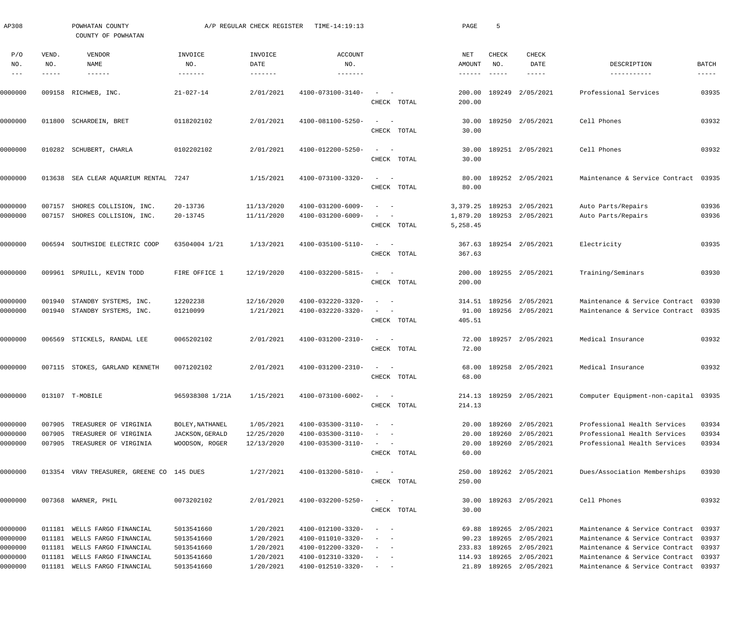AP308 POWHATAN COUNTY A/P REGULAR CHECK REGISTER TIME-14:19:13 PAGE 5

COUNTY OF POWHATAN

| P/O NO. | VEND. NO. | VENDOR NAME | INVOICE NO. | INVOICE DATE | ACCOUNT NO. | | NET AMOUNT | CHECK NO. | CHECK DATE | DESCRIPTION | BATCH |
|---|---|---|---|---|---|---|---|---|---|---|---|
| 0000000 | 009158 | RICHWEB, INC. | 21-027-14 | 2/01/2021 | 4100-073100-3140- | - - | 200.00 | 189249 | 2/05/2021 | Professional Services | 03935 |
| | | | | | | CHECK TOTAL | 200.00 | | | | |
| 0000000 | 011800 | SCHARDEIN, BRET | 0118202102 | 2/01/2021 | 4100-081100-5250- | - - | 30.00 | 189250 | 2/05/2021 | Cell Phones | 03932 |
| | | | | | | CHECK TOTAL | 30.00 | | | | |
| 0000000 | 010282 | SCHUBERT, CHARLA | 0102202102 | 2/01/2021 | 4100-012200-5250- | - - | 30.00 | 189251 | 2/05/2021 | Cell Phones | 03932 |
| | | | | | | CHECK TOTAL | 30.00 | | | | |
| 0000000 | 013638 | SEA CLEAR AQUARIUM RENTAL | 7247 | 1/15/2021 | 4100-073100-3320- | - - | 80.00 | 189252 | 2/05/2021 | Maintenance & Service Contract | 03935 |
| | | | | | | CHECK TOTAL | 80.00 | | | | |
| 0000000 | 007157 | SHORES COLLISION, INC. | 20-13736 | 11/13/2020 | 4100-031200-6009- | - - | 3,379.25 | 189253 | 2/05/2021 | Auto Parts/Repairs | 03936 |
| 0000000 | 007157 | SHORES COLLISION, INC. | 20-13745 | 11/11/2020 | 4100-031200-6009- | - - | 1,879.20 | 189253 | 2/05/2021 | Auto Parts/Repairs | 03936 |
| | | | | | | CHECK TOTAL | 5,258.45 | | | | |
| 0000000 | 006594 | SOUTHSIDE ELECTRIC COOP | 63504004 1/21 | 1/13/2021 | 4100-035100-5110- | - - | 367.63 | 189254 | 2/05/2021 | Electricity | 03935 |
| | | | | | | CHECK TOTAL | 367.63 | | | | |
| 0000000 | 009961 | SPRUILL, KEVIN TODD | FIRE OFFICE 1 | 12/19/2020 | 4100-032200-5815- | - - | 200.00 | 189255 | 2/05/2021 | Training/Seminars | 03930 |
| | | | | | | CHECK TOTAL | 200.00 | | | | |
| 0000000 | 001940 | STANDBY SYSTEMS, INC. | 12202238 | 12/16/2020 | 4100-032220-3320- | - - | 314.51 | 189256 | 2/05/2021 | Maintenance & Service Contract | 03930 |
| 0000000 | 001940 | STANDBY SYSTEMS, INC. | 01210099 | 1/21/2021 | 4100-032220-3320- | - - | 91.00 | 189256 | 2/05/2021 | Maintenance & Service Contract | 03935 |
| | | | | | | CHECK TOTAL | 405.51 | | | | |
| 0000000 | 006569 | STICKELS, RANDAL LEE | 0065202102 | 2/01/2021 | 4100-031200-2310- | - - | 72.00 | 189257 | 2/05/2021 | Medical Insurance | 03932 |
| | | | | | | CHECK TOTAL | 72.00 | | | | |
| 0000000 | 007115 | STOKES, GARLAND KENNETH | 0071202102 | 2/01/2021 | 4100-031200-2310- | - - | 68.00 | 189258 | 2/05/2021 | Medical Insurance | 03932 |
| | | | | | | CHECK TOTAL | 68.00 | | | | |
| 0000000 | 013107 | T-MOBILE | 965938308 1/21A | 1/15/2021 | 4100-073100-6002- | - - | 214.13 | 189259 | 2/05/2021 | Computer Equipment-non-capital | 03935 |
| | | | | | | CHECK TOTAL | 214.13 | | | | |
| 0000000 | 007905 | TREASURER OF VIRGINIA | BOLEY,NATHANEL | 1/05/2021 | 4100-035300-3110- | - - | 20.00 | 189260 | 2/05/2021 | Professional Health Services | 03934 |
| 0000000 | 007905 | TREASURER OF VIRGINIA | JACKSON,GERALD | 12/25/2020 | 4100-035300-3110- | - - | 20.00 | 189260 | 2/05/2021 | Professional Health Services | 03934 |
| 0000000 | 007905 | TREASURER OF VIRGINIA | WOODSON, ROGER | 12/13/2020 | 4100-035300-3110- | - - | 20.00 | 189260 | 2/05/2021 | Professional Health Services | 03934 |
| | | | | | | CHECK TOTAL | 60.00 | | | | |
| 0000000 | 013354 | VRAV TREASURER, GREENE CO | 145 DUES | 1/27/2021 | 4100-013200-5810- | - - | 250.00 | 189262 | 2/05/2021 | Dues/Association Memberships | 03930 |
| | | | | | | CHECK TOTAL | 250.00 | | | | |
| 0000000 | 007368 | WARNER, PHIL | 0073202102 | 2/01/2021 | 4100-032200-5250- | - - | 30.00 | 189263 | 2/05/2021 | Cell Phones | 03932 |
| | | | | | | CHECK TOTAL | 30.00 | | | | |
| 0000000 | 011181 | WELLS FARGO FINANCIAL | 5013541660 | 1/20/2021 | 4100-012100-3320- | - - | 69.88 | 189265 | 2/05/2021 | Maintenance & Service Contract | 03937 |
| 0000000 | 011181 | WELLS FARGO FINANCIAL | 5013541660 | 1/20/2021 | 4100-011010-3320- | - - | 90.23 | 189265 | 2/05/2021 | Maintenance & Service Contract | 03937 |
| 0000000 | 011181 | WELLS FARGO FINANCIAL | 5013541660 | 1/20/2021 | 4100-012200-3320- | - - | 233.83 | 189265 | 2/05/2021 | Maintenance & Service Contract | 03937 |
| 0000000 | 011181 | WELLS FARGO FINANCIAL | 5013541660 | 1/20/2021 | 4100-012310-3320- | - - | 114.93 | 189265 | 2/05/2021 | Maintenance & Service Contract | 03937 |
| 0000000 | 011181 | WELLS FARGO FINANCIAL | 5013541660 | 1/20/2021 | 4100-012510-3320- | - - | 21.89 | 189265 | 2/05/2021 | Maintenance & Service Contract | 03937 |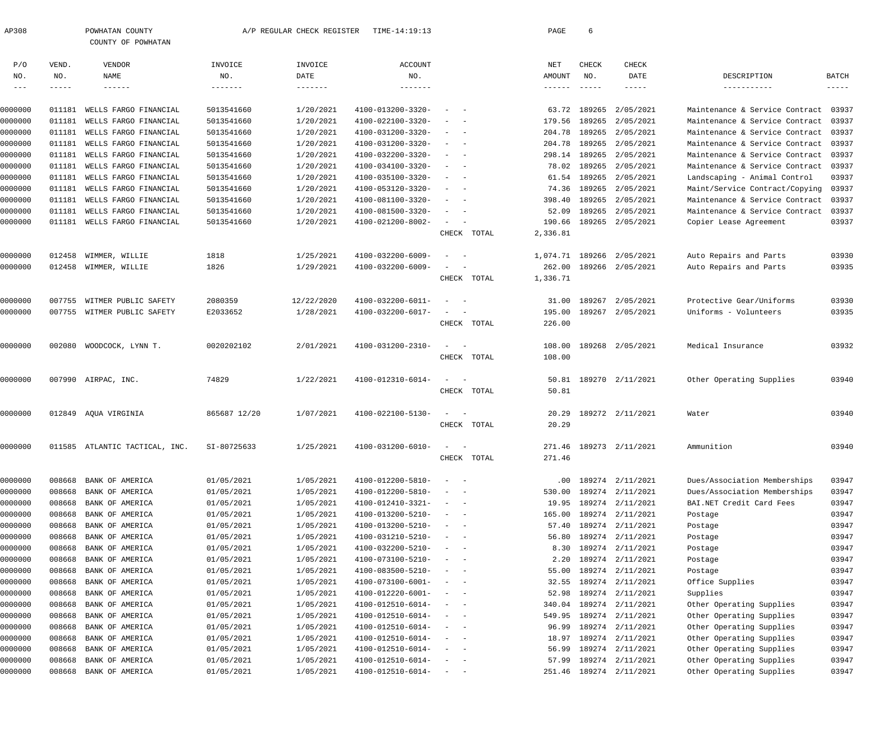AP308 POWHATAN COUNTY A/P REGULAR CHECK REGISTER TIME-14:19:13

COUNTY OF POWHATAN

| P/O NO. | VEND. NO. | VENDOR NAME | INVOICE NO. | INVOICE DATE | ACCOUNT NO. | | NET AMOUNT | CHECK NO. | CHECK DATE | DESCRIPTION | BATCH |
|---|---|---|---|---|---|---|---|---|---|---|---|
| 0000000 | 011181 | WELLS FARGO FINANCIAL | 5013541660 | 1/20/2021 | 4100-013200-3320- | - - | 63.72 | 189265 | 2/05/2021 | Maintenance & Service Contract | 03937 |
| 0000000 | 011181 | WELLS FARGO FINANCIAL | 5013541660 | 1/20/2021 | 4100-022100-3320- | - - | 179.56 | 189265 | 2/05/2021 | Maintenance & Service Contract | 03937 |
| 0000000 | 011181 | WELLS FARGO FINANCIAL | 5013541660 | 1/20/2021 | 4100-031200-3320- | - - | 204.78 | 189265 | 2/05/2021 | Maintenance & Service Contract | 03937 |
| 0000000 | 011181 | WELLS FARGO FINANCIAL | 5013541660 | 1/20/2021 | 4100-031200-3320- | - - | 204.78 | 189265 | 2/05/2021 | Maintenance & Service Contract | 03937 |
| 0000000 | 011181 | WELLS FARGO FINANCIAL | 5013541660 | 1/20/2021 | 4100-032200-3320- | - - | 298.14 | 189265 | 2/05/2021 | Maintenance & Service Contract | 03937 |
| 0000000 | 011181 | WELLS FARGO FINANCIAL | 5013541660 | 1/20/2021 | 4100-034100-3320- | - - | 78.02 | 189265 | 2/05/2021 | Maintenance & Service Contract | 03937 |
| 0000000 | 011181 | WELLS FARGO FINANCIAL | 5013541660 | 1/20/2021 | 4100-035100-3320- | - - | 61.54 | 189265 | 2/05/2021 | Landscaping - Animal Control | 03937 |
| 0000000 | 011181 | WELLS FARGO FINANCIAL | 5013541660 | 1/20/2021 | 4100-053120-3320- | - - | 74.36 | 189265 | 2/05/2021 | Maint/Service Contract/Copying | 03937 |
| 0000000 | 011181 | WELLS FARGO FINANCIAL | 5013541660 | 1/20/2021 | 4100-081100-3320- | - - | 398.40 | 189265 | 2/05/2021 | Maintenance & Service Contract | 03937 |
| 0000000 | 011181 | WELLS FARGO FINANCIAL | 5013541660 | 1/20/2021 | 4100-081500-3320- | - - | 52.09 | 189265 | 2/05/2021 | Maintenance & Service Contract | 03937 |
| 0000000 | 011181 | WELLS FARGO FINANCIAL | 5013541660 | 1/20/2021 | 4100-021200-8002- | - - | 190.66 | 189265 | 2/05/2021 | Copier Lease Agreement | 03937 |
| | | | | | | CHECK TOTAL | 2,336.81 | | | | |
| 0000000 | 012458 | WIMMER, WILLIE | 1818 | 1/25/2021 | 4100-032200-6009- | - - | 1,074.71 | 189266 | 2/05/2021 | Auto Repairs and Parts | 03930 |
| 0000000 | 012458 | WIMMER, WILLIE | 1826 | 1/29/2021 | 4100-032200-6009- | - - | 262.00 | 189266 | 2/05/2021 | Auto Repairs and Parts | 03935 |
| | | | | | | CHECK TOTAL | 1,336.71 | | | | |
| 0000000 | 007755 | WITMER PUBLIC SAFETY | 2080359 | 12/22/2020 | 4100-032200-6011- | - - | 31.00 | 189267 | 2/05/2021 | Protective Gear/Uniforms | 03930 |
| 0000000 | 007755 | WITMER PUBLIC SAFETY | E2033652 | 1/28/2021 | 4100-032200-6017- | - - | 195.00 | 189267 | 2/05/2021 | Uniforms - Volunteers | 03935 |
| | | | | | | CHECK TOTAL | 226.00 | | | | |
| 0000000 | 002080 | WOODCOCK, LYNN T. | 0020202102 | 2/01/2021 | 4100-031200-2310- | - - | 108.00 | 189268 | 2/05/2021 | Medical Insurance | 03932 |
| | | | | | | CHECK TOTAL | 108.00 | | | | |
| 0000000 | 007990 | AIRPAC, INC. | 74829 | 1/22/2021 | 4100-012310-6014- | - - | 50.81 | 189270 | 2/11/2021 | Other Operating Supplies | 03940 |
| | | | | | | CHECK TOTAL | 50.81 | | | | |
| 0000000 | 012849 | AQUA VIRGINIA | 865687 12/20 | 1/07/2021 | 4100-022100-5130- | - - | 20.29 | 189272 | 2/11/2021 | Water | 03940 |
| | | | | | | CHECK TOTAL | 20.29 | | | | |
| 0000000 | 011585 | ATLANTIC TACTICAL, INC. | SI-80725633 | 1/25/2021 | 4100-031200-6010- | - - | 271.46 | 189273 | 2/11/2021 | Ammunition | 03940 |
| | | | | | | CHECK TOTAL | 271.46 | | | | |
| 0000000 | 008668 | BANK OF AMERICA | 01/05/2021 | 1/05/2021 | 4100-012200-5810- | - - | .00 | 189274 | 2/11/2021 | Dues/Association Memberships | 03947 |
| 0000000 | 008668 | BANK OF AMERICA | 01/05/2021 | 1/05/2021 | 4100-012200-5810- | - - | 530.00 | 189274 | 2/11/2021 | Dues/Association Memberships | 03947 |
| 0000000 | 008668 | BANK OF AMERICA | 01/05/2021 | 1/05/2021 | 4100-012410-3321- | - - | 19.95 | 189274 | 2/11/2021 | BAI.NET Credit Card Fees | 03947 |
| 0000000 | 008668 | BANK OF AMERICA | 01/05/2021 | 1/05/2021 | 4100-013200-5210- | - - | 165.00 | 189274 | 2/11/2021 | Postage | 03947 |
| 0000000 | 008668 | BANK OF AMERICA | 01/05/2021 | 1/05/2021 | 4100-013200-5210- | - - | 57.40 | 189274 | 2/11/2021 | Postage | 03947 |
| 0000000 | 008668 | BANK OF AMERICA | 01/05/2021 | 1/05/2021 | 4100-031210-5210- | - - | 56.80 | 189274 | 2/11/2021 | Postage | 03947 |
| 0000000 | 008668 | BANK OF AMERICA | 01/05/2021 | 1/05/2021 | 4100-032200-5210- | - - | 8.30 | 189274 | 2/11/2021 | Postage | 03947 |
| 0000000 | 008668 | BANK OF AMERICA | 01/05/2021 | 1/05/2021 | 4100-073100-5210- | - - | 2.20 | 189274 | 2/11/2021 | Postage | 03947 |
| 0000000 | 008668 | BANK OF AMERICA | 01/05/2021 | 1/05/2021 | 4100-083500-5210- | - - | 55.00 | 189274 | 2/11/2021 | Postage | 03947 |
| 0000000 | 008668 | BANK OF AMERICA | 01/05/2021 | 1/05/2021 | 4100-073100-6001- | - - | 32.55 | 189274 | 2/11/2021 | Office Supplies | 03947 |
| 0000000 | 008668 | BANK OF AMERICA | 01/05/2021 | 1/05/2021 | 4100-012220-6001- | - - | 52.98 | 189274 | 2/11/2021 | Supplies | 03947 |
| 0000000 | 008668 | BANK OF AMERICA | 01/05/2021 | 1/05/2021 | 4100-012510-6014- | - - | 340.04 | 189274 | 2/11/2021 | Other Operating Supplies | 03947 |
| 0000000 | 008668 | BANK OF AMERICA | 01/05/2021 | 1/05/2021 | 4100-012510-6014- | - - | 549.95 | 189274 | 2/11/2021 | Other Operating Supplies | 03947 |
| 0000000 | 008668 | BANK OF AMERICA | 01/05/2021 | 1/05/2021 | 4100-012510-6014- | - - | 96.99 | 189274 | 2/11/2021 | Other Operating Supplies | 03947 |
| 0000000 | 008668 | BANK OF AMERICA | 01/05/2021 | 1/05/2021 | 4100-012510-6014- | - - | 18.97 | 189274 | 2/11/2021 | Other Operating Supplies | 03947 |
| 0000000 | 008668 | BANK OF AMERICA | 01/05/2021 | 1/05/2021 | 4100-012510-6014- | - - | 56.99 | 189274 | 2/11/2021 | Other Operating Supplies | 03947 |
| 0000000 | 008668 | BANK OF AMERICA | 01/05/2021 | 1/05/2021 | 4100-012510-6014- | - - | 57.99 | 189274 | 2/11/2021 | Other Operating Supplies | 03947 |
| 0000000 | 008668 | BANK OF AMERICA | 01/05/2021 | 1/05/2021 | 4100-012510-6014- | - - | 251.46 | 189274 | 2/11/2021 | Other Operating Supplies | 03947 |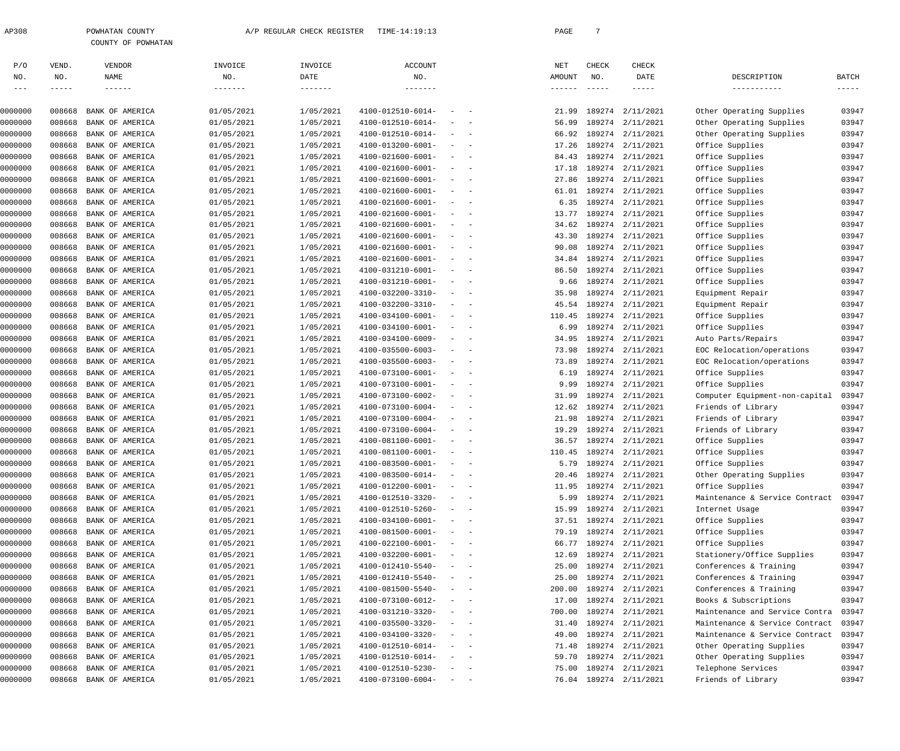AP308 POWHATAN COUNTY A/P REGULAR CHECK REGISTER TIME-14:19:13

COUNTY OF POWHATAN

| P/O NO. | VEND. NO. | VENDOR NAME | INVOICE NO. | INVOICE DATE | ACCOUNT NO. | NET AMOUNT | CHECK NO. | CHECK DATE | DESCRIPTION | BATCH |
|---|---|---|---|---|---|---|---|---|---|---|
| 0000000 | 008668 | BANK OF AMERICA | 01/05/2021 | 1/05/2021 | 4100-012510-6014- - - | 21.99 | 189274 | 2/11/2021 | Other Operating Supplies | 03947 |
| 0000000 | 008668 | BANK OF AMERICA | 01/05/2021 | 1/05/2021 | 4100-012510-6014- - - | 56.99 | 189274 | 2/11/2021 | Other Operating Supplies | 03947 |
| 0000000 | 008668 | BANK OF AMERICA | 01/05/2021 | 1/05/2021 | 4100-012510-6014- - - | 66.92 | 189274 | 2/11/2021 | Other Operating Supplies | 03947 |
| 0000000 | 008668 | BANK OF AMERICA | 01/05/2021 | 1/05/2021 | 4100-013200-6001- - - | 17.26 | 189274 | 2/11/2021 | Office Supplies | 03947 |
| 0000000 | 008668 | BANK OF AMERICA | 01/05/2021 | 1/05/2021 | 4100-021600-6001- - - | 84.43 | 189274 | 2/11/2021 | Office Supplies | 03947 |
| 0000000 | 008668 | BANK OF AMERICA | 01/05/2021 | 1/05/2021 | 4100-021600-6001- - - | 17.18 | 189274 | 2/11/2021 | Office Supplies | 03947 |
| 0000000 | 008668 | BANK OF AMERICA | 01/05/2021 | 1/05/2021 | 4100-021600-6001- - - | 27.86 | 189274 | 2/11/2021 | Office Supplies | 03947 |
| 0000000 | 008668 | BANK OF AMERICA | 01/05/2021 | 1/05/2021 | 4100-021600-6001- - - | 61.01 | 189274 | 2/11/2021 | Office Supplies | 03947 |
| 0000000 | 008668 | BANK OF AMERICA | 01/05/2021 | 1/05/2021 | 4100-021600-6001- - - | 6.35 | 189274 | 2/11/2021 | Office Supplies | 03947 |
| 0000000 | 008668 | BANK OF AMERICA | 01/05/2021 | 1/05/2021 | 4100-021600-6001- - - | 13.77 | 189274 | 2/11/2021 | Office Supplies | 03947 |
| 0000000 | 008668 | BANK OF AMERICA | 01/05/2021 | 1/05/2021 | 4100-021600-6001- - - | 34.62 | 189274 | 2/11/2021 | Office Supplies | 03947 |
| 0000000 | 008668 | BANK OF AMERICA | 01/05/2021 | 1/05/2021 | 4100-021600-6001- - - | 43.30 | 189274 | 2/11/2021 | Office Supplies | 03947 |
| 0000000 | 008668 | BANK OF AMERICA | 01/05/2021 | 1/05/2021 | 4100-021600-6001- - - | 90.08 | 189274 | 2/11/2021 | Office Supplies | 03947 |
| 0000000 | 008668 | BANK OF AMERICA | 01/05/2021 | 1/05/2021 | 4100-021600-6001- - - | 34.84 | 189274 | 2/11/2021 | Office Supplies | 03947 |
| 0000000 | 008668 | BANK OF AMERICA | 01/05/2021 | 1/05/2021 | 4100-031210-6001- - - | 86.50 | 189274 | 2/11/2021 | Office Supplies | 03947 |
| 0000000 | 008668 | BANK OF AMERICA | 01/05/2021 | 1/05/2021 | 4100-031210-6001- - - | 9.66 | 189274 | 2/11/2021 | Office Supplies | 03947 |
| 0000000 | 008668 | BANK OF AMERICA | 01/05/2021 | 1/05/2021 | 4100-032200-3310- - - | 35.98 | 189274 | 2/11/2021 | Equipment Repair | 03947 |
| 0000000 | 008668 | BANK OF AMERICA | 01/05/2021 | 1/05/2021 | 4100-032200-3310- - - | 45.54 | 189274 | 2/11/2021 | Equipment Repair | 03947 |
| 0000000 | 008668 | BANK OF AMERICA | 01/05/2021 | 1/05/2021 | 4100-034100-6001- - - | 110.45 | 189274 | 2/11/2021 | Office Supplies | 03947 |
| 0000000 | 008668 | BANK OF AMERICA | 01/05/2021 | 1/05/2021 | 4100-034100-6001- - - | 6.99 | 189274 | 2/11/2021 | Office Supplies | 03947 |
| 0000000 | 008668 | BANK OF AMERICA | 01/05/2021 | 1/05/2021 | 4100-034100-6009- - - | 34.95 | 189274 | 2/11/2021 | Auto Parts/Repairs | 03947 |
| 0000000 | 008668 | BANK OF AMERICA | 01/05/2021 | 1/05/2021 | 4100-035500-6003- - - | 73.98 | 189274 | 2/11/2021 | EOC Relocation/operations | 03947 |
| 0000000 | 008668 | BANK OF AMERICA | 01/05/2021 | 1/05/2021 | 4100-035500-6003- - - | 73.89 | 189274 | 2/11/2021 | EOC Relocation/operations | 03947 |
| 0000000 | 008668 | BANK OF AMERICA | 01/05/2021 | 1/05/2021 | 4100-073100-6001- - - | 6.19 | 189274 | 2/11/2021 | Office Supplies | 03947 |
| 0000000 | 008668 | BANK OF AMERICA | 01/05/2021 | 1/05/2021 | 4100-073100-6001- - - | 9.99 | 189274 | 2/11/2021 | Office Supplies | 03947 |
| 0000000 | 008668 | BANK OF AMERICA | 01/05/2021 | 1/05/2021 | 4100-073100-6002- - - | 31.99 | 189274 | 2/11/2021 | Computer Equipment-non-capital | 03947 |
| 0000000 | 008668 | BANK OF AMERICA | 01/05/2021 | 1/05/2021 | 4100-073100-6004- - - | 12.62 | 189274 | 2/11/2021 | Friends of Library | 03947 |
| 0000000 | 008668 | BANK OF AMERICA | 01/05/2021 | 1/05/2021 | 4100-073100-6004- - - | 21.98 | 189274 | 2/11/2021 | Friends of Library | 03947 |
| 0000000 | 008668 | BANK OF AMERICA | 01/05/2021 | 1/05/2021 | 4100-073100-6004- - - | 19.29 | 189274 | 2/11/2021 | Friends of Library | 03947 |
| 0000000 | 008668 | BANK OF AMERICA | 01/05/2021 | 1/05/2021 | 4100-081100-6001- - - | 36.57 | 189274 | 2/11/2021 | Office Supplies | 03947 |
| 0000000 | 008668 | BANK OF AMERICA | 01/05/2021 | 1/05/2021 | 4100-081100-6001- - - | 110.45 | 189274 | 2/11/2021 | Office Supplies | 03947 |
| 0000000 | 008668 | BANK OF AMERICA | 01/05/2021 | 1/05/2021 | 4100-083500-6001- - - | 5.79 | 189274 | 2/11/2021 | Office Supplies | 03947 |
| 0000000 | 008668 | BANK OF AMERICA | 01/05/2021 | 1/05/2021 | 4100-083500-6014- - - | 20.46 | 189274 | 2/11/2021 | Other Operating Supplies | 03947 |
| 0000000 | 008668 | BANK OF AMERICA | 01/05/2021 | 1/05/2021 | 4100-012200-6001- - - | 11.95 | 189274 | 2/11/2021 | Office Supplies | 03947 |
| 0000000 | 008668 | BANK OF AMERICA | 01/05/2021 | 1/05/2021 | 4100-012510-3320- - - | 5.99 | 189274 | 2/11/2021 | Maintenance & Service Contract | 03947 |
| 0000000 | 008668 | BANK OF AMERICA | 01/05/2021 | 1/05/2021 | 4100-012510-5260- - - | 15.99 | 189274 | 2/11/2021 | Internet Usage | 03947 |
| 0000000 | 008668 | BANK OF AMERICA | 01/05/2021 | 1/05/2021 | 4100-034100-6001- - - | 37.51 | 189274 | 2/11/2021 | Office Supplies | 03947 |
| 0000000 | 008668 | BANK OF AMERICA | 01/05/2021 | 1/05/2021 | 4100-081500-6001- - - | 79.19 | 189274 | 2/11/2021 | Office Supplies | 03947 |
| 0000000 | 008668 | BANK OF AMERICA | 01/05/2021 | 1/05/2021 | 4100-022100-6001- - - | 66.77 | 189274 | 2/11/2021 | Office Supplies | 03947 |
| 0000000 | 008668 | BANK OF AMERICA | 01/05/2021 | 1/05/2021 | 4100-032200-6001- - - | 12.69 | 189274 | 2/11/2021 | Stationery/Office Supplies | 03947 |
| 0000000 | 008668 | BANK OF AMERICA | 01/05/2021 | 1/05/2021 | 4100-012410-5540- - - | 25.00 | 189274 | 2/11/2021 | Conferences & Training | 03947 |
| 0000000 | 008668 | BANK OF AMERICA | 01/05/2021 | 1/05/2021 | 4100-012410-5540- - - | 25.00 | 189274 | 2/11/2021 | Conferences & Training | 03947 |
| 0000000 | 008668 | BANK OF AMERICA | 01/05/2021 | 1/05/2021 | 4100-081500-5540- - - | 200.00 | 189274 | 2/11/2021 | Conferences & Training | 03947 |
| 0000000 | 008668 | BANK OF AMERICA | 01/05/2021 | 1/05/2021 | 4100-073100-6012- - - | 17.00 | 189274 | 2/11/2021 | Books & Subscriptions | 03947 |
| 0000000 | 008668 | BANK OF AMERICA | 01/05/2021 | 1/05/2021 | 4100-031210-3320- - - | 700.00 | 189274 | 2/11/2021 | Maintenance and Service Contra | 03947 |
| 0000000 | 008668 | BANK OF AMERICA | 01/05/2021 | 1/05/2021 | 4100-035500-3320- - - | 31.40 | 189274 | 2/11/2021 | Maintenance & Service Contract | 03947 |
| 0000000 | 008668 | BANK OF AMERICA | 01/05/2021 | 1/05/2021 | 4100-034100-3320- - - | 49.00 | 189274 | 2/11/2021 | Maintenance & Service Contract | 03947 |
| 0000000 | 008668 | BANK OF AMERICA | 01/05/2021 | 1/05/2021 | 4100-012510-6014- - - | 71.48 | 189274 | 2/11/2021 | Other Operating Supplies | 03947 |
| 0000000 | 008668 | BANK OF AMERICA | 01/05/2021 | 1/05/2021 | 4100-012510-6014- - - | 59.70 | 189274 | 2/11/2021 | Other Operating Supplies | 03947 |
| 0000000 | 008668 | BANK OF AMERICA | 01/05/2021 | 1/05/2021 | 4100-012510-5230- - - | 75.00 | 189274 | 2/11/2021 | Telephone Services | 03947 |
| 0000000 | 008668 | BANK OF AMERICA | 01/05/2021 | 1/05/2021 | 4100-073100-6004- - - | 76.04 | 189274 | 2/11/2021 | Friends of Library | 03947 |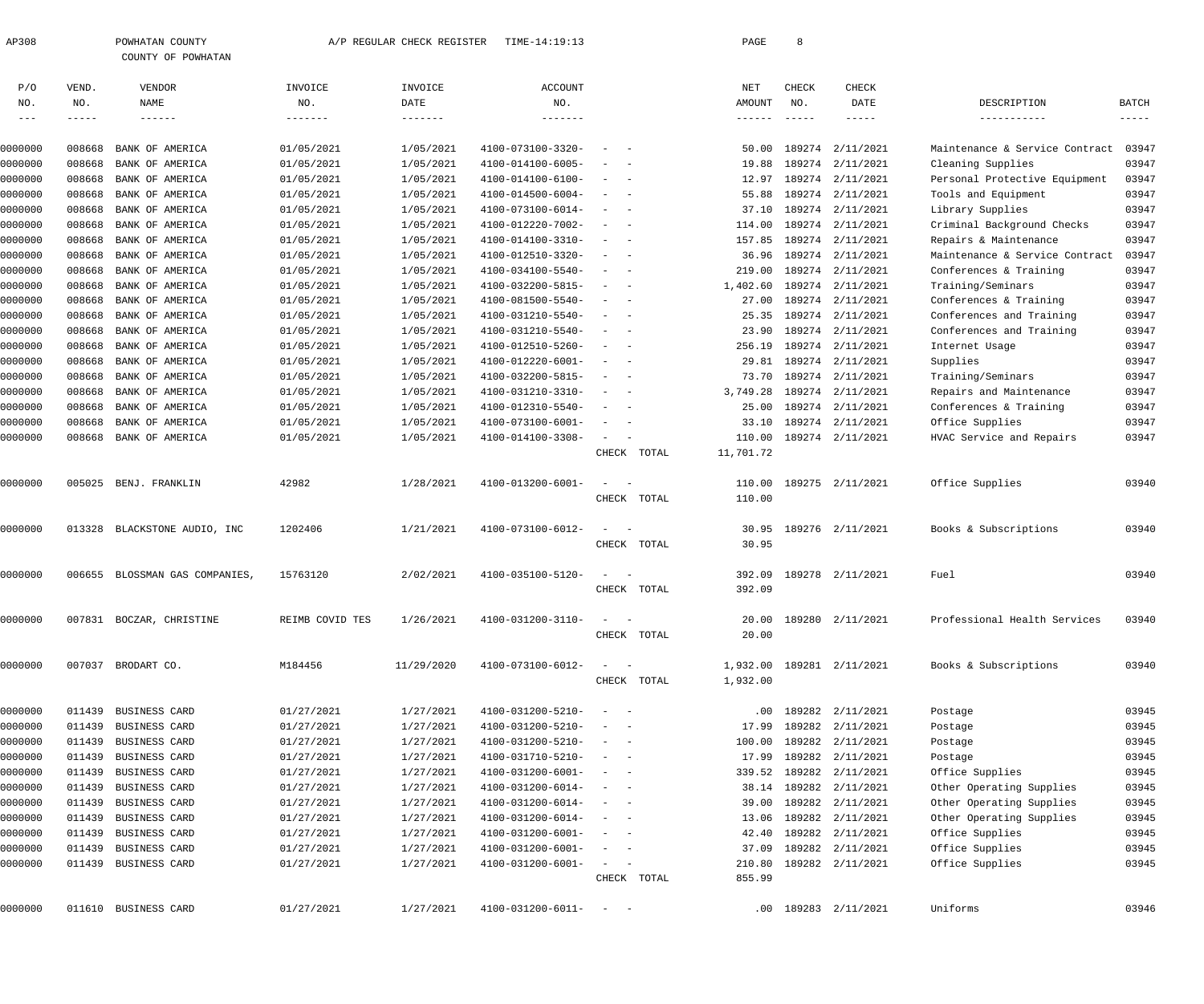AP308 POWHATAN COUNTY A/P REGULAR CHECK REGISTER TIME-14:19:13

COUNTY OF POWHATAN

| P/O NO. | VEND. NO. | VENDOR NAME | INVOICE NO. | INVOICE DATE | ACCOUNT NO. | | NET AMOUNT | CHECK NO. | CHECK DATE | DESCRIPTION | BATCH |
|---|---|---|---|---|---|---|---|---|---|---|---|
| 0000000 | 008668 | BANK OF AMERICA | 01/05/2021 | 1/05/2021 | 4100-073100-3320- | - - | 50.00 | 189274 | 2/11/2021 | Maintenance & Service Contract | 03947 |
| 0000000 | 008668 | BANK OF AMERICA | 01/05/2021 | 1/05/2021 | 4100-014100-6005- | - - | 19.88 | 189274 | 2/11/2021 | Cleaning Supplies | 03947 |
| 0000000 | 008668 | BANK OF AMERICA | 01/05/2021 | 1/05/2021 | 4100-014100-6100- | - - | 12.97 | 189274 | 2/11/2021 | Personal Protective Equipment | 03947 |
| 0000000 | 008668 | BANK OF AMERICA | 01/05/2021 | 1/05/2021 | 4100-014500-6004- | - - | 55.88 | 189274 | 2/11/2021 | Tools and Equipment | 03947 |
| 0000000 | 008668 | BANK OF AMERICA | 01/05/2021 | 1/05/2021 | 4100-073100-6014- | - - | 37.10 | 189274 | 2/11/2021 | Library Supplies | 03947 |
| 0000000 | 008668 | BANK OF AMERICA | 01/05/2021 | 1/05/2021 | 4100-012220-7002- | - - | 114.00 | 189274 | 2/11/2021 | Criminal Background Checks | 03947 |
| 0000000 | 008668 | BANK OF AMERICA | 01/05/2021 | 1/05/2021 | 4100-014100-3310- | - - | 157.85 | 189274 | 2/11/2021 | Repairs & Maintenance | 03947 |
| 0000000 | 008668 | BANK OF AMERICA | 01/05/2021 | 1/05/2021 | 4100-012510-3320- | - - | 36.96 | 189274 | 2/11/2021 | Maintenance & Service Contract | 03947 |
| 0000000 | 008668 | BANK OF AMERICA | 01/05/2021 | 1/05/2021 | 4100-034100-5540- | - - | 219.00 | 189274 | 2/11/2021 | Conferences & Training | 03947 |
| 0000000 | 008668 | BANK OF AMERICA | 01/05/2021 | 1/05/2021 | 4100-032200-5815- | - - | 1,402.60 | 189274 | 2/11/2021 | Training/Seminars | 03947 |
| 0000000 | 008668 | BANK OF AMERICA | 01/05/2021 | 1/05/2021 | 4100-081500-5540- | - - | 27.00 | 189274 | 2/11/2021 | Conferences & Training | 03947 |
| 0000000 | 008668 | BANK OF AMERICA | 01/05/2021 | 1/05/2021 | 4100-031210-5540- | - - | 25.35 | 189274 | 2/11/2021 | Conferences and Training | 03947 |
| 0000000 | 008668 | BANK OF AMERICA | 01/05/2021 | 1/05/2021 | 4100-031210-5540- | - - | 23.90 | 189274 | 2/11/2021 | Conferences and Training | 03947 |
| 0000000 | 008668 | BANK OF AMERICA | 01/05/2021 | 1/05/2021 | 4100-012510-5260- | - - | 256.19 | 189274 | 2/11/2021 | Internet Usage | 03947 |
| 0000000 | 008668 | BANK OF AMERICA | 01/05/2021 | 1/05/2021 | 4100-012220-6001- | - - | 29.81 | 189274 | 2/11/2021 | Supplies | 03947 |
| 0000000 | 008668 | BANK OF AMERICA | 01/05/2021 | 1/05/2021 | 4100-032200-5815- | - - | 73.70 | 189274 | 2/11/2021 | Training/Seminars | 03947 |
| 0000000 | 008668 | BANK OF AMERICA | 01/05/2021 | 1/05/2021 | 4100-031210-3310- | - - | 3,749.28 | 189274 | 2/11/2021 | Repairs and Maintenance | 03947 |
| 0000000 | 008668 | BANK OF AMERICA | 01/05/2021 | 1/05/2021 | 4100-012310-5540- | - - | 25.00 | 189274 | 2/11/2021 | Conferences & Training | 03947 |
| 0000000 | 008668 | BANK OF AMERICA | 01/05/2021 | 1/05/2021 | 4100-073100-6001- | - - | 33.10 | 189274 | 2/11/2021 | Office Supplies | 03947 |
| 0000000 | 008668 | BANK OF AMERICA | 01/05/2021 | 1/05/2021 | 4100-014100-3308- | - - | 110.00 | 189274 | 2/11/2021 | HVAC Service and Repairs | 03947 |
| | | | | | | CHECK TOTAL | 11,701.72 | | | | |
| 0000000 | 005025 | BENJ. FRANKLIN | 42982 | 1/28/2021 | 4100-013200-6001- | - - | 110.00 | 189275 | 2/11/2021 | Office Supplies | 03940 |
| | | | | | | CHECK TOTAL | 110.00 | | | | |
| 0000000 | 013328 | BLACKSTONE AUDIO, INC | 1202406 | 1/21/2021 | 4100-073100-6012- | - - | 30.95 | 189276 | 2/11/2021 | Books & Subscriptions | 03940 |
| | | | | | | CHECK TOTAL | 30.95 | | | | |
| 0000000 | 006655 | BLOSSMAN GAS COMPANIES, | 15763120 | 2/02/2021 | 4100-035100-5120- | - - | 392.09 | 189278 | 2/11/2021 | Fuel | 03940 |
| | | | | | | CHECK TOTAL | 392.09 | | | | |
| 0000000 | 007831 | BOCZAR, CHRISTINE | REIMB COVID TES | 1/26/2021 | 4100-031200-3110- | - - | 20.00 | 189280 | 2/11/2021 | Professional Health Services | 03940 |
| | | | | | | CHECK TOTAL | 20.00 | | | | |
| 0000000 | 007037 | BRODART CO. | M184456 | 11/29/2020 | 4100-073100-6012- | - - | 1,932.00 | 189281 | 2/11/2021 | Books & Subscriptions | 03940 |
| | | | | | | CHECK TOTAL | 1,932.00 | | | | |
| 0000000 | 011439 | BUSINESS CARD | 01/27/2021 | 1/27/2021 | 4100-031200-5210- | - - | .00 | 189282 | 2/11/2021 | Postage | 03945 |
| 0000000 | 011439 | BUSINESS CARD | 01/27/2021 | 1/27/2021 | 4100-031200-5210- | - - | 17.99 | 189282 | 2/11/2021 | Postage | 03945 |
| 0000000 | 011439 | BUSINESS CARD | 01/27/2021 | 1/27/2021 | 4100-031200-5210- | - - | 100.00 | 189282 | 2/11/2021 | Postage | 03945 |
| 0000000 | 011439 | BUSINESS CARD | 01/27/2021 | 1/27/2021 | 4100-031710-5210- | - - | 17.99 | 189282 | 2/11/2021 | Postage | 03945 |
| 0000000 | 011439 | BUSINESS CARD | 01/27/2021 | 1/27/2021 | 4100-031200-6001- | - - | 339.52 | 189282 | 2/11/2021 | Office Supplies | 03945 |
| 0000000 | 011439 | BUSINESS CARD | 01/27/2021 | 1/27/2021 | 4100-031200-6014- | - - | 38.14 | 189282 | 2/11/2021 | Other Operating Supplies | 03945 |
| 0000000 | 011439 | BUSINESS CARD | 01/27/2021 | 1/27/2021 | 4100-031200-6014- | - - | 39.00 | 189282 | 2/11/2021 | Other Operating Supplies | 03945 |
| 0000000 | 011439 | BUSINESS CARD | 01/27/2021 | 1/27/2021 | 4100-031200-6014- | - - | 13.06 | 189282 | 2/11/2021 | Other Operating Supplies | 03945 |
| 0000000 | 011439 | BUSINESS CARD | 01/27/2021 | 1/27/2021 | 4100-031200-6001- | - - | 42.40 | 189282 | 2/11/2021 | Office Supplies | 03945 |
| 0000000 | 011439 | BUSINESS CARD | 01/27/2021 | 1/27/2021 | 4100-031200-6001- | - - | 37.09 | 189282 | 2/11/2021 | Office Supplies | 03945 |
| 0000000 | 011439 | BUSINESS CARD | 01/27/2021 | 1/27/2021 | 4100-031200-6001- | - - | 210.80 | 189282 | 2/11/2021 | Office Supplies | 03945 |
| | | | | | | CHECK TOTAL | 855.99 | | | | |
| 0000000 | 011610 | BUSINESS CARD | 01/27/2021 | 1/27/2021 | 4100-031200-6011- | - - | .00 | 189283 | 2/11/2021 | Uniforms | 03946 |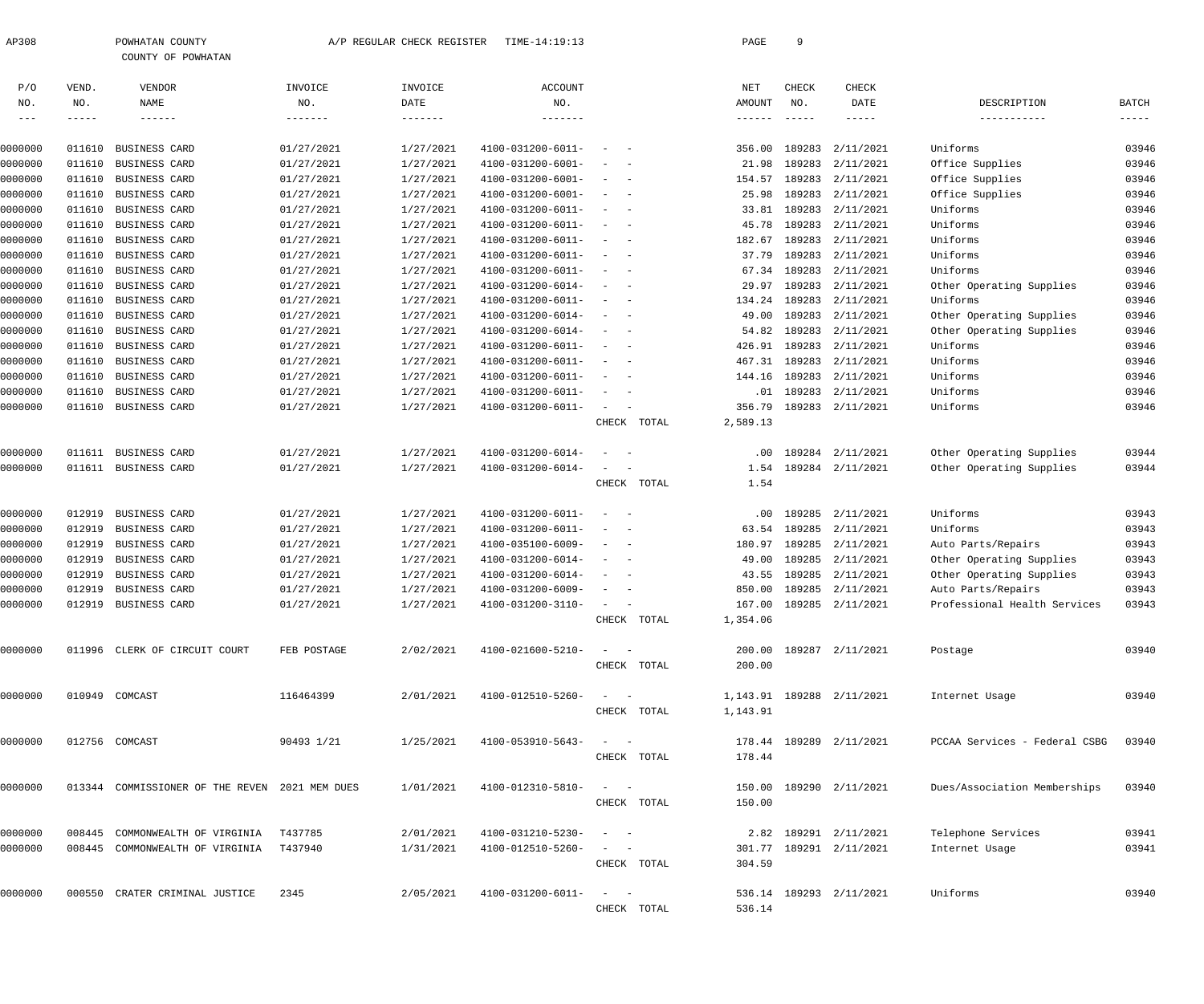AP308 POWHATAN COUNTY A/P REGULAR CHECK REGISTER TIME-14:19:13

COUNTY OF POWHATAN

| P/O NO. | VEND. NO. | VENDOR NAME | INVOICE NO. | INVOICE DATE | ACCOUNT NO. | | NET AMOUNT | CHECK NO. | CHECK DATE | DESCRIPTION | BATCH |
|---|---|---|---|---|---|---|---|---|---|---|---|
| 0000000 | 011610 | BUSINESS CARD | 01/27/2021 | 1/27/2021 | 4100-031200-6011- | - - | 356.00 | 189283 | 2/11/2021 | Uniforms | 03946 |
| 0000000 | 011610 | BUSINESS CARD | 01/27/2021 | 1/27/2021 | 4100-031200-6001- | - - | 21.98 | 189283 | 2/11/2021 | Office Supplies | 03946 |
| 0000000 | 011610 | BUSINESS CARD | 01/27/2021 | 1/27/2021 | 4100-031200-6001- | - - | 154.57 | 189283 | 2/11/2021 | Office Supplies | 03946 |
| 0000000 | 011610 | BUSINESS CARD | 01/27/2021 | 1/27/2021 | 4100-031200-6001- | - - | 25.98 | 189283 | 2/11/2021 | Office Supplies | 03946 |
| 0000000 | 011610 | BUSINESS CARD | 01/27/2021 | 1/27/2021 | 4100-031200-6011- | - - | 33.81 | 189283 | 2/11/2021 | Uniforms | 03946 |
| 0000000 | 011610 | BUSINESS CARD | 01/27/2021 | 1/27/2021 | 4100-031200-6011- | - - | 45.78 | 189283 | 2/11/2021 | Uniforms | 03946 |
| 0000000 | 011610 | BUSINESS CARD | 01/27/2021 | 1/27/2021 | 4100-031200-6011- | - - | 182.67 | 189283 | 2/11/2021 | Uniforms | 03946 |
| 0000000 | 011610 | BUSINESS CARD | 01/27/2021 | 1/27/2021 | 4100-031200-6011- | - - | 37.79 | 189283 | 2/11/2021 | Uniforms | 03946 |
| 0000000 | 011610 | BUSINESS CARD | 01/27/2021 | 1/27/2021 | 4100-031200-6011- | - - | 67.34 | 189283 | 2/11/2021 | Uniforms | 03946 |
| 0000000 | 011610 | BUSINESS CARD | 01/27/2021 | 1/27/2021 | 4100-031200-6014- | - - | 29.97 | 189283 | 2/11/2021 | Other Operating Supplies | 03946 |
| 0000000 | 011610 | BUSINESS CARD | 01/27/2021 | 1/27/2021 | 4100-031200-6011- | - - | 134.24 | 189283 | 2/11/2021 | Uniforms | 03946 |
| 0000000 | 011610 | BUSINESS CARD | 01/27/2021 | 1/27/2021 | 4100-031200-6014- | - - | 49.00 | 189283 | 2/11/2021 | Other Operating Supplies | 03946 |
| 0000000 | 011610 | BUSINESS CARD | 01/27/2021 | 1/27/2021 | 4100-031200-6014- | - - | 54.82 | 189283 | 2/11/2021 | Other Operating Supplies | 03946 |
| 0000000 | 011610 | BUSINESS CARD | 01/27/2021 | 1/27/2021 | 4100-031200-6011- | - - | 426.91 | 189283 | 2/11/2021 | Uniforms | 03946 |
| 0000000 | 011610 | BUSINESS CARD | 01/27/2021 | 1/27/2021 | 4100-031200-6011- | - - | 467.31 | 189283 | 2/11/2021 | Uniforms | 03946 |
| 0000000 | 011610 | BUSINESS CARD | 01/27/2021 | 1/27/2021 | 4100-031200-6011- | - - | 144.16 | 189283 | 2/11/2021 | Uniforms | 03946 |
| 0000000 | 011610 | BUSINESS CARD | 01/27/2021 | 1/27/2021 | 4100-031200-6011- | - - | .01 | 189283 | 2/11/2021 | Uniforms | 03946 |
| 0000000 | 011610 | BUSINESS CARD | 01/27/2021 | 1/27/2021 | 4100-031200-6011- | - - | 356.79 | 189283 | 2/11/2021 | Uniforms | 03946 |
| | | | | | | CHECK TOTAL | 2,589.13 | | | | |
| 0000000 | 011611 | BUSINESS CARD | 01/27/2021 | 1/27/2021 | 4100-031200-6014- | - - | .00 | 189284 | 2/11/2021 | Other Operating Supplies | 03944 |
| 0000000 | 011611 | BUSINESS CARD | 01/27/2021 | 1/27/2021 | 4100-031200-6014- | - - | 1.54 | 189284 | 2/11/2021 | Other Operating Supplies | 03944 |
| | | | | | | CHECK TOTAL | 1.54 | | | | |
| 0000000 | 012919 | BUSINESS CARD | 01/27/2021 | 1/27/2021 | 4100-031200-6011- | - - | .00 | 189285 | 2/11/2021 | Uniforms | 03943 |
| 0000000 | 012919 | BUSINESS CARD | 01/27/2021 | 1/27/2021 | 4100-031200-6011- | - - | 63.54 | 189285 | 2/11/2021 | Uniforms | 03943 |
| 0000000 | 012919 | BUSINESS CARD | 01/27/2021 | 1/27/2021 | 4100-035100-6009- | - - | 180.97 | 189285 | 2/11/2021 | Auto Parts/Repairs | 03943 |
| 0000000 | 012919 | BUSINESS CARD | 01/27/2021 | 1/27/2021 | 4100-031200-6014- | - - | 49.00 | 189285 | 2/11/2021 | Other Operating Supplies | 03943 |
| 0000000 | 012919 | BUSINESS CARD | 01/27/2021 | 1/27/2021 | 4100-031200-6014- | - - | 43.55 | 189285 | 2/11/2021 | Other Operating Supplies | 03943 |
| 0000000 | 012919 | BUSINESS CARD | 01/27/2021 | 1/27/2021 | 4100-031200-6009- | - - | 850.00 | 189285 | 2/11/2021 | Auto Parts/Repairs | 03943 |
| 0000000 | 012919 | BUSINESS CARD | 01/27/2021 | 1/27/2021 | 4100-031200-3110- | - - | 167.00 | 189285 | 2/11/2021 | Professional Health Services | 03943 |
| | | | | | | CHECK TOTAL | 1,354.06 | | | | |
| 0000000 | 011996 | CLERK OF CIRCUIT COURT | FEB POSTAGE | 2/02/2021 | 4100-021600-5210- | - - | 200.00 | 189287 | 2/11/2021 | Postage | 03940 |
| | | | | | | CHECK TOTAL | 200.00 | | | | |
| 0000000 | 010949 | COMCAST | 116464399 | 2/01/2021 | 4100-012510-5260- | - - | 1,143.91 | 189288 | 2/11/2021 | Internet Usage | 03940 |
| | | | | | | CHECK TOTAL | 1,143.91 | | | | |
| 0000000 | 012756 | COMCAST | 90493 1/21 | 1/25/2021 | 4100-053910-5643- | - - | 178.44 | 189289 | 2/11/2021 | PCCAA Services - Federal CSBG | 03940 |
| | | | | | | CHECK TOTAL | 178.44 | | | | |
| 0000000 | 013344 | COMMISSIONER OF THE REVEN | 2021 MEM DUES | 1/01/2021 | 4100-012310-5810- | - - | 150.00 | 189290 | 2/11/2021 | Dues/Association Memberships | 03940 |
| | | | | | | CHECK TOTAL | 150.00 | | | | |
| 0000000 | 008445 | COMMONWEALTH OF VIRGINIA | T437785 | 2/01/2021 | 4100-031210-5230- | - - | 2.82 | 189291 | 2/11/2021 | Telephone Services | 03941 |
| 0000000 | 008445 | COMMONWEALTH OF VIRGINIA | T437940 | 1/31/2021 | 4100-012510-5260- | - - | 301.77 | 189291 | 2/11/2021 | Internet Usage | 03941 |
| | | | | | | CHECK TOTAL | 304.59 | | | | |
| 0000000 | 000550 | CRATER CRIMINAL JUSTICE | 2345 | 2/05/2021 | 4100-031200-6011- | - - | 536.14 | 189293 | 2/11/2021 | Uniforms | 03940 |
| | | | | | | CHECK TOTAL | 536.14 | | | | |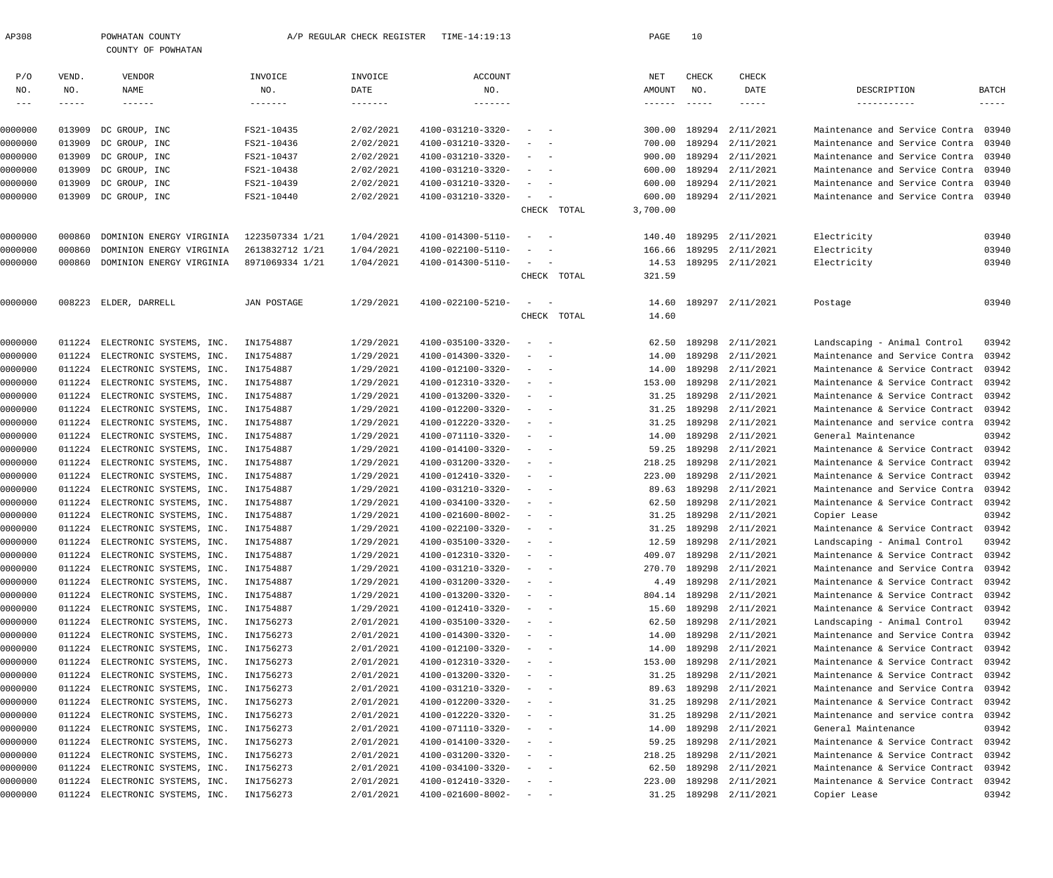AP308 POWHATAN COUNTY A/P REGULAR CHECK REGISTER TIME-14:19:13

COUNTY OF POWHATAN

| P/O NO. | VEND. NO. | VENDOR NAME | INVOICE NO. | INVOICE DATE | ACCOUNT NO. | | NET AMOUNT | CHECK NO. | CHECK DATE | DESCRIPTION | BATCH |
|---|---|---|---|---|---|---|---|---|---|---|---|
| 0000000 | 013909 | DC GROUP, INC | FS21-10435 | 2/02/2021 | 4100-031210-3320- | - - | 300.00 | 189294 | 2/11/2021 | Maintenance and Service Contra | 03940 |
| 0000000 | 013909 | DC GROUP, INC | FS21-10436 | 2/02/2021 | 4100-031210-3320- | - - | 700.00 | 189294 | 2/11/2021 | Maintenance and Service Contra | 03940 |
| 0000000 | 013909 | DC GROUP, INC | FS21-10437 | 2/02/2021 | 4100-031210-3320- | - - | 900.00 | 189294 | 2/11/2021 | Maintenance and Service Contra | 03940 |
| 0000000 | 013909 | DC GROUP, INC | FS21-10438 | 2/02/2021 | 4100-031210-3320- | - - | 600.00 | 189294 | 2/11/2021 | Maintenance and Service Contra | 03940 |
| 0000000 | 013909 | DC GROUP, INC | FS21-10439 | 2/02/2021 | 4100-031210-3320- | - - | 600.00 | 189294 | 2/11/2021 | Maintenance and Service Contra | 03940 |
| 0000000 | 013909 | DC GROUP, INC | FS21-10440 | 2/02/2021 | 4100-031210-3320- | - - | 600.00 | 189294 | 2/11/2021 | Maintenance and Service Contra | 03940 |
| | | | | | | CHECK TOTAL | 3,700.00 | | | | |
| 0000000 | 000860 | DOMINION ENERGY VIRGINIA | 1223507334 1/21 | 1/04/2021 | 4100-014300-5110- | - - | 140.40 | 189295 | 2/11/2021 | Electricity | 03940 |
| 0000000 | 000860 | DOMINION ENERGY VIRGINIA | 2613832712 1/21 | 1/04/2021 | 4100-022100-5110- | - - | 166.66 | 189295 | 2/11/2021 | Electricity | 03940 |
| 0000000 | 000860 | DOMINION ENERGY VIRGINIA | 8971069334 1/21 | 1/04/2021 | 4100-014300-5110- | - - | 14.53 | 189295 | 2/11/2021 | Electricity | 03940 |
| | | | | | | CHECK TOTAL | 321.59 | | | | |
| 0000000 | 008223 | ELDER, DARRELL | JAN POSTAGE | 1/29/2021 | 4100-022100-5210- | - - | 14.60 | 189297 | 2/11/2021 | Postage | 03940 |
| | | | | | | CHECK TOTAL | 14.60 | | | | |
| 0000000 | 011224 | ELECTRONIC SYSTEMS, INC. | IN1754887 | 1/29/2021 | 4100-035100-3320- | - - | 62.50 | 189298 | 2/11/2021 | Landscaping - Animal Control | 03942 |
| 0000000 | 011224 | ELECTRONIC SYSTEMS, INC. | IN1754887 | 1/29/2021 | 4100-014300-3320- | - - | 14.00 | 189298 | 2/11/2021 | Maintenance and Service Contra | 03942 |
| 0000000 | 011224 | ELECTRONIC SYSTEMS, INC. | IN1754887 | 1/29/2021 | 4100-012100-3320- | - - | 14.00 | 189298 | 2/11/2021 | Maintenance & Service Contract | 03942 |
| 0000000 | 011224 | ELECTRONIC SYSTEMS, INC. | IN1754887 | 1/29/2021 | 4100-012310-3320- | - - | 153.00 | 189298 | 2/11/2021 | Maintenance & Service Contract | 03942 |
| 0000000 | 011224 | ELECTRONIC SYSTEMS, INC. | IN1754887 | 1/29/2021 | 4100-013200-3320- | - - | 31.25 | 189298 | 2/11/2021 | Maintenance & Service Contract | 03942 |
| 0000000 | 011224 | ELECTRONIC SYSTEMS, INC. | IN1754887 | 1/29/2021 | 4100-012200-3320- | - - | 31.25 | 189298 | 2/11/2021 | Maintenance & Service Contract | 03942 |
| 0000000 | 011224 | ELECTRONIC SYSTEMS, INC. | IN1754887 | 1/29/2021 | 4100-012220-3320- | - - | 31.25 | 189298 | 2/11/2021 | Maintenance and service contra | 03942 |
| 0000000 | 011224 | ELECTRONIC SYSTEMS, INC. | IN1754887 | 1/29/2021 | 4100-071110-3320- | - - | 14.00 | 189298 | 2/11/2021 | General Maintenance | 03942 |
| 0000000 | 011224 | ELECTRONIC SYSTEMS, INC. | IN1754887 | 1/29/2021 | 4100-014100-3320- | - - | 59.25 | 189298 | 2/11/2021 | Maintenance & Service Contract | 03942 |
| 0000000 | 011224 | ELECTRONIC SYSTEMS, INC. | IN1754887 | 1/29/2021 | 4100-031200-3320- | - - | 218.25 | 189298 | 2/11/2021 | Maintenance & Service Contract | 03942 |
| 0000000 | 011224 | ELECTRONIC SYSTEMS, INC. | IN1754887 | 1/29/2021 | 4100-012410-3320- | - - | 223.00 | 189298 | 2/11/2021 | Maintenance & Service Contract | 03942 |
| 0000000 | 011224 | ELECTRONIC SYSTEMS, INC. | IN1754887 | 1/29/2021 | 4100-031210-3320- | - - | 89.63 | 189298 | 2/11/2021 | Maintenance and Service Contra | 03942 |
| 0000000 | 011224 | ELECTRONIC SYSTEMS, INC. | IN1754887 | 1/29/2021 | 4100-034100-3320- | - - | 62.50 | 189298 | 2/11/2021 | Maintenance & Service Contract | 03942 |
| 0000000 | 011224 | ELECTRONIC SYSTEMS, INC. | IN1754887 | 1/29/2021 | 4100-021600-8002- | - - | 31.25 | 189298 | 2/11/2021 | Copier Lease | 03942 |
| 0000000 | 011224 | ELECTRONIC SYSTEMS, INC. | IN1754887 | 1/29/2021 | 4100-022100-3320- | - - | 31.25 | 189298 | 2/11/2021 | Maintenance & Service Contract | 03942 |
| 0000000 | 011224 | ELECTRONIC SYSTEMS, INC. | IN1754887 | 1/29/2021 | 4100-035100-3320- | - - | 12.59 | 189298 | 2/11/2021 | Landscaping - Animal Control | 03942 |
| 0000000 | 011224 | ELECTRONIC SYSTEMS, INC. | IN1754887 | 1/29/2021 | 4100-012310-3320- | - - | 409.07 | 189298 | 2/11/2021 | Maintenance & Service Contract | 03942 |
| 0000000 | 011224 | ELECTRONIC SYSTEMS, INC. | IN1754887 | 1/29/2021 | 4100-031210-3320- | - - | 270.70 | 189298 | 2/11/2021 | Maintenance and Service Contra | 03942 |
| 0000000 | 011224 | ELECTRONIC SYSTEMS, INC. | IN1754887 | 1/29/2021 | 4100-031200-3320- | - - | 4.49 | 189298 | 2/11/2021 | Maintenance & Service Contract | 03942 |
| 0000000 | 011224 | ELECTRONIC SYSTEMS, INC. | IN1754887 | 1/29/2021 | 4100-013200-3320- | - - | 804.14 | 189298 | 2/11/2021 | Maintenance & Service Contract | 03942 |
| 0000000 | 011224 | ELECTRONIC SYSTEMS, INC. | IN1754887 | 1/29/2021 | 4100-012410-3320- | - - | 15.60 | 189298 | 2/11/2021 | Maintenance & Service Contract | 03942 |
| 0000000 | 011224 | ELECTRONIC SYSTEMS, INC. | IN1756273 | 2/01/2021 | 4100-035100-3320- | - - | 62.50 | 189298 | 2/11/2021 | Landscaping - Animal Control | 03942 |
| 0000000 | 011224 | ELECTRONIC SYSTEMS, INC. | IN1756273 | 2/01/2021 | 4100-014300-3320- | - - | 14.00 | 189298 | 2/11/2021 | Maintenance and Service Contra | 03942 |
| 0000000 | 011224 | ELECTRONIC SYSTEMS, INC. | IN1756273 | 2/01/2021 | 4100-012100-3320- | - - | 14.00 | 189298 | 2/11/2021 | Maintenance & Service Contract | 03942 |
| 0000000 | 011224 | ELECTRONIC SYSTEMS, INC. | IN1756273 | 2/01/2021 | 4100-012310-3320- | - - | 153.00 | 189298 | 2/11/2021 | Maintenance & Service Contract | 03942 |
| 0000000 | 011224 | ELECTRONIC SYSTEMS, INC. | IN1756273 | 2/01/2021 | 4100-013200-3320- | - - | 31.25 | 189298 | 2/11/2021 | Maintenance & Service Contract | 03942 |
| 0000000 | 011224 | ELECTRONIC SYSTEMS, INC. | IN1756273 | 2/01/2021 | 4100-031210-3320- | - - | 89.63 | 189298 | 2/11/2021 | Maintenance and Service Contra | 03942 |
| 0000000 | 011224 | ELECTRONIC SYSTEMS, INC. | IN1756273 | 2/01/2021 | 4100-012200-3320- | - - | 31.25 | 189298 | 2/11/2021 | Maintenance & Service Contract | 03942 |
| 0000000 | 011224 | ELECTRONIC SYSTEMS, INC. | IN1756273 | 2/01/2021 | 4100-012220-3320- | - - | 31.25 | 189298 | 2/11/2021 | Maintenance and service contra | 03942 |
| 0000000 | 011224 | ELECTRONIC SYSTEMS, INC. | IN1756273 | 2/01/2021 | 4100-071110-3320- | - - | 14.00 | 189298 | 2/11/2021 | General Maintenance | 03942 |
| 0000000 | 011224 | ELECTRONIC SYSTEMS, INC. | IN1756273 | 2/01/2021 | 4100-014100-3320- | - - | 59.25 | 189298 | 2/11/2021 | Maintenance & Service Contract | 03942 |
| 0000000 | 011224 | ELECTRONIC SYSTEMS, INC. | IN1756273 | 2/01/2021 | 4100-031200-3320- | - - | 218.25 | 189298 | 2/11/2021 | Maintenance & Service Contract | 03942 |
| 0000000 | 011224 | ELECTRONIC SYSTEMS, INC. | IN1756273 | 2/01/2021 | 4100-034100-3320- | - - | 62.50 | 189298 | 2/11/2021 | Maintenance & Service Contract | 03942 |
| 0000000 | 011224 | ELECTRONIC SYSTEMS, INC. | IN1756273 | 2/01/2021 | 4100-012410-3320- | - - | 223.00 | 189298 | 2/11/2021 | Maintenance & Service Contract | 03942 |
| 0000000 | 011224 | ELECTRONIC SYSTEMS, INC. | IN1756273 | 2/01/2021 | 4100-021600-8002- | - - | 31.25 | 189298 | 2/11/2021 | Copier Lease | 03942 |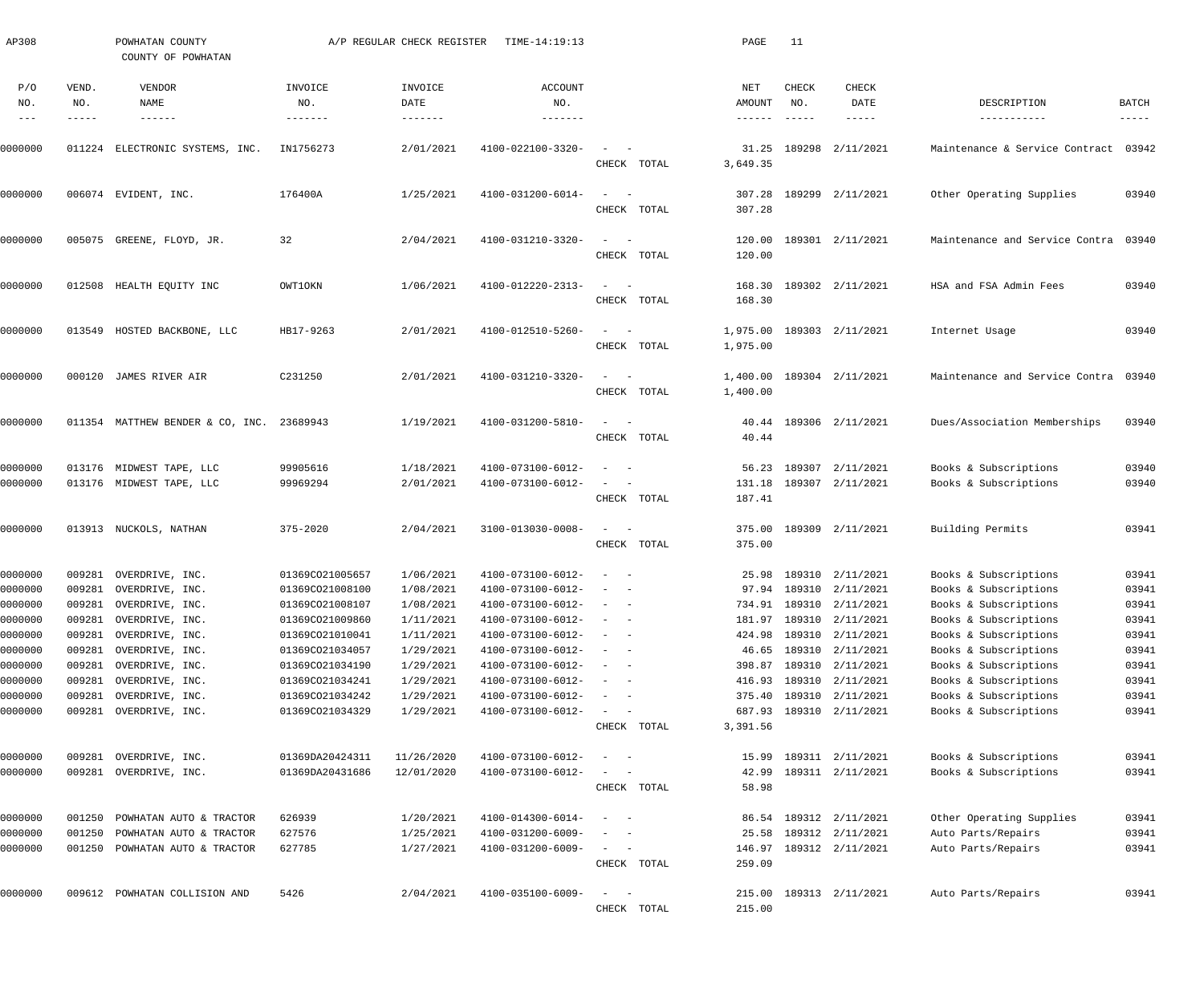AP308 POWHATAN COUNTY A/P REGULAR CHECK REGISTER TIME-14:19:13 PAGE 11

COUNTY OF POWHATAN

| P/O NO. | VEND. NO. | VENDOR NAME | INVOICE NO. | INVOICE DATE | ACCOUNT NO. | | NET AMOUNT | CHECK NO. | CHECK DATE | DESCRIPTION | BATCH |
|---|---|---|---|---|---|---|---|---|---|---|---|
| 0000000 | 011224 | ELECTRONIC SYSTEMS, INC. | IN1756273 | 2/01/2021 | 4100-022100-3320- | - - | 31.25 | 189298 | 2/11/2021 | Maintenance & Service Contract | 03942 |
| | | | | | | CHECK TOTAL | 3,649.35 | | | | |
| 0000000 | 006074 | EVIDENT, INC. | 176400A | 1/25/2021 | 4100-031200-6014- | - - | 307.28 | 189299 | 2/11/2021 | Other Operating Supplies | 03940 |
| | | | | | | CHECK TOTAL | 307.28 | | | | |
| 0000000 | 005075 | GREENE, FLOYD, JR. | 32 | 2/04/2021 | 4100-031210-3320- | - - | 120.00 | 189301 | 2/11/2021 | Maintenance and Service Contra | 03940 |
| | | | | | | CHECK TOTAL | 120.00 | | | | |
| 0000000 | 012508 | HEALTH EQUITY INC | OWT1OKN | 1/06/2021 | 4100-012220-2313- | - - | 168.30 | 189302 | 2/11/2021 | HSA and FSA Admin Fees | 03940 |
| | | | | | | CHECK TOTAL | 168.30 | | | | |
| 0000000 | 013549 | HOSTED BACKBONE, LLC | HB17-9263 | 2/01/2021 | 4100-012510-5260- | - - | 1,975.00 | 189303 | 2/11/2021 | Internet Usage | 03940 |
| | | | | | | CHECK TOTAL | 1,975.00 | | | | |
| 0000000 | 000120 | JAMES RIVER AIR | C231250 | 2/01/2021 | 4100-031210-3320- | - - | 1,400.00 | 189304 | 2/11/2021 | Maintenance and Service Contra | 03940 |
| | | | | | | CHECK TOTAL | 1,400.00 | | | | |
| 0000000 | 011354 | MATTHEW BENDER & CO, INC. | 23689943 | 1/19/2021 | 4100-031200-5810- | - - | 40.44 | 189306 | 2/11/2021 | Dues/Association Memberships | 03940 |
| | | | | | | CHECK TOTAL | 40.44 | | | | |
| 0000000 | 013176 | MIDWEST TAPE, LLC | 99905616 | 1/18/2021 | 4100-073100-6012- | - - | 56.23 | 189307 | 2/11/2021 | Books & Subscriptions | 03940 |
| 0000000 | 013176 | MIDWEST TAPE, LLC | 99969294 | 2/01/2021 | 4100-073100-6012- | - - | 131.18 | 189307 | 2/11/2021 | Books & Subscriptions | 03940 |
| | | | | | | CHECK TOTAL | 187.41 | | | | |
| 0000000 | 013913 | NUCKOLS, NATHAN | 375-2020 | 2/04/2021 | 3100-013030-0008- | - - | 375.00 | 189309 | 2/11/2021 | Building Permits | 03941 |
| | | | | | | CHECK TOTAL | 375.00 | | | | |
| 0000000 | 009281 | OVERDRIVE, INC. | 01369CO21005657 | 1/06/2021 | 4100-073100-6012- | - - | 25.98 | 189310 | 2/11/2021 | Books & Subscriptions | 03941 |
| 0000000 | 009281 | OVERDRIVE, INC. | 01369CO21008100 | 1/08/2021 | 4100-073100-6012- | - - | 97.94 | 189310 | 2/11/2021 | Books & Subscriptions | 03941 |
| 0000000 | 009281 | OVERDRIVE, INC. | 01369CO21008107 | 1/08/2021 | 4100-073100-6012- | - - | 734.91 | 189310 | 2/11/2021 | Books & Subscriptions | 03941 |
| 0000000 | 009281 | OVERDRIVE, INC. | 01369CO21009860 | 1/11/2021 | 4100-073100-6012- | - - | 181.97 | 189310 | 2/11/2021 | Books & Subscriptions | 03941 |
| 0000000 | 009281 | OVERDRIVE, INC. | 01369CO21010041 | 1/11/2021 | 4100-073100-6012- | - - | 424.98 | 189310 | 2/11/2021 | Books & Subscriptions | 03941 |
| 0000000 | 009281 | OVERDRIVE, INC. | 01369CO21034057 | 1/29/2021 | 4100-073100-6012- | - - | 46.65 | 189310 | 2/11/2021 | Books & Subscriptions | 03941 |
| 0000000 | 009281 | OVERDRIVE, INC. | 01369CO21034190 | 1/29/2021 | 4100-073100-6012- | - - | 398.87 | 189310 | 2/11/2021 | Books & Subscriptions | 03941 |
| 0000000 | 009281 | OVERDRIVE, INC. | 01369CO21034241 | 1/29/2021 | 4100-073100-6012- | - - | 416.93 | 189310 | 2/11/2021 | Books & Subscriptions | 03941 |
| 0000000 | 009281 | OVERDRIVE, INC. | 01369CO21034242 | 1/29/2021 | 4100-073100-6012- | - - | 375.40 | 189310 | 2/11/2021 | Books & Subscriptions | 03941 |
| 0000000 | 009281 | OVERDRIVE, INC. | 01369CO21034329 | 1/29/2021 | 4100-073100-6012- | - - | 687.93 | 189310 | 2/11/2021 | Books & Subscriptions | 03941 |
| | | | | | | CHECK TOTAL | 3,391.56 | | | | |
| 0000000 | 009281 | OVERDRIVE, INC. | 01369DA20424311 | 11/26/2020 | 4100-073100-6012- | - - | 15.99 | 189311 | 2/11/2021 | Books & Subscriptions | 03941 |
| 0000000 | 009281 | OVERDRIVE, INC. | 01369DA20431686 | 12/01/2020 | 4100-073100-6012- | - - | 42.99 | 189311 | 2/11/2021 | Books & Subscriptions | 03941 |
| | | | | | | CHECK TOTAL | 58.98 | | | | |
| 0000000 | 001250 | POWHATAN AUTO & TRACTOR | 626939 | 1/20/2021 | 4100-014300-6014- | - - | 86.54 | 189312 | 2/11/2021 | Other Operating Supplies | 03941 |
| 0000000 | 001250 | POWHATAN AUTO & TRACTOR | 627576 | 1/25/2021 | 4100-031200-6009- | - - | 25.58 | 189312 | 2/11/2021 | Auto Parts/Repairs | 03941 |
| 0000000 | 001250 | POWHATAN AUTO & TRACTOR | 627785 | 1/27/2021 | 4100-031200-6009- | - - | 146.97 | 189312 | 2/11/2021 | Auto Parts/Repairs | 03941 |
| | | | | | | CHECK TOTAL | 259.09 | | | | |
| 0000000 | 009612 | POWHATAN COLLISION AND | 5426 | 2/04/2021 | 4100-035100-6009- | - - | 215.00 | 189313 | 2/11/2021 | Auto Parts/Repairs | 03941 |
| | | | | | | CHECK TOTAL | 215.00 | | | | |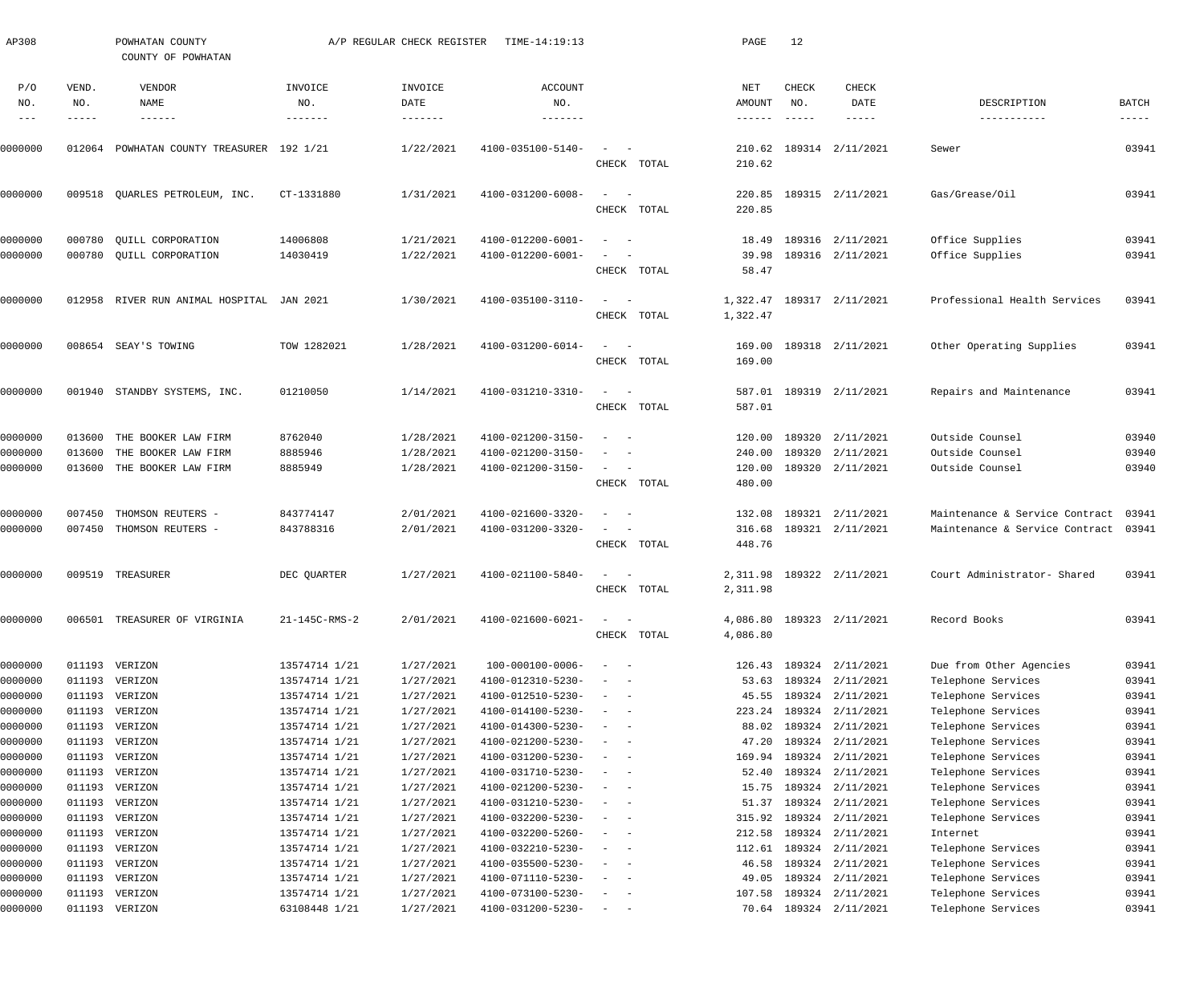AP308 POWHATAN COUNTY A/P REGULAR CHECK REGISTER TIME-14:19:13

COUNTY OF POWHATAN

| P/O NO. | VEND. NO. | VENDOR NAME | INVOICE NO. | INVOICE DATE | ACCOUNT NO. | | NET AMOUNT | CHECK NO. | CHECK DATE | DESCRIPTION | BATCH |
|---|---|---|---|---|---|---|---|---|---|---|---|
| 0000000 | 012064 | POWHATAN COUNTY TREASURER | 192 1/21 | 1/22/2021 | 4100-035100-5140- | - - | 210.62 | 189314 | 2/11/2021 | Sewer | 03941 |
| | | | | | | CHECK TOTAL | 210.62 | | | | |
| 0000000 | 009518 | QUARLES PETROLEUM, INC. | CT-1331880 | 1/31/2021 | 4100-031200-6008- | - - | 220.85 | 189315 | 2/11/2021 | Gas/Grease/Oil | 03941 |
| | | | | | | CHECK TOTAL | 220.85 | | | | |
| 0000000 | 000780 | QUILL CORPORATION | 14006808 | 1/21/2021 | 4100-012200-6001- | - - | 18.49 | 189316 | 2/11/2021 | Office Supplies | 03941 |
| 0000000 | 000780 | QUILL CORPORATION | 14030419 | 1/22/2021 | 4100-012200-6001- | - - | 39.98 | 189316 | 2/11/2021 | Office Supplies | 03941 |
| | | | | | | CHECK TOTAL | 58.47 | | | | |
| 0000000 | 012958 | RIVER RUN ANIMAL HOSPITAL | JAN 2021 | 1/30/2021 | 4100-035100-3110- | - - | 1,322.47 | 189317 | 2/11/2021 | Professional Health Services | 03941 |
| | | | | | | CHECK TOTAL | 1,322.47 | | | | |
| 0000000 | 008654 | SEAY'S TOWING | TOW 1282021 | 1/28/2021 | 4100-031200-6014- | - - | 169.00 | 189318 | 2/11/2021 | Other Operating Supplies | 03941 |
| | | | | | | CHECK TOTAL | 169.00 | | | | |
| 0000000 | 001940 | STANDBY SYSTEMS, INC. | 01210050 | 1/14/2021 | 4100-031210-3310- | - - | 587.01 | 189319 | 2/11/2021 | Repairs and Maintenance | 03941 |
| | | | | | | CHECK TOTAL | 587.01 | | | | |
| 0000000 | 013600 | THE BOOKER LAW FIRM | 8762040 | 1/28/2021 | 4100-021200-3150- | - - | 120.00 | 189320 | 2/11/2021 | Outside Counsel | 03940 |
| 0000000 | 013600 | THE BOOKER LAW FIRM | 8885946 | 1/28/2021 | 4100-021200-3150- | - - | 240.00 | 189320 | 2/11/2021 | Outside Counsel | 03940 |
| 0000000 | 013600 | THE BOOKER LAW FIRM | 8885949 | 1/28/2021 | 4100-021200-3150- | - - | 120.00 | 189320 | 2/11/2021 | Outside Counsel | 03940 |
| | | | | | | CHECK TOTAL | 480.00 | | | | |
| 0000000 | 007450 | THOMSON REUTERS - | 843774147 | 2/01/2021 | 4100-021600-3320- | - - | 132.08 | 189321 | 2/11/2021 | Maintenance & Service Contract | 03941 |
| 0000000 | 007450 | THOMSON REUTERS - | 843788316 | 2/01/2021 | 4100-031200-3320- | - - | 316.68 | 189321 | 2/11/2021 | Maintenance & Service Contract | 03941 |
| | | | | | | CHECK TOTAL | 448.76 | | | | |
| 0000000 | 009519 | TREASURER | DEC QUARTER | 1/27/2021 | 4100-021100-5840- | - - | 2,311.98 | 189322 | 2/11/2021 | Court Administrator- Shared | 03941 |
| | | | | | | CHECK TOTAL | 2,311.98 | | | | |
| 0000000 | 006501 | TREASURER OF VIRGINIA | 21-145C-RMS-2 | 2/01/2021 | 4100-021600-6021- | - - | 4,086.80 | 189323 | 2/11/2021 | Record Books | 03941 |
| | | | | | | CHECK TOTAL | 4,086.80 | | | | |
| 0000000 | 011193 | VERIZON | 13574714 1/21 | 1/27/2021 | 100-000100-0006- | - - | 126.43 | 189324 | 2/11/2021 | Due from Other Agencies | 03941 |
| 0000000 | 011193 | VERIZON | 13574714 1/21 | 1/27/2021 | 4100-012310-5230- | - - | 53.63 | 189324 | 2/11/2021 | Telephone Services | 03941 |
| 0000000 | 011193 | VERIZON | 13574714 1/21 | 1/27/2021 | 4100-012510-5230- | - - | 45.55 | 189324 | 2/11/2021 | Telephone Services | 03941 |
| 0000000 | 011193 | VERIZON | 13574714 1/21 | 1/27/2021 | 4100-014100-5230- | - - | 223.24 | 189324 | 2/11/2021 | Telephone Services | 03941 |
| 0000000 | 011193 | VERIZON | 13574714 1/21 | 1/27/2021 | 4100-014300-5230- | - - | 88.02 | 189324 | 2/11/2021 | Telephone Services | 03941 |
| 0000000 | 011193 | VERIZON | 13574714 1/21 | 1/27/2021 | 4100-021200-5230- | - - | 47.20 | 189324 | 2/11/2021 | Telephone Services | 03941 |
| 0000000 | 011193 | VERIZON | 13574714 1/21 | 1/27/2021 | 4100-031200-5230- | - - | 169.94 | 189324 | 2/11/2021 | Telephone Services | 03941 |
| 0000000 | 011193 | VERIZON | 13574714 1/21 | 1/27/2021 | 4100-031710-5230- | - - | 52.40 | 189324 | 2/11/2021 | Telephone Services | 03941 |
| 0000000 | 011193 | VERIZON | 13574714 1/21 | 1/27/2021 | 4100-021200-5230- | - - | 15.75 | 189324 | 2/11/2021 | Telephone Services | 03941 |
| 0000000 | 011193 | VERIZON | 13574714 1/21 | 1/27/2021 | 4100-031210-5230- | - - | 51.37 | 189324 | 2/11/2021 | Telephone Services | 03941 |
| 0000000 | 011193 | VERIZON | 13574714 1/21 | 1/27/2021 | 4100-032200-5230- | - - | 315.92 | 189324 | 2/11/2021 | Telephone Services | 03941 |
| 0000000 | 011193 | VERIZON | 13574714 1/21 | 1/27/2021 | 4100-032200-5260- | - - | 212.58 | 189324 | 2/11/2021 | Internet | 03941 |
| 0000000 | 011193 | VERIZON | 13574714 1/21 | 1/27/2021 | 4100-032210-5230- | - - | 112.61 | 189324 | 2/11/2021 | Telephone Services | 03941 |
| 0000000 | 011193 | VERIZON | 13574714 1/21 | 1/27/2021 | 4100-035500-5230- | - - | 46.58 | 189324 | 2/11/2021 | Telephone Services | 03941 |
| 0000000 | 011193 | VERIZON | 13574714 1/21 | 1/27/2021 | 4100-071110-5230- | - - | 49.05 | 189324 | 2/11/2021 | Telephone Services | 03941 |
| 0000000 | 011193 | VERIZON | 13574714 1/21 | 1/27/2021 | 4100-073100-5230- | - - | 107.58 | 189324 | 2/11/2021 | Telephone Services | 03941 |
| 0000000 | 011193 | VERIZON | 63108448 1/21 | 1/27/2021 | 4100-031200-5230- | - - | 70.64 | 189324 | 2/11/2021 | Telephone Services | 03941 |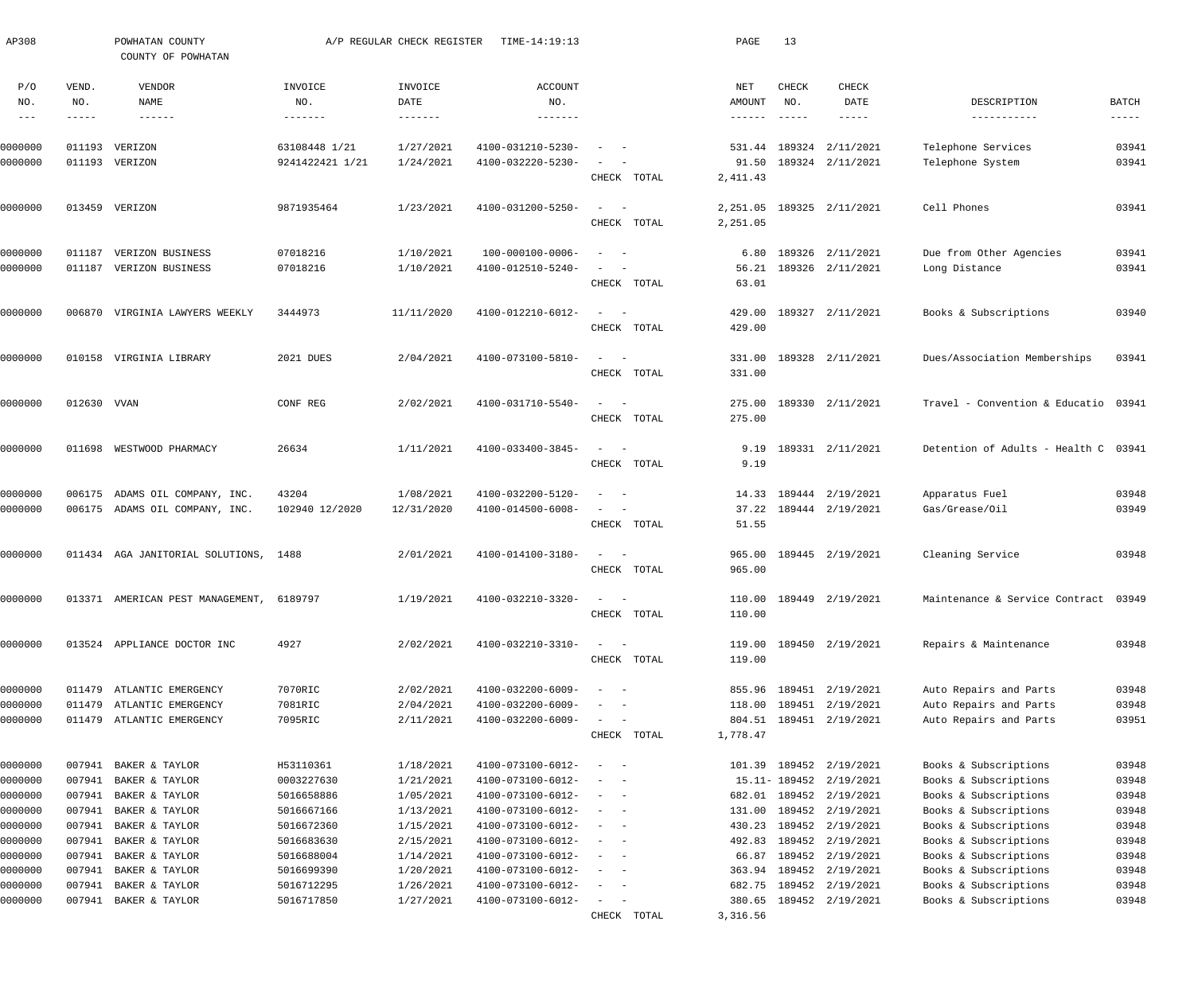AP308 POWHATAN COUNTY A/P REGULAR CHECK REGISTER TIME-14:19:13

COUNTY OF POWHATAN

| P/O NO. | VEND. NO. | VENDOR NAME | INVOICE NO. | INVOICE DATE | ACCOUNT NO. | | NET AMOUNT | CHECK NO. | CHECK DATE | DESCRIPTION | BATCH |
|---|---|---|---|---|---|---|---|---|---|---|---|
| 0000000 | 011193 | VERIZON | 63108448 1/21 | 1/27/2021 | 4100-031210-5230- | - - | 531.44 | 189324 | 2/11/2021 | Telephone Services | 03941 |
| 0000000 | 011193 | VERIZON | 9241422421 1/21 | 1/24/2021 | 4100-032220-5230- | - - | 91.50 | 189324 | 2/11/2021 | Telephone System | 03941 |
| | | | | | | CHECK TOTAL | 2,411.43 | | | | |
| 0000000 | 013459 | VERIZON | 9871935464 | 1/23/2021 | 4100-031200-5250- | - - | 2,251.05 | 189325 | 2/11/2021 | Cell Phones | 03941 |
| | | | | | | CHECK TOTAL | 2,251.05 | | | | |
| 0000000 | 011187 | VERIZON BUSINESS | 07018216 | 1/10/2021 | 100-000100-0006- | - - | 6.80 | 189326 | 2/11/2021 | Due from Other Agencies | 03941 |
| 0000000 | 011187 | VERIZON BUSINESS | 07018216 | 1/10/2021 | 4100-012510-5240- | - - | 56.21 | 189326 | 2/11/2021 | Long Distance | 03941 |
| | | | | | | CHECK TOTAL | 63.01 | | | | |
| 0000000 | 006870 | VIRGINIA LAWYERS WEEKLY | 3444973 | 11/11/2020 | 4100-012210-6012- | - - | 429.00 | 189327 | 2/11/2021 | Books & Subscriptions | 03940 |
| | | | | | | CHECK TOTAL | 429.00 | | | | |
| 0000000 | 010158 | VIRGINIA LIBRARY | 2021 DUES | 2/04/2021 | 4100-073100-5810- | - - | 331.00 | 189328 | 2/11/2021 | Dues/Association Memberships | 03941 |
| | | | | | | CHECK TOTAL | 331.00 | | | | |
| 0000000 | 012630 | VVAN | CONF REG | 2/02/2021 | 4100-031710-5540- | - - | 275.00 | 189330 | 2/11/2021 | Travel - Convention & Educatio | 03941 |
| | | | | | | CHECK TOTAL | 275.00 | | | | |
| 0000000 | 011698 | WESTWOOD PHARMACY | 26634 | 1/11/2021 | 4100-033400-3845- | - - | 9.19 | 189331 | 2/11/2021 | Detention of Adults - Health C | 03941 |
| | | | | | | CHECK TOTAL | 9.19 | | | | |
| 0000000 | 006175 | ADAMS OIL COMPANY, INC. | 43204 | 1/08/2021 | 4100-032200-5120- | - - | 14.33 | 189444 | 2/19/2021 | Apparatus Fuel | 03948 |
| 0000000 | 006175 | ADAMS OIL COMPANY, INC. | 102940 12/2020 | 12/31/2020 | 4100-014500-6008- | - - | 37.22 | 189444 | 2/19/2021 | Gas/Grease/Oil | 03949 |
| | | | | | | CHECK TOTAL | 51.55 | | | | |
| 0000000 | 011434 | AGA JANITORIAL SOLUTIONS, | 1488 | 2/01/2021 | 4100-014100-3180- | - - | 965.00 | 189445 | 2/19/2021 | Cleaning Service | 03948 |
| | | | | | | CHECK TOTAL | 965.00 | | | | |
| 0000000 | 013371 | AMERICAN PEST MANAGEMENT, | 6189797 | 1/19/2021 | 4100-032210-3320- | - - | 110.00 | 189449 | 2/19/2021 | Maintenance & Service Contract | 03949 |
| | | | | | | CHECK TOTAL | 110.00 | | | | |
| 0000000 | 013524 | APPLIANCE DOCTOR INC | 4927 | 2/02/2021 | 4100-032210-3310- | - - | 119.00 | 189450 | 2/19/2021 | Repairs & Maintenance | 03948 |
| | | | | | | CHECK TOTAL | 119.00 | | | | |
| 0000000 | 011479 | ATLANTIC EMERGENCY | 7070RIC | 2/02/2021 | 4100-032200-6009- | - - | 855.96 | 189451 | 2/19/2021 | Auto Repairs and Parts | 03948 |
| 0000000 | 011479 | ATLANTIC EMERGENCY | 7081RIC | 2/04/2021 | 4100-032200-6009- | - - | 118.00 | 189451 | 2/19/2021 | Auto Repairs and Parts | 03948 |
| 0000000 | 011479 | ATLANTIC EMERGENCY | 7095RIC | 2/11/2021 | 4100-032200-6009- | - - | 804.51 | 189451 | 2/19/2021 | Auto Repairs and Parts | 03951 |
| | | | | | | CHECK TOTAL | 1,778.47 | | | | |
| 0000000 | 007941 | BAKER & TAYLOR | H53110361 | 1/18/2021 | 4100-073100-6012- | - - | 101.39 | 189452 | 2/19/2021 | Books & Subscriptions | 03948 |
| 0000000 | 007941 | BAKER & TAYLOR | 0003227630 | 1/21/2021 | 4100-073100-6012- | - - | 15.11- | 189452 | 2/19/2021 | Books & Subscriptions | 03948 |
| 0000000 | 007941 | BAKER & TAYLOR | 5016658886 | 1/05/2021 | 4100-073100-6012- | - - | 682.01 | 189452 | 2/19/2021 | Books & Subscriptions | 03948 |
| 0000000 | 007941 | BAKER & TAYLOR | 5016667166 | 1/13/2021 | 4100-073100-6012- | - - | 131.00 | 189452 | 2/19/2021 | Books & Subscriptions | 03948 |
| 0000000 | 007941 | BAKER & TAYLOR | 5016672360 | 1/15/2021 | 4100-073100-6012- | - - | 430.23 | 189452 | 2/19/2021 | Books & Subscriptions | 03948 |
| 0000000 | 007941 | BAKER & TAYLOR | 5016683630 | 2/15/2021 | 4100-073100-6012- | - - | 492.83 | 189452 | 2/19/2021 | Books & Subscriptions | 03948 |
| 0000000 | 007941 | BAKER & TAYLOR | 5016688004 | 1/14/2021 | 4100-073100-6012- | - - | 66.87 | 189452 | 2/19/2021 | Books & Subscriptions | 03948 |
| 0000000 | 007941 | BAKER & TAYLOR | 5016699390 | 1/20/2021 | 4100-073100-6012- | - - | 363.94 | 189452 | 2/19/2021 | Books & Subscriptions | 03948 |
| 0000000 | 007941 | BAKER & TAYLOR | 5016712295 | 1/26/2021 | 4100-073100-6012- | - - | 682.75 | 189452 | 2/19/2021 | Books & Subscriptions | 03948 |
| 0000000 | 007941 | BAKER & TAYLOR | 5016717850 | 1/27/2021 | 4100-073100-6012- | - - | 380.65 | 189452 | 2/19/2021 | Books & Subscriptions | 03948 |
| | | | | | | CHECK TOTAL | 3,316.56 | | | | |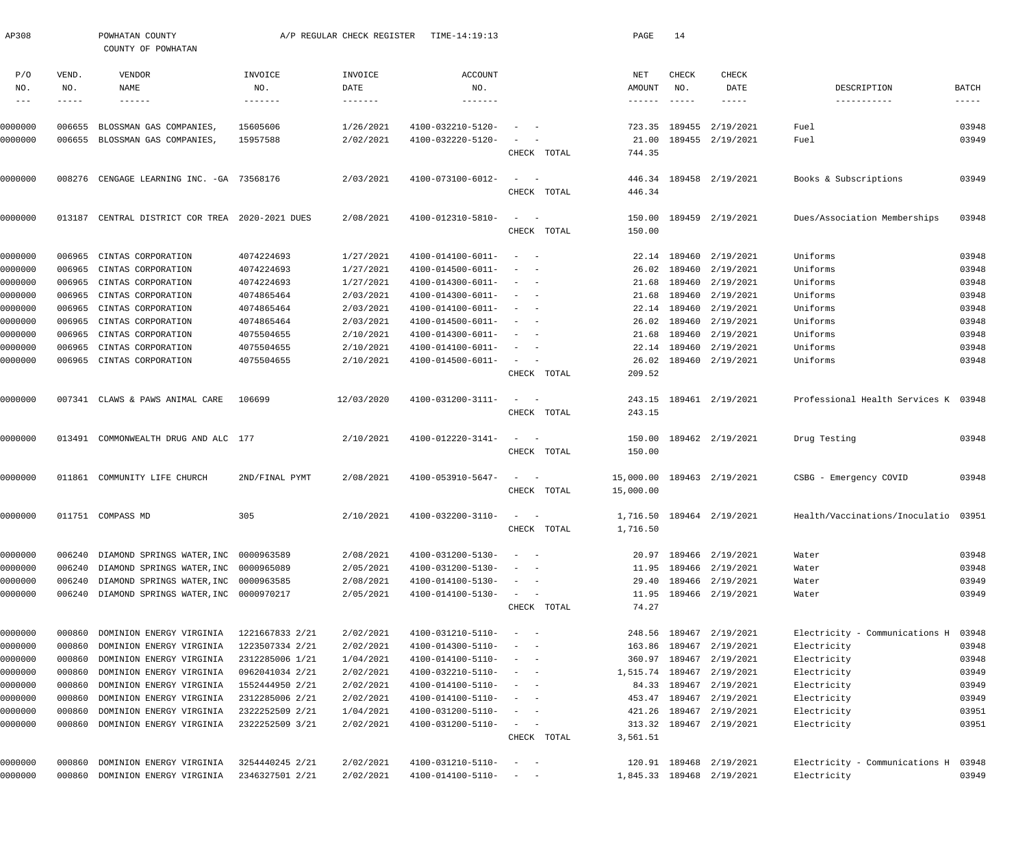AP308 POWHATAN COUNTY A/P REGULAR CHECK REGISTER TIME-14:19:13

COUNTY OF POWHATAN

| P/O NO. | VEND. NO. | VENDOR NAME | INVOICE NO. | INVOICE DATE | ACCOUNT NO. | | NET AMOUNT | CHECK NO. | CHECK DATE | DESCRIPTION | BATCH |
|---|---|---|---|---|---|---|---|---|---|---|---|
| 0000000 | 006655 | BLOSSMAN GAS COMPANIES, | 15605606 | 1/26/2021 | 4100-032210-5120- | - - | 723.35 | 189455 | 2/19/2021 | Fuel | 03948 |
| 0000000 | 006655 | BLOSSMAN GAS COMPANIES, | 15957588 | 2/02/2021 | 4100-032220-5120- | - - | 21.00 | 189455 | 2/19/2021 | Fuel | 03949 |
| | | | | | | CHECK TOTAL | 744.35 | | | | |
| 0000000 | 008276 | CENGAGE LEARNING INC. -GA | 73568176 | 2/03/2021 | 4100-073100-6012- | - - | 446.34 | 189458 | 2/19/2021 | Books & Subscriptions | 03949 |
| | | | | | | CHECK TOTAL | 446.34 | | | | |
| 0000000 | 013187 | CENTRAL DISTRICT COR TREA | 2020-2021 DUES | 2/08/2021 | 4100-012310-5810- | - - | 150.00 | 189459 | 2/19/2021 | Dues/Association Memberships | 03948 |
| | | | | | | CHECK TOTAL | 150.00 | | | | |
| 0000000 | 006965 | CINTAS CORPORATION | 4074224693 | 1/27/2021 | 4100-014100-6011- | - - | 22.14 | 189460 | 2/19/2021 | Uniforms | 03948 |
| 0000000 | 006965 | CINTAS CORPORATION | 4074224693 | 1/27/2021 | 4100-014500-6011- | - - | 26.02 | 189460 | 2/19/2021 | Uniforms | 03948 |
| 0000000 | 006965 | CINTAS CORPORATION | 4074224693 | 1/27/2021 | 4100-014300-6011- | - - | 21.68 | 189460 | 2/19/2021 | Uniforms | 03948 |
| 0000000 | 006965 | CINTAS CORPORATION | 4074865464 | 2/03/2021 | 4100-014300-6011- | - - | 21.68 | 189460 | 2/19/2021 | Uniforms | 03948 |
| 0000000 | 006965 | CINTAS CORPORATION | 4074865464 | 2/03/2021 | 4100-014100-6011- | - - | 22.14 | 189460 | 2/19/2021 | Uniforms | 03948 |
| 0000000 | 006965 | CINTAS CORPORATION | 4074865464 | 2/03/2021 | 4100-014500-6011- | - - | 26.02 | 189460 | 2/19/2021 | Uniforms | 03948 |
| 0000000 | 006965 | CINTAS CORPORATION | 4075504655 | 2/10/2021 | 4100-014300-6011- | - - | 21.68 | 189460 | 2/19/2021 | Uniforms | 03948 |
| 0000000 | 006965 | CINTAS CORPORATION | 4075504655 | 2/10/2021 | 4100-014100-6011- | - - | 22.14 | 189460 | 2/19/2021 | Uniforms | 03948 |
| 0000000 | 006965 | CINTAS CORPORATION | 4075504655 | 2/10/2021 | 4100-014500-6011- | - - | 26.02 | 189460 | 2/19/2021 | Uniforms | 03948 |
| | | | | | | CHECK TOTAL | 209.52 | | | | |
| 0000000 | 007341 | CLAWS & PAWS ANIMAL CARE | 106699 | 12/03/2020 | 4100-031200-3111- | - - | 243.15 | 189461 | 2/19/2021 | Professional Health Services K | 03948 |
| | | | | | | CHECK TOTAL | 243.15 | | | | |
| 0000000 | 013491 | COMMONWEALTH DRUG AND ALC | 177 | 2/10/2021 | 4100-012220-3141- | - - | 150.00 | 189462 | 2/19/2021 | Drug Testing | 03948 |
| | | | | | | CHECK TOTAL | 150.00 | | | | |
| 0000000 | 011861 | COMMUNITY LIFE CHURCH | 2ND/FINAL PYMT | 2/08/2021 | 4100-053910-5647- | - - | 15,000.00 | 189463 | 2/19/2021 | CSBG - Emergency COVID | 03948 |
| | | | | | | CHECK TOTAL | 15,000.00 | | | | |
| 0000000 | 011751 | COMPASS MD | 305 | 2/10/2021 | 4100-032200-3110- | - - | 1,716.50 | 189464 | 2/19/2021 | Health/Vaccinations/Inoculatio | 03951 |
| | | | | | | CHECK TOTAL | 1,716.50 | | | | |
| 0000000 | 006240 | DIAMOND SPRINGS WATER,INC | 0000963589 | 2/08/2021 | 4100-031200-5130- | - - | 20.97 | 189466 | 2/19/2021 | Water | 03948 |
| 0000000 | 006240 | DIAMOND SPRINGS WATER,INC | 0000965089 | 2/05/2021 | 4100-031200-5130- | - - | 11.95 | 189466 | 2/19/2021 | Water | 03948 |
| 0000000 | 006240 | DIAMOND SPRINGS WATER,INC | 0000963585 | 2/08/2021 | 4100-014100-5130- | - - | 29.40 | 189466 | 2/19/2021 | Water | 03949 |
| 0000000 | 006240 | DIAMOND SPRINGS WATER,INC | 0000970217 | 2/05/2021 | 4100-014100-5130- | - - | 11.95 | 189466 | 2/19/2021 | Water | 03949 |
| | | | | | | CHECK TOTAL | 74.27 | | | | |
| 0000000 | 000860 | DOMINION ENERGY VIRGINIA | 1221667833 2/21 | 2/02/2021 | 4100-031210-5110- | - - | 248.56 | 189467 | 2/19/2021 | Electricity - Communications H | 03948 |
| 0000000 | 000860 | DOMINION ENERGY VIRGINIA | 1223507334 2/21 | 2/02/2021 | 4100-014300-5110- | - - | 163.86 | 189467 | 2/19/2021 | Electricity | 03948 |
| 0000000 | 000860 | DOMINION ENERGY VIRGINIA | 2312285006 1/21 | 1/04/2021 | 4100-014100-5110- | - - | 360.97 | 189467 | 2/19/2021 | Electricity | 03948 |
| 0000000 | 000860 | DOMINION ENERGY VIRGINIA | 0962041034 2/21 | 2/02/2021 | 4100-032210-5110- | - - | 1,515.74 | 189467 | 2/19/2021 | Electricity | 03949 |
| 0000000 | 000860 | DOMINION ENERGY VIRGINIA | 1552444950 2/21 | 2/02/2021 | 4100-014100-5110- | - - | 84.33 | 189467 | 2/19/2021 | Electricity | 03949 |
| 0000000 | 000860 | DOMINION ENERGY VIRGINIA | 2312285006 2/21 | 2/02/2021 | 4100-014100-5110- | - - | 453.47 | 189467 | 2/19/2021 | Electricity | 03949 |
| 0000000 | 000860 | DOMINION ENERGY VIRGINIA | 2322252509 2/21 | 1/04/2021 | 4100-031200-5110- | - - | 421.26 | 189467 | 2/19/2021 | Electricity | 03951 |
| 0000000 | 000860 | DOMINION ENERGY VIRGINIA | 2322252509 3/21 | 2/02/2021 | 4100-031200-5110- | - - | 313.32 | 189467 | 2/19/2021 | Electricity | 03951 |
| | | | | | | CHECK TOTAL | 3,561.51 | | | | |
| 0000000 | 000860 | DOMINION ENERGY VIRGINIA | 3254440245 2/21 | 2/02/2021 | 4100-031210-5110- | - - | 120.91 | 189468 | 2/19/2021 | Electricity - Communications H | 03948 |
| 0000000 | 000860 | DOMINION ENERGY VIRGINIA | 2346327501 2/21 | 2/02/2021 | 4100-014100-5110- | - - | 1,845.33 | 189468 | 2/19/2021 | Electricity | 03949 |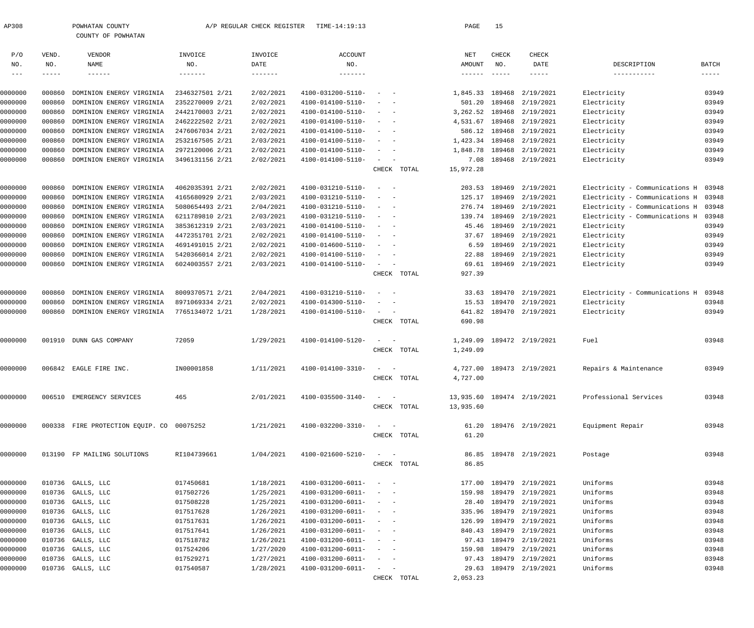AP308 POWHATAN COUNTY A/P REGULAR CHECK REGISTER TIME-14:19:13

COUNTY OF POWHATAN

| P/O NO. | VEND. NO. | VENDOR NAME | INVOICE NO. | INVOICE DATE | ACCOUNT NO. | | NET AMOUNT | CHECK NO. | CHECK DATE | DESCRIPTION | BATCH |
|---|---|---|---|---|---|---|---|---|---|---|---|
| 0000000 | 000860 | DOMINION ENERGY VIRGINIA | 2346327501 2/21 | 2/02/2021 | 4100-031200-5110- | - - | 1,845.33 | 189468 | 2/19/2021 | Electricity | 03949 |
| 0000000 | 000860 | DOMINION ENERGY VIRGINIA | 2352270009 2/21 | 2/02/2021 | 4100-014100-5110- | - - | 501.20 | 189468 | 2/19/2021 | Electricity | 03949 |
| 0000000 | 000860 | DOMINION ENERGY VIRGINIA | 2442170003 2/21 | 2/02/2021 | 4100-014100-5110- | - - | 3,262.52 | 189468 | 2/19/2021 | Electricity | 03949 |
| 0000000 | 000860 | DOMINION ENERGY VIRGINIA | 2462222502 2/21 | 2/02/2021 | 4100-014100-5110- | - - | 4,531.67 | 189468 | 2/19/2021 | Electricity | 03949 |
| 0000000 | 000860 | DOMINION ENERGY VIRGINIA | 2476067034 2/21 | 2/02/2021 | 4100-014100-5110- | - - | 586.12 | 189468 | 2/19/2021 | Electricity | 03949 |
| 0000000 | 000860 | DOMINION ENERGY VIRGINIA | 2532167505 2/21 | 2/03/2021 | 4100-014100-5110- | - - | 1,423.34 | 189468 | 2/19/2021 | Electricity | 03949 |
| 0000000 | 000860 | DOMINION ENERGY VIRGINIA | 2972120006 2/21 | 2/02/2021 | 4100-014100-5110- | - - | 1,848.78 | 189468 | 2/19/2021 | Electricity | 03949 |
| 0000000 | 000860 | DOMINION ENERGY VIRGINIA | 3496131156 2/21 | 2/02/2021 | 4100-014100-5110- | - - | 7.08 | 189468 | 2/19/2021 | Electricity | 03949 |
| | | | | | | CHECK TOTAL | 15,972.28 | | | | |
| 0000000 | 000860 | DOMINION ENERGY VIRGINIA | 4062035391 2/21 | 2/02/2021 | 4100-031210-5110- | - - | 203.53 | 189469 | 2/19/2021 | Electricity - Communications H | 03948 |
| 0000000 | 000860 | DOMINION ENERGY VIRGINIA | 4165680929 2/21 | 2/03/2021 | 4100-031210-5110- | - - | 125.17 | 189469 | 2/19/2021 | Electricity - Communications H | 03948 |
| 0000000 | 000860 | DOMINION ENERGY VIRGINIA | 5080654493 2/21 | 2/04/2021 | 4100-031210-5110- | - - | 276.74 | 189469 | 2/19/2021 | Electricity - Communications H | 03948 |
| 0000000 | 000860 | DOMINION ENERGY VIRGINIA | 6211789810 2/21 | 2/03/2021 | 4100-031210-5110- | - - | 139.74 | 189469 | 2/19/2021 | Electricity - Communications H | 03948 |
| 0000000 | 000860 | DOMINION ENERGY VIRGINIA | 3853612319 2/21 | 2/03/2021 | 4100-014100-5110- | - - | 45.46 | 189469 | 2/19/2021 | Electricity | 03949 |
| 0000000 | 000860 | DOMINION ENERGY VIRGINIA | 4472351701 2/21 | 2/02/2021 | 4100-014100-5110- | - - | 37.67 | 189469 | 2/19/2021 | Electricity | 03949 |
| 0000000 | 000860 | DOMINION ENERGY VIRGINIA | 4691491015 2/21 | 2/02/2021 | 4100-014600-5110- | - - | 6.59 | 189469 | 2/19/2021 | Electricity | 03949 |
| 0000000 | 000860 | DOMINION ENERGY VIRGINIA | 5420366014 2/21 | 2/02/2021 | 4100-014100-5110- | - - | 22.88 | 189469 | 2/19/2021 | Electricity | 03949 |
| 0000000 | 000860 | DOMINION ENERGY VIRGINIA | 6024003557 2/21 | 2/03/2021 | 4100-014100-5110- | - - | 69.61 | 189469 | 2/19/2021 | Electricity | 03949 |
| | | | | | | CHECK TOTAL | 927.39 | | | | |
| 0000000 | 000860 | DOMINION ENERGY VIRGINIA | 8009370571 2/21 | 2/04/2021 | 4100-031210-5110- | - - | 33.63 | 189470 | 2/19/2021 | Electricity - Communications H | 03948 |
| 0000000 | 000860 | DOMINION ENERGY VIRGINIA | 8971069334 2/21 | 2/02/2021 | 4100-014300-5110- | - - | 15.53 | 189470 | 2/19/2021 | Electricity | 03948 |
| 0000000 | 000860 | DOMINION ENERGY VIRGINIA | 7765134072 1/21 | 1/28/2021 | 4100-014100-5110- | - - | 641.82 | 189470 | 2/19/2021 | Electricity | 03949 |
| | | | | | | CHECK TOTAL | 690.98 | | | | |
| 0000000 | 001910 | DUNN GAS COMPANY | 72059 | 1/29/2021 | 4100-014100-5120- | - - | 1,249.09 | 189472 | 2/19/2021 | Fuel | 03948 |
| | | | | | | CHECK TOTAL | 1,249.09 | | | | |
| 0000000 | 006842 | EAGLE FIRE INC. | IN00001858 | 1/11/2021 | 4100-014100-3310- | - - | 4,727.00 | 189473 | 2/19/2021 | Repairs & Maintenance | 03949 |
| | | | | | | CHECK TOTAL | 4,727.00 | | | | |
| 0000000 | 006510 | EMERGENCY SERVICES | 465 | 2/01/2021 | 4100-035500-3140- | - - | 13,935.60 | 189474 | 2/19/2021 | Professional Services | 03948 |
| | | | | | | CHECK TOTAL | 13,935.60 | | | | |
| 0000000 | 000338 | FIRE PROTECTION EQUIP. CO | 00075252 | 1/21/2021 | 4100-032200-3310- | - - | 61.20 | 189476 | 2/19/2021 | Equipment Repair | 03948 |
| | | | | | | CHECK TOTAL | 61.20 | | | | |
| 0000000 | 013190 | FP MAILING SOLUTIONS | RI104739661 | 1/04/2021 | 4100-021600-5210- | - - | 86.85 | 189478 | 2/19/2021 | Postage | 03948 |
| | | | | | | CHECK TOTAL | 86.85 | | | | |
| 0000000 | 010736 | GALLS, LLC | 017450681 | 1/18/2021 | 4100-031200-6011- | - - | 177.00 | 189479 | 2/19/2021 | Uniforms | 03948 |
| 0000000 | 010736 | GALLS, LLC | 017502726 | 1/25/2021 | 4100-031200-6011- | - - | 159.98 | 189479 | 2/19/2021 | Uniforms | 03948 |
| 0000000 | 010736 | GALLS, LLC | 017508228 | 1/25/2021 | 4100-031200-6011- | - - | 28.40 | 189479 | 2/19/2021 | Uniforms | 03948 |
| 0000000 | 010736 | GALLS, LLC | 017517628 | 1/26/2021 | 4100-031200-6011- | - - | 335.96 | 189479 | 2/19/2021 | Uniforms | 03948 |
| 0000000 | 010736 | GALLS, LLC | 017517631 | 1/26/2021 | 4100-031200-6011- | - - | 126.99 | 189479 | 2/19/2021 | Uniforms | 03948 |
| 0000000 | 010736 | GALLS, LLC | 017517641 | 1/26/2021 | 4100-031200-6011- | - - | 840.43 | 189479 | 2/19/2021 | Uniforms | 03948 |
| 0000000 | 010736 | GALLS, LLC | 017518782 | 1/26/2021 | 4100-031200-6011- | - - | 97.43 | 189479 | 2/19/2021 | Uniforms | 03948 |
| 0000000 | 010736 | GALLS, LLC | 017524206 | 1/27/2020 | 4100-031200-6011- | - - | 159.98 | 189479 | 2/19/2021 | Uniforms | 03948 |
| 0000000 | 010736 | GALLS, LLC | 017529271 | 1/27/2021 | 4100-031200-6011- | - - | 97.43 | 189479 | 2/19/2021 | Uniforms | 03948 |
| 0000000 | 010736 | GALLS, LLC | 017540587 | 1/28/2021 | 4100-031200-6011- | - - | 29.63 | 189479 | 2/19/2021 | Uniforms | 03948 |
| | | | | | | CHECK TOTAL | 2,053.23 | | | | |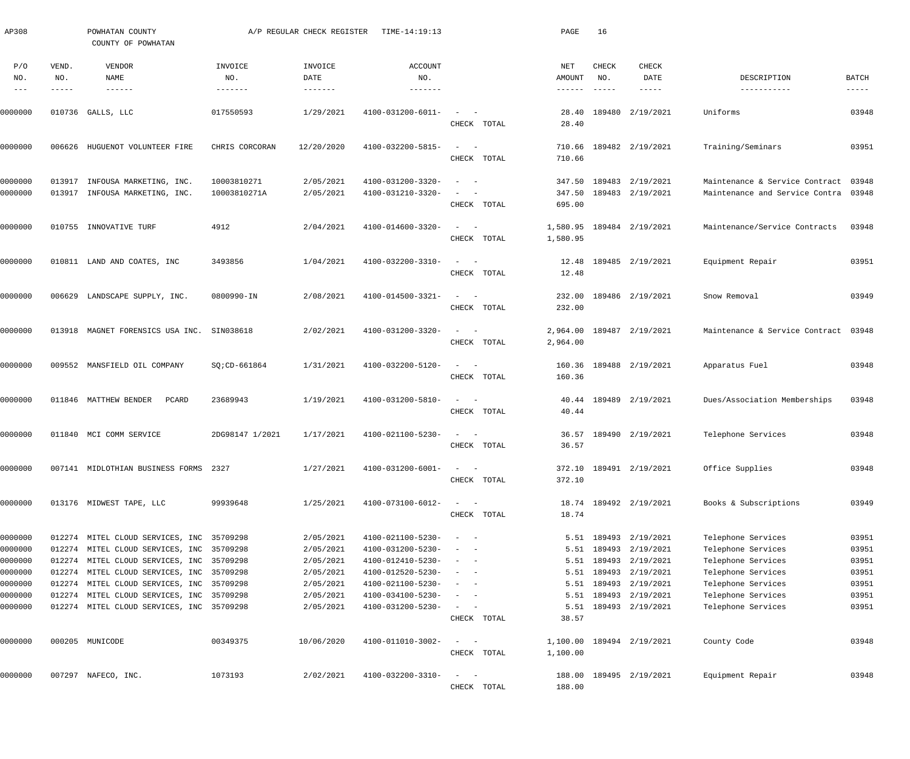AP308 POWHATAN COUNTY A/P REGULAR CHECK REGISTER TIME-14:19:13

COUNTY OF POWHATAN

| P/O NO. | VEND. NO. | VENDOR NAME | INVOICE NO. | INVOICE DATE | ACCOUNT NO. | | NET AMOUNT | CHECK NO. | CHECK DATE | DESCRIPTION | BATCH |
|---|---|---|---|---|---|---|---|---|---|---|---|
| 0000000 | 010736 | GALLS, LLC | 017550593 | 1/29/2021 | 4100-031200-6011- | - - | 28.40 | 189480 | 2/19/2021 | Uniforms | 03948 |
| | | | | | | CHECK TOTAL | 28.40 | | | | |
| 0000000 | 006626 | HUGUENOT VOLUNTEER FIRE | CHRIS CORCORAN | 12/20/2020 | 4100-032200-5815- | - - | 710.66 | 189482 | 2/19/2021 | Training/Seminars | 03951 |
| | | | | | | CHECK TOTAL | 710.66 | | | | |
| 0000000 | 013917 | INFOUSA MARKETING, INC. | 10003810271 | 2/05/2021 | 4100-031200-3320- | - - | 347.50 | 189483 | 2/19/2021 | Maintenance & Service Contract | 03948 |
| 0000000 | 013917 | INFOUSA MARKETING, INC. | 10003810271A | 2/05/2021 | 4100-031210-3320- | - - | 347.50 | 189483 | 2/19/2021 | Maintenance and Service Contra | 03948 |
| | | | | | | CHECK TOTAL | 695.00 | | | | |
| 0000000 | 010755 | INNOVATIVE TURF | 4912 | 2/04/2021 | 4100-014600-3320- | - - | 1,580.95 | 189484 | 2/19/2021 | Maintenance/Service Contracts | 03948 |
| | | | | | | CHECK TOTAL | 1,580.95 | | | | |
| 0000000 | 010811 | LAND AND COATES, INC | 3493856 | 1/04/2021 | 4100-032200-3310- | - - | 12.48 | 189485 | 2/19/2021 | Equipment Repair | 03951 |
| | | | | | | CHECK TOTAL | 12.48 | | | | |
| 0000000 | 006629 | LANDSCAPE SUPPLY, INC. | 0800990-IN | 2/08/2021 | 4100-014500-3321- | - - | 232.00 | 189486 | 2/19/2021 | Snow Removal | 03949 |
| | | | | | | CHECK TOTAL | 232.00 | | | | |
| 0000000 | 013918 | MAGNET FORENSICS USA INC. | SIN038618 | 2/02/2021 | 4100-031200-3320- | - - | 2,964.00 | 189487 | 2/19/2021 | Maintenance & Service Contract | 03948 |
| | | | | | | CHECK TOTAL | 2,964.00 | | | | |
| 0000000 | 009552 | MANSFIELD OIL COMPANY | SQ;CD-661864 | 1/31/2021 | 4100-032200-5120- | - - | 160.36 | 189488 | 2/19/2021 | Apparatus Fuel | 03948 |
| | | | | | | CHECK TOTAL | 160.36 | | | | |
| 0000000 | 011846 | MATTHEW BENDER PCARD | 23689943 | 1/19/2021 | 4100-031200-5810- | - - | 40.44 | 189489 | 2/19/2021 | Dues/Association Memberships | 03948 |
| | | | | | | CHECK TOTAL | 40.44 | | | | |
| 0000000 | 011840 | MCI COMM SERVICE | 2DG98147 1/2021 | 1/17/2021 | 4100-021100-5230- | - - | 36.57 | 189490 | 2/19/2021 | Telephone Services | 03948 |
| | | | | | | CHECK TOTAL | 36.57 | | | | |
| 0000000 | 007141 | MIDLOTHIAN BUSINESS FORMS | 2327 | 1/27/2021 | 4100-031200-6001- | - - | 372.10 | 189491 | 2/19/2021 | Office Supplies | 03948 |
| | | | | | | CHECK TOTAL | 372.10 | | | | |
| 0000000 | 013176 | MIDWEST TAPE, LLC | 99939648 | 1/25/2021 | 4100-073100-6012- | - - | 18.74 | 189492 | 2/19/2021 | Books & Subscriptions | 03949 |
| | | | | | | CHECK TOTAL | 18.74 | | | | |
| 0000000 | 012274 | MITEL CLOUD SERVICES, INC | 35709298 | 2/05/2021 | 4100-021100-5230- | - - | 5.51 | 189493 | 2/19/2021 | Telephone Services | 03951 |
| 0000000 | 012274 | MITEL CLOUD SERVICES, INC | 35709298 | 2/05/2021 | 4100-031200-5230- | - - | 5.51 | 189493 | 2/19/2021 | Telephone Services | 03951 |
| 0000000 | 012274 | MITEL CLOUD SERVICES, INC | 35709298 | 2/05/2021 | 4100-012410-5230- | - - | 5.51 | 189493 | 2/19/2021 | Telephone Services | 03951 |
| 0000000 | 012274 | MITEL CLOUD SERVICES, INC | 35709298 | 2/05/2021 | 4100-012520-5230- | - - | 5.51 | 189493 | 2/19/2021 | Telephone Services | 03951 |
| 0000000 | 012274 | MITEL CLOUD SERVICES, INC | 35709298 | 2/05/2021 | 4100-021100-5230- | - - | 5.51 | 189493 | 2/19/2021 | Telephone Services | 03951 |
| 0000000 | 012274 | MITEL CLOUD SERVICES, INC | 35709298 | 2/05/2021 | 4100-034100-5230- | - - | 5.51 | 189493 | 2/19/2021 | Telephone Services | 03951 |
| 0000000 | 012274 | MITEL CLOUD SERVICES, INC | 35709298 | 2/05/2021 | 4100-031200-5230- | - - | 5.51 | 189493 | 2/19/2021 | Telephone Services | 03951 |
| | | | | | | CHECK TOTAL | 38.57 | | | | |
| 0000000 | 000205 | MUNICODE | 00349375 | 10/06/2020 | 4100-011010-3002- | - - | 1,100.00 | 189494 | 2/19/2021 | County Code | 03948 |
| | | | | | | CHECK TOTAL | 1,100.00 | | | | |
| 0000000 | 007297 | NAFECO, INC. | 1073193 | 2/02/2021 | 4100-032200-3310- | - - | 188.00 | 189495 | 2/19/2021 | Equipment Repair | 03948 |
| | | | | | | CHECK TOTAL | 188.00 | | | | |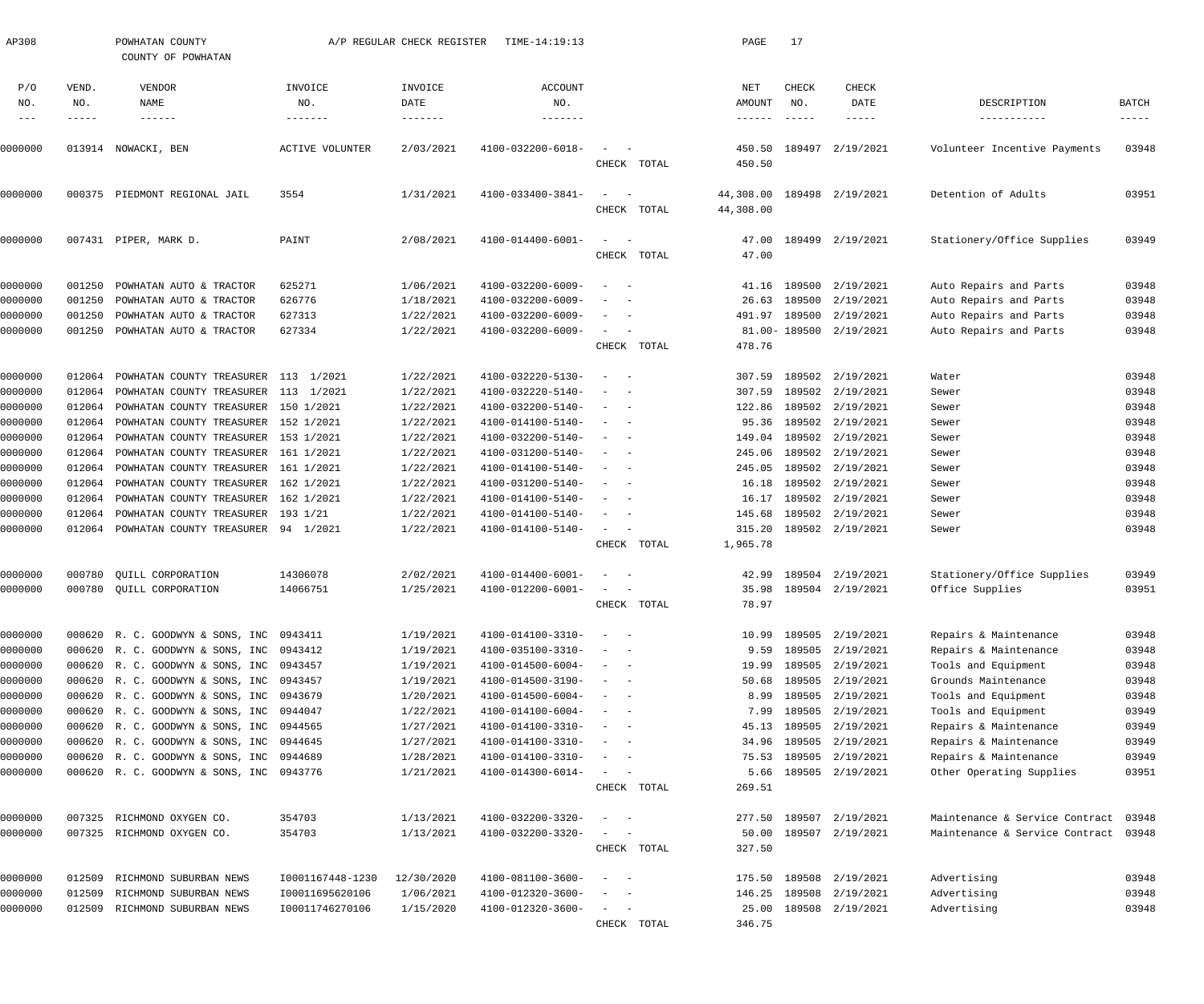AP308 POWHATAN COUNTY A/P REGULAR CHECK REGISTER TIME-14:19:13

COUNTY OF POWHATAN

| P/O NO. | VEND. NO. | VENDOR NAME | INVOICE NO. | INVOICE DATE | ACCOUNT NO. | | NET AMOUNT | CHECK NO. | CHECK DATE | DESCRIPTION | BATCH |
|---|---|---|---|---|---|---|---|---|---|---|---|
| 0000000 | 013914 | NOWACKI, BEN | ACTIVE VOLUNTER | 2/03/2021 | 4100-032200-6018- | - - | 450.50 | 189497 | 2/19/2021 | Volunteer Incentive Payments | 03948 |
| | | | | | | CHECK TOTAL | 450.50 | | | | |
| 0000000 | 000375 | PIEDMONT REGIONAL JAIL | 3554 | 1/31/2021 | 4100-033400-3841- | - - | 44,308.00 | 189498 | 2/19/2021 | Detention of Adults | 03951 |
| | | | | | | CHECK TOTAL | 44,308.00 | | | | |
| 0000000 | 007431 | PIPER, MARK D. | PAINT | 2/08/2021 | 4100-014400-6001- | - - | 47.00 | 189499 | 2/19/2021 | Stationery/Office Supplies | 03949 |
| | | | | | | CHECK TOTAL | 47.00 | | | | |
| 0000000 | 001250 | POWHATAN AUTO & TRACTOR | 625271 | 1/06/2021 | 4100-032200-6009- | - - | 41.16 | 189500 | 2/19/2021 | Auto Repairs and Parts | 03948 |
| 0000000 | 001250 | POWHATAN AUTO & TRACTOR | 626776 | 1/18/2021 | 4100-032200-6009- | - - | 26.63 | 189500 | 2/19/2021 | Auto Repairs and Parts | 03948 |
| 0000000 | 001250 | POWHATAN AUTO & TRACTOR | 627313 | 1/22/2021 | 4100-032200-6009- | - - | 491.97 | 189500 | 2/19/2021 | Auto Repairs and Parts | 03948 |
| 0000000 | 001250 | POWHATAN AUTO & TRACTOR | 627334 | 1/22/2021 | 4100-032200-6009- | - - | 81.00- | 189500 | 2/19/2021 | Auto Repairs and Parts | 03948 |
| | | | | | | CHECK TOTAL | 478.76 | | | | |
| 0000000 | 012064 | POWHATAN COUNTY TREASURER | 113 1/2021 | 1/22/2021 | 4100-032220-5130- | - - | 307.59 | 189502 | 2/19/2021 | Water | 03948 |
| 0000000 | 012064 | POWHATAN COUNTY TREASURER | 113 1/2021 | 1/22/2021 | 4100-032220-5140- | - - | 307.59 | 189502 | 2/19/2021 | Sewer | 03948 |
| 0000000 | 012064 | POWHATAN COUNTY TREASURER | 150 1/2021 | 1/22/2021 | 4100-032200-5140- | - - | 122.86 | 189502 | 2/19/2021 | Sewer | 03948 |
| 0000000 | 012064 | POWHATAN COUNTY TREASURER | 152 1/2021 | 1/22/2021 | 4100-014100-5140- | - - | 95.36 | 189502 | 2/19/2021 | Sewer | 03948 |
| 0000000 | 012064 | POWHATAN COUNTY TREASURER | 153 1/2021 | 1/22/2021 | 4100-032200-5140- | - - | 149.04 | 189502 | 2/19/2021 | Sewer | 03948 |
| 0000000 | 012064 | POWHATAN COUNTY TREASURER | 161 1/2021 | 1/22/2021 | 4100-031200-5140- | - - | 245.06 | 189502 | 2/19/2021 | Sewer | 03948 |
| 0000000 | 012064 | POWHATAN COUNTY TREASURER | 161 1/2021 | 1/22/2021 | 4100-014100-5140- | - - | 245.05 | 189502 | 2/19/2021 | Sewer | 03948 |
| 0000000 | 012064 | POWHATAN COUNTY TREASURER | 162 1/2021 | 1/22/2021 | 4100-031200-5140- | - - | 16.18 | 189502 | 2/19/2021 | Sewer | 03948 |
| 0000000 | 012064 | POWHATAN COUNTY TREASURER | 162 1/2021 | 1/22/2021 | 4100-014100-5140- | - - | 16.17 | 189502 | 2/19/2021 | Sewer | 03948 |
| 0000000 | 012064 | POWHATAN COUNTY TREASURER | 193 1/21 | 1/22/2021 | 4100-014100-5140- | - - | 145.68 | 189502 | 2/19/2021 | Sewer | 03948 |
| 0000000 | 012064 | POWHATAN COUNTY TREASURER | 94 1/2021 | 1/22/2021 | 4100-014100-5140- | - - | 315.20 | 189502 | 2/19/2021 | Sewer | 03948 |
| | | | | | | CHECK TOTAL | 1,965.78 | | | | |
| 0000000 | 000780 | QUILL CORPORATION | 14306078 | 2/02/2021 | 4100-014400-6001- | - - | 42.99 | 189504 | 2/19/2021 | Stationery/Office Supplies | 03949 |
| 0000000 | 000780 | QUILL CORPORATION | 14066751 | 1/25/2021 | 4100-012200-6001- | - - | 35.98 | 189504 | 2/19/2021 | Office Supplies | 03951 |
| | | | | | | CHECK TOTAL | 78.97 | | | | |
| 0000000 | 000620 | R. C. GOODWYN & SONS, INC | 0943411 | 1/19/2021 | 4100-014100-3310- | - - | 10.99 | 189505 | 2/19/2021 | Repairs & Maintenance | 03948 |
| 0000000 | 000620 | R. C. GOODWYN & SONS, INC | 0943412 | 1/19/2021 | 4100-035100-3310- | - - | 9.59 | 189505 | 2/19/2021 | Repairs & Maintenance | 03948 |
| 0000000 | 000620 | R. C. GOODWYN & SONS, INC | 0943457 | 1/19/2021 | 4100-014500-6004- | - - | 19.99 | 189505 | 2/19/2021 | Tools and Equipment | 03948 |
| 0000000 | 000620 | R. C. GOODWYN & SONS, INC | 0943457 | 1/19/2021 | 4100-014500-3190- | - - | 50.68 | 189505 | 2/19/2021 | Grounds Maintenance | 03948 |
| 0000000 | 000620 | R. C. GOODWYN & SONS, INC | 0943679 | 1/20/2021 | 4100-014500-6004- | - - | 8.99 | 189505 | 2/19/2021 | Tools and Equipment | 03948 |
| 0000000 | 000620 | R. C. GOODWYN & SONS, INC | 0944047 | 1/22/2021 | 4100-014100-6004- | - - | 7.99 | 189505 | 2/19/2021 | Tools and Equipment | 03949 |
| 0000000 | 000620 | R. C. GOODWYN & SONS, INC | 0944565 | 1/27/2021 | 4100-014100-3310- | - - | 45.13 | 189505 | 2/19/2021 | Repairs & Maintenance | 03949 |
| 0000000 | 000620 | R. C. GOODWYN & SONS, INC | 0944645 | 1/27/2021 | 4100-014100-3310- | - - | 34.96 | 189505 | 2/19/2021 | Repairs & Maintenance | 03949 |
| 0000000 | 000620 | R. C. GOODWYN & SONS, INC | 0944689 | 1/28/2021 | 4100-014100-3310- | - - | 75.53 | 189505 | 2/19/2021 | Repairs & Maintenance | 03949 |
| 0000000 | 000620 | R. C. GOODWYN & SONS, INC | 0943776 | 1/21/2021 | 4100-014300-6014- | - - | 5.66 | 189505 | 2/19/2021 | Other Operating Supplies | 03951 |
| | | | | | | CHECK TOTAL | 269.51 | | | | |
| 0000000 | 007325 | RICHMOND OXYGEN CO. | 354703 | 1/13/2021 | 4100-032200-3320- | - - | 277.50 | 189507 | 2/19/2021 | Maintenance & Service Contract | 03948 |
| 0000000 | 007325 | RICHMOND OXYGEN CO. | 354703 | 1/13/2021 | 4100-032200-3320- | - - | 50.00 | 189507 | 2/19/2021 | Maintenance & Service Contract | 03948 |
| | | | | | | CHECK TOTAL | 327.50 | | | | |
| 0000000 | 012509 | RICHMOND SUBURBAN NEWS | I0001167448-1230 | 12/30/2020 | 4100-081100-3600- | - - | 175.50 | 189508 | 2/19/2021 | Advertising | 03948 |
| 0000000 | 012509 | RICHMOND SUBURBAN NEWS | I00011695620106 | 1/06/2021 | 4100-012320-3600- | - - | 146.25 | 189508 | 2/19/2021 | Advertising | 03948 |
| 0000000 | 012509 | RICHMOND SUBURBAN NEWS | I00011746270106 | 1/15/2020 | 4100-012320-3600- | - - | 25.00 | 189508 | 2/19/2021 | Advertising | 03948 |
| | | | | | | CHECK TOTAL | 346.75 | | | | |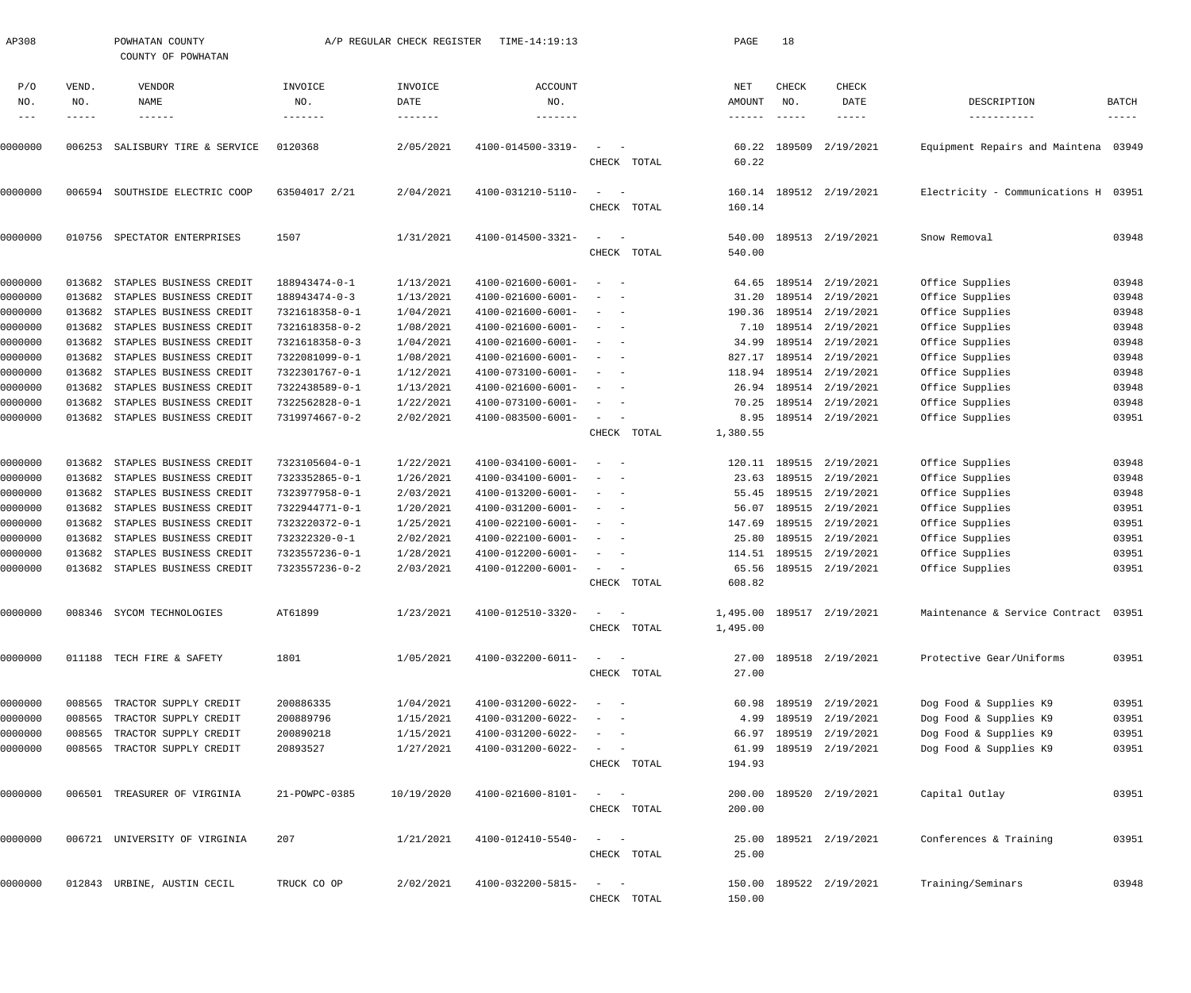AP308 POWHATAN COUNTY A/P REGULAR CHECK REGISTER TIME-14:19:13 PAGE 18

COUNTY OF POWHATAN

| P/O NO. | VEND. NO. | VENDOR NAME | INVOICE NO. | INVOICE DATE | ACCOUNT NO. | | NET AMOUNT | CHECK NO. | CHECK DATE | DESCRIPTION | BATCH |
|---|---|---|---|---|---|---|---|---|---|---|---|
| 0000000 | 006253 | SALISBURY TIRE & SERVICE | 0120368 | 2/05/2021 | 4100-014500-3319- | - - | 60.22 | 189509 | 2/19/2021 | Equipment Repairs and Maintena | 03949 |
| | | | | | | CHECK TOTAL | 60.22 | | | | |
| 0000000 | 006594 | SOUTHSIDE ELECTRIC COOP | 63504017 2/21 | 2/04/2021 | 4100-031210-5110- | - - | 160.14 | 189512 | 2/19/2021 | Electricity - Communications H | 03951 |
| | | | | | | CHECK TOTAL | 160.14 | | | | |
| 0000000 | 010756 | SPECTATOR ENTERPRISES | 1507 | 1/31/2021 | 4100-014500-3321- | - - | 540.00 | 189513 | 2/19/2021 | Snow Removal | 03948 |
| | | | | | | CHECK TOTAL | 540.00 | | | | |
| 0000000 | 013682 | STAPLES BUSINESS CREDIT | 188943474-0-1 | 1/13/2021 | 4100-021600-6001- | - - | 64.65 | 189514 | 2/19/2021 | Office Supplies | 03948 |
| 0000000 | 013682 | STAPLES BUSINESS CREDIT | 188943474-0-3 | 1/13/2021 | 4100-021600-6001- | - - | 31.20 | 189514 | 2/19/2021 | Office Supplies | 03948 |
| 0000000 | 013682 | STAPLES BUSINESS CREDIT | 7321618358-0-1 | 1/04/2021 | 4100-021600-6001- | - - | 190.36 | 189514 | 2/19/2021 | Office Supplies | 03948 |
| 0000000 | 013682 | STAPLES BUSINESS CREDIT | 7321618358-0-2 | 1/08/2021 | 4100-021600-6001- | - - | 7.10 | 189514 | 2/19/2021 | Office Supplies | 03948 |
| 0000000 | 013682 | STAPLES BUSINESS CREDIT | 7321618358-0-3 | 1/04/2021 | 4100-021600-6001- | - - | 34.99 | 189514 | 2/19/2021 | Office Supplies | 03948 |
| 0000000 | 013682 | STAPLES BUSINESS CREDIT | 7322081099-0-1 | 1/08/2021 | 4100-021600-6001- | - - | 827.17 | 189514 | 2/19/2021 | Office Supplies | 03948 |
| 0000000 | 013682 | STAPLES BUSINESS CREDIT | 7322301767-0-1 | 1/12/2021 | 4100-073100-6001- | - - | 118.94 | 189514 | 2/19/2021 | Office Supplies | 03948 |
| 0000000 | 013682 | STAPLES BUSINESS CREDIT | 7322438589-0-1 | 1/13/2021 | 4100-021600-6001- | - - | 26.94 | 189514 | 2/19/2021 | Office Supplies | 03948 |
| 0000000 | 013682 | STAPLES BUSINESS CREDIT | 7322562828-0-1 | 1/22/2021 | 4100-073100-6001- | - - | 70.25 | 189514 | 2/19/2021 | Office Supplies | 03948 |
| 0000000 | 013682 | STAPLES BUSINESS CREDIT | 7319974667-0-2 | 2/02/2021 | 4100-083500-6001- | - - | 8.95 | 189514 | 2/19/2021 | Office Supplies | 03951 |
| | | | | | | CHECK TOTAL | 1,380.55 | | | | |
| 0000000 | 013682 | STAPLES BUSINESS CREDIT | 7323105604-0-1 | 1/22/2021 | 4100-034100-6001- | - - | 120.11 | 189515 | 2/19/2021 | Office Supplies | 03948 |
| 0000000 | 013682 | STAPLES BUSINESS CREDIT | 7323352865-0-1 | 1/26/2021 | 4100-034100-6001- | - - | 23.63 | 189515 | 2/19/2021 | Office Supplies | 03948 |
| 0000000 | 013682 | STAPLES BUSINESS CREDIT | 7323977958-0-1 | 2/03/2021 | 4100-013200-6001- | - - | 55.45 | 189515 | 2/19/2021 | Office Supplies | 03948 |
| 0000000 | 013682 | STAPLES BUSINESS CREDIT | 7322944771-0-1 | 1/20/2021 | 4100-031200-6001- | - - | 56.07 | 189515 | 2/19/2021 | Office Supplies | 03951 |
| 0000000 | 013682 | STAPLES BUSINESS CREDIT | 7323220372-0-1 | 1/25/2021 | 4100-022100-6001- | - - | 147.69 | 189515 | 2/19/2021 | Office Supplies | 03951 |
| 0000000 | 013682 | STAPLES BUSINESS CREDIT | 732322320-0-1 | 2/02/2021 | 4100-022100-6001- | - - | 25.80 | 189515 | 2/19/2021 | Office Supplies | 03951 |
| 0000000 | 013682 | STAPLES BUSINESS CREDIT | 7323557236-0-1 | 1/28/2021 | 4100-012200-6001- | - - | 114.51 | 189515 | 2/19/2021 | Office Supplies | 03951 |
| 0000000 | 013682 | STAPLES BUSINESS CREDIT | 7323557236-0-2 | 2/03/2021 | 4100-012200-6001- | - - | 65.56 | 189515 | 2/19/2021 | Office Supplies | 03951 |
| | | | | | | CHECK TOTAL | 608.82 | | | | |
| 0000000 | 008346 | SYCOM TECHNOLOGIES | AT61899 | 1/23/2021 | 4100-012510-3320- | - - | 1,495.00 | 189517 | 2/19/2021 | Maintenance & Service Contract | 03951 |
| | | | | | | CHECK TOTAL | 1,495.00 | | | | |
| 0000000 | 011188 | TECH FIRE & SAFETY | 1801 | 1/05/2021 | 4100-032200-6011- | - - | 27.00 | 189518 | 2/19/2021 | Protective Gear/Uniforms | 03951 |
| | | | | | | CHECK TOTAL | 27.00 | | | | |
| 0000000 | 008565 | TRACTOR SUPPLY CREDIT | 200886335 | 1/04/2021 | 4100-031200-6022- | - - | 60.98 | 189519 | 2/19/2021 | Dog Food & Supplies K9 | 03951 |
| 0000000 | 008565 | TRACTOR SUPPLY CREDIT | 200889796 | 1/15/2021 | 4100-031200-6022- | - - | 4.99 | 189519 | 2/19/2021 | Dog Food & Supplies K9 | 03951 |
| 0000000 | 008565 | TRACTOR SUPPLY CREDIT | 200890218 | 1/15/2021 | 4100-031200-6022- | - - | 66.97 | 189519 | 2/19/2021 | Dog Food & Supplies K9 | 03951 |
| 0000000 | 008565 | TRACTOR SUPPLY CREDIT | 20893527 | 1/27/2021 | 4100-031200-6022- | - - | 61.99 | 189519 | 2/19/2021 | Dog Food & Supplies K9 | 03951 |
| | | | | | | CHECK TOTAL | 194.93 | | | | |
| 0000000 | 006501 | TREASURER OF VIRGINIA | 21-POWPC-0385 | 10/19/2020 | 4100-021600-8101- | - - | 200.00 | 189520 | 2/19/2021 | Capital Outlay | 03951 |
| | | | | | | CHECK TOTAL | 200.00 | | | | |
| 0000000 | 006721 | UNIVERSITY OF VIRGINIA | 207 | 1/21/2021 | 4100-012410-5540- | - - | 25.00 | 189521 | 2/19/2021 | Conferences & Training | 03951 |
| | | | | | | CHECK TOTAL | 25.00 | | | | |
| 0000000 | 012843 | URBINE, AUSTIN CECIL | TRUCK CO OP | 2/02/2021 | 4100-032200-5815- | - - | 150.00 | 189522 | 2/19/2021 | Training/Seminars | 03948 |
| | | | | | | CHECK TOTAL | 150.00 | | | | |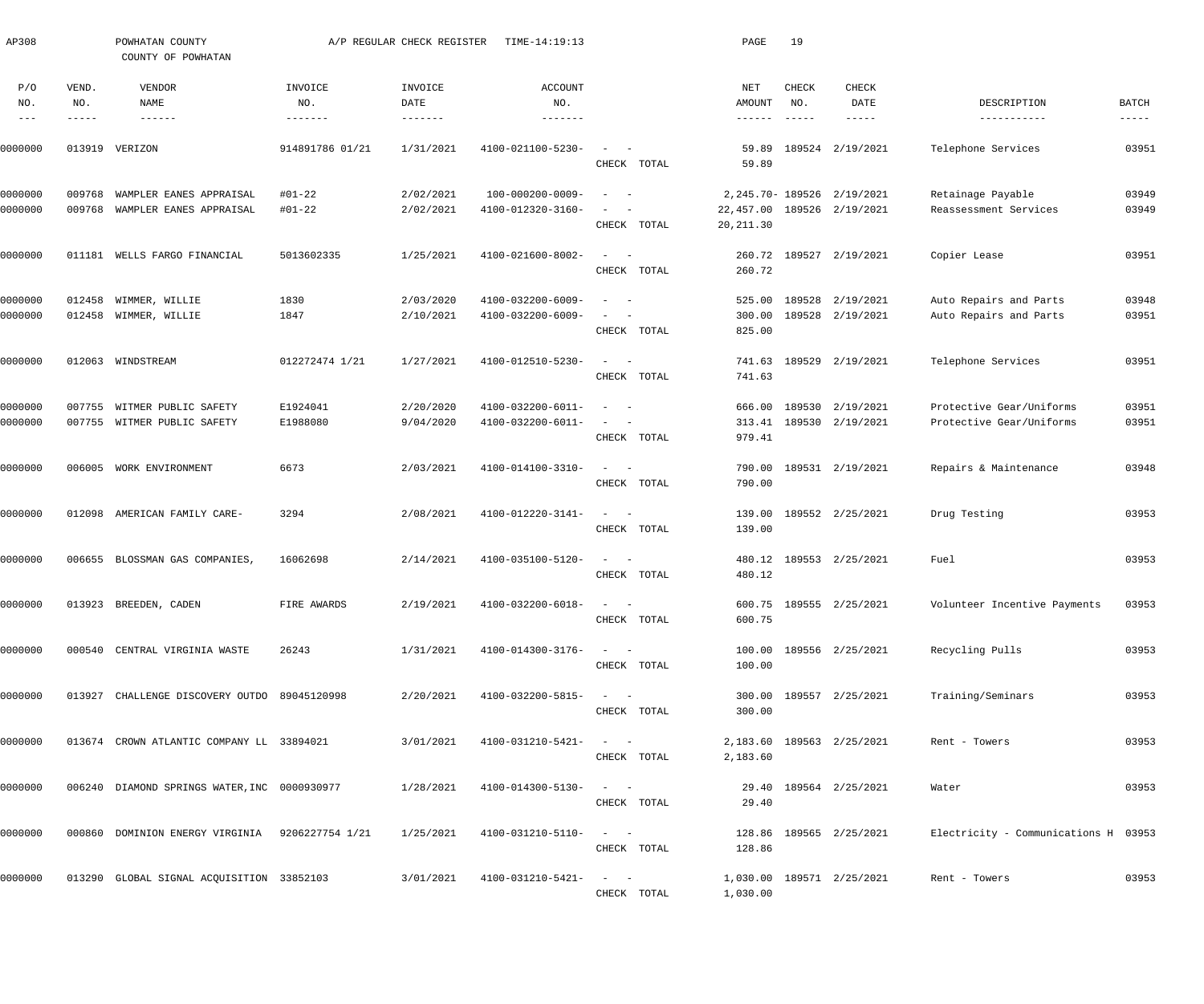AP308 POWHATAN COUNTY A/P REGULAR CHECK REGISTER TIME-14:19:13 PAGE 19

COUNTY OF POWHATAN

| P/O NO. | VEND. NO. | VENDOR NAME | INVOICE NO. | INVOICE DATE | ACCOUNT NO. | | NET AMOUNT | CHECK NO. | CHECK DATE | DESCRIPTION | BATCH |
|---|---|---|---|---|---|---|---|---|---|---|---|
| 0000000 | 013919 | VERIZON | 914891786 01/21 | 1/31/2021 | 4100-021100-5230- | - - | 59.89 | 189524 | 2/19/2021 | Telephone Services | 03951 |
| | | | | | | CHECK TOTAL | 59.89 | | | | |
| 0000000 | 009768 | WAMPLER EANES APPRAISAL | #01-22 | 2/02/2021 | 100-000200-0009- | - - | 2,245.70- | 189526 | 2/19/2021 | Retainage Payable | 03949 |
| 0000000 | 009768 | WAMPLER EANES APPRAISAL | #01-22 | 2/02/2021 | 4100-012320-3160- | - - | 22,457.00 | 189526 | 2/19/2021 | Reassessment Services | 03949 |
| | | | | | | CHECK TOTAL | 20,211.30 | | | | |
| 0000000 | 011181 | WELLS FARGO FINANCIAL | 5013602335 | 1/25/2021 | 4100-021600-8002- | - - | 260.72 | 189527 | 2/19/2021 | Copier Lease | 03951 |
| | | | | | | CHECK TOTAL | 260.72 | | | | |
| 0000000 | 012458 | WIMMER, WILLIE | 1830 | 2/03/2020 | 4100-032200-6009- | - - | 525.00 | 189528 | 2/19/2021 | Auto Repairs and Parts | 03948 |
| 0000000 | 012458 | WIMMER, WILLIE | 1847 | 2/10/2021 | 4100-032200-6009- | - - | 300.00 | 189528 | 2/19/2021 | Auto Repairs and Parts | 03951 |
| | | | | | | CHECK TOTAL | 825.00 | | | | |
| 0000000 | 012063 | WINDSTREAM | 012272474 1/21 | 1/27/2021 | 4100-012510-5230- | - - | 741.63 | 189529 | 2/19/2021 | Telephone Services | 03951 |
| | | | | | | CHECK TOTAL | 741.63 | | | | |
| 0000000 | 007755 | WITMER PUBLIC SAFETY | E1924041 | 2/20/2020 | 4100-032200-6011- | - - | 666.00 | 189530 | 2/19/2021 | Protective Gear/Uniforms | 03951 |
| 0000000 | 007755 | WITMER PUBLIC SAFETY | E1988080 | 9/04/2020 | 4100-032200-6011- | - - | 313.41 | 189530 | 2/19/2021 | Protective Gear/Uniforms | 03951 |
| | | | | | | CHECK TOTAL | 979.41 | | | | |
| 0000000 | 006005 | WORK ENVIRONMENT | 6673 | 2/03/2021 | 4100-014100-3310- | - - | 790.00 | 189531 | 2/19/2021 | Repairs & Maintenance | 03948 |
| | | | | | | CHECK TOTAL | 790.00 | | | | |
| 0000000 | 012098 | AMERICAN FAMILY CARE- | 3294 | 2/08/2021 | 4100-012220-3141- | - - | 139.00 | 189552 | 2/25/2021 | Drug Testing | 03953 |
| | | | | | | CHECK TOTAL | 139.00 | | | | |
| 0000000 | 006655 | BLOSSMAN GAS COMPANIES, | 16062698 | 2/14/2021 | 4100-035100-5120- | - - | 480.12 | 189553 | 2/25/2021 | Fuel | 03953 |
| | | | | | | CHECK TOTAL | 480.12 | | | | |
| 0000000 | 013923 | BREEDEN, CADEN | FIRE AWARDS | 2/19/2021 | 4100-032200-6018- | - - | 600.75 | 189555 | 2/25/2021 | Volunteer Incentive Payments | 03953 |
| | | | | | | CHECK TOTAL | 600.75 | | | | |
| 0000000 | 000540 | CENTRAL VIRGINIA WASTE | 26243 | 1/31/2021 | 4100-014300-3176- | - - | 100.00 | 189556 | 2/25/2021 | Recycling Pulls | 03953 |
| | | | | | | CHECK TOTAL | 100.00 | | | | |
| 0000000 | 013927 | CHALLENGE DISCOVERY OUTDO | 89045120998 | 2/20/2021 | 4100-032200-5815- | - - | 300.00 | 189557 | 2/25/2021 | Training/Seminars | 03953 |
| | | | | | | CHECK TOTAL | 300.00 | | | | |
| 0000000 | 013674 | CROWN ATLANTIC COMPANY LL | 33894021 | 3/01/2021 | 4100-031210-5421- | - - | 2,183.60 | 189563 | 2/25/2021 | Rent - Towers | 03953 |
| | | | | | | CHECK TOTAL | 2,183.60 | | | | |
| 0000000 | 006240 | DIAMOND SPRINGS WATER,INC | 0000930977 | 1/28/2021 | 4100-014300-5130- | - - | 29.40 | 189564 | 2/25/2021 | Water | 03953 |
| | | | | | | CHECK TOTAL | 29.40 | | | | |
| 0000000 | 000860 | DOMINION ENERGY VIRGINIA | 9206227754 1/21 | 1/25/2021 | 4100-031210-5110- | - - | 128.86 | 189565 | 2/25/2021 | Electricity - Communications H | 03953 |
| | | | | | | CHECK TOTAL | 128.86 | | | | |
| 0000000 | 013290 | GLOBAL SIGNAL ACQUISITION | 33852103 | 3/01/2021 | 4100-031210-5421- | - - | 1,030.00 | 189571 | 2/25/2021 | Rent - Towers | 03953 |
| | | | | | | CHECK TOTAL | 1,030.00 | | | | |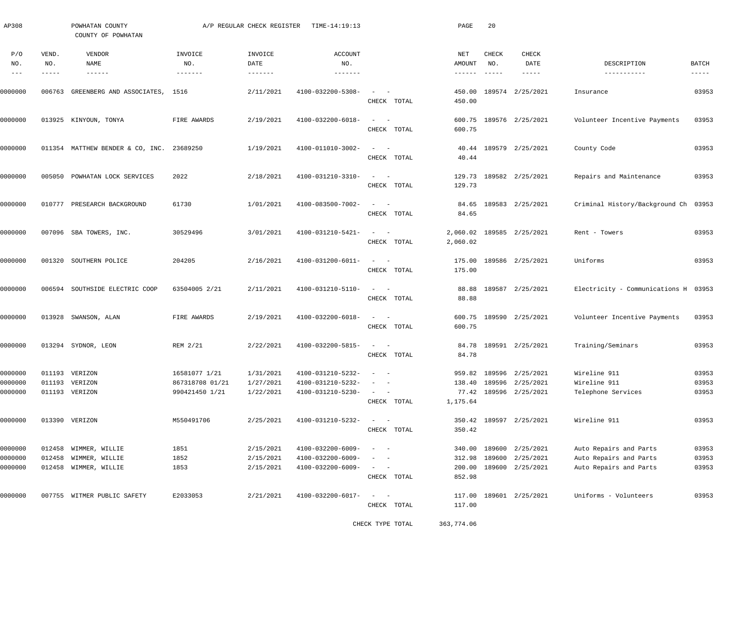AP308 POWHATAN COUNTY A/P REGULAR CHECK REGISTER TIME-14:19:13

COUNTY OF POWHATAN

| P/O NO. | VEND. NO. | VENDOR NAME | INVOICE NO. | INVOICE DATE | ACCOUNT NO. | | NET AMOUNT | CHECK NO. | CHECK DATE | DESCRIPTION | BATCH |
|---|---|---|---|---|---|---|---|---|---|---|---|
| 0000000 | 006763 | GREENBERG AND ASSOCIATES, | 1516 | 2/11/2021 | 4100-032200-5308- | - - | 450.00 | 189574 | 2/25/2021 | Insurance | 03953 |
| | | | | | | CHECK TOTAL | 450.00 | | | | |
| 0000000 | 013925 | KINYOUN, TONYA | FIRE AWARDS | 2/19/2021 | 4100-032200-6018- | - - | 600.75 | 189576 | 2/25/2021 | Volunteer Incentive Payments | 03953 |
| | | | | | | CHECK TOTAL | 600.75 | | | | |
| 0000000 | 011354 | MATTHEW BENDER & CO, INC. | 23689250 | 1/19/2021 | 4100-011010-3002- | - - | 40.44 | 189579 | 2/25/2021 | County Code | 03953 |
| | | | | | | CHECK TOTAL | 40.44 | | | | |
| 0000000 | 005050 | POWHATAN LOCK SERVICES | 2022 | 2/18/2021 | 4100-031210-3310- | - - | 129.73 | 189582 | 2/25/2021 | Repairs and Maintenance | 03953 |
| | | | | | | CHECK TOTAL | 129.73 | | | | |
| 0000000 | 010777 | PRESEARCH BACKGROUND | 61730 | 1/01/2021 | 4100-083500-7002- | - - | 84.65 | 189583 | 2/25/2021 | Criminal History/Background Ch | 03953 |
| | | | | | | CHECK TOTAL | 84.65 | | | | |
| 0000000 | 007096 | SBA TOWERS, INC. | 30529496 | 3/01/2021 | 4100-031210-5421- | - - | 2,060.02 | 189585 | 2/25/2021 | Rent - Towers | 03953 |
| | | | | | | CHECK TOTAL | 2,060.02 | | | | |
| 0000000 | 001320 | SOUTHERN POLICE | 204205 | 2/16/2021 | 4100-031200-6011- | - - | 175.00 | 189586 | 2/25/2021 | Uniforms | 03953 |
| | | | | | | CHECK TOTAL | 175.00 | | | | |
| 0000000 | 006594 | SOUTHSIDE ELECTRIC COOP | 63504005 2/21 | 2/11/2021 | 4100-031210-5110- | - - | 88.88 | 189587 | 2/25/2021 | Electricity - Communications H | 03953 |
| | | | | | | CHECK TOTAL | 88.88 | | | | |
| 0000000 | 013928 | SWANSON, ALAN | FIRE AWARDS | 2/19/2021 | 4100-032200-6018- | - - | 600.75 | 189590 | 2/25/2021 | Volunteer Incentive Payments | 03953 |
| | | | | | | CHECK TOTAL | 600.75 | | | | |
| 0000000 | 013294 | SYDNOR, LEON | REM 2/21 | 2/22/2021 | 4100-032200-5815- | - - | 84.78 | 189591 | 2/25/2021 | Training/Seminars | 03953 |
| | | | | | | CHECK TOTAL | 84.78 | | | | |
| 0000000 | 011193 | VERIZON | 16581077 1/21 | 1/31/2021 | 4100-031210-5232- | - - | 959.82 | 189596 | 2/25/2021 | Wireline 911 | 03953 |
| 0000000 | 011193 | VERIZON | 867318708 01/21 | 1/27/2021 | 4100-031210-5232- | - - | 138.40 | 189596 | 2/25/2021 | Wireline 911 | 03953 |
| 0000000 | 011193 | VERIZON | 990421450 1/21 | 1/22/2021 | 4100-031210-5230- | - - | 77.42 | 189596 | 2/25/2021 | Telephone Services | 03953 |
| | | | | | | CHECK TOTAL | 1,175.64 | | | | |
| 0000000 | 013390 | VERIZON | M550491706 | 2/25/2021 | 4100-031210-5232- | - - | 350.42 | 189597 | 2/25/2021 | Wireline 911 | 03953 |
| | | | | | | CHECK TOTAL | 350.42 | | | | |
| 0000000 | 012458 | WIMMER, WILLIE | 1851 | 2/15/2021 | 4100-032200-6009- | - - | 340.00 | 189600 | 2/25/2021 | Auto Repairs and Parts | 03953 |
| 0000000 | 012458 | WIMMER, WILLIE | 1852 | 2/15/2021 | 4100-032200-6009- | - - | 312.98 | 189600 | 2/25/2021 | Auto Repairs and Parts | 03953 |
| 0000000 | 012458 | WIMMER, WILLIE | 1853 | 2/15/2021 | 4100-032200-6009- | - - | 200.00 | 189600 | 2/25/2021 | Auto Repairs and Parts | 03953 |
| | | | | | | CHECK TOTAL | 852.98 | | | | |
| 0000000 | 007755 | WITMER PUBLIC SAFETY | E2033053 | 2/21/2021 | 4100-032200-6017- | - - | 117.00 | 189601 | 2/25/2021 | Uniforms - Volunteers | 03953 |
| | | | | | | CHECK TOTAL | 117.00 | | | | |
| | | | | | | CHECK TYPE TOTAL | 363,774.06 | | | | |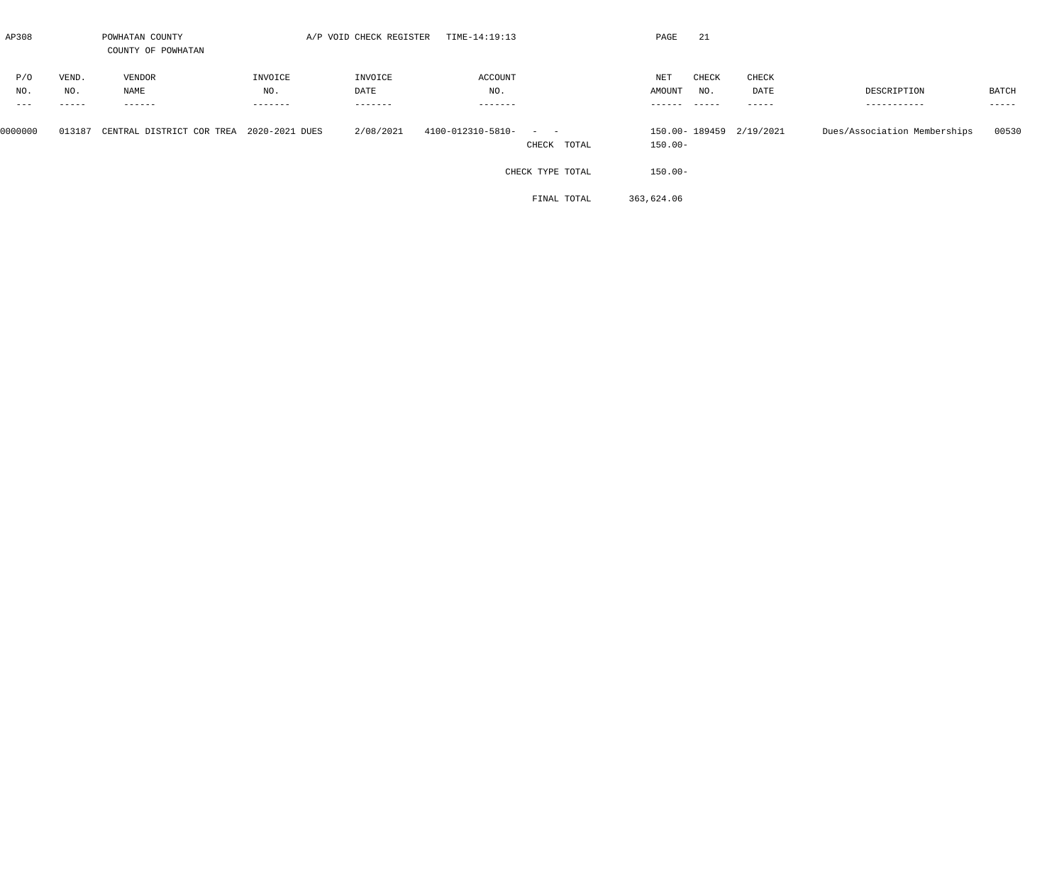AP308 POWHATAN COUNTY A/P VOID CHECK REGISTER TIME-14:19:13

COUNTY OF POWHATAN

| P/O NO. | VEND. NO. | VENDOR NAME | INVOICE NO. | INVOICE DATE | ACCOUNT NO. | | NET AMOUNT | CHECK NO. | CHECK DATE | DESCRIPTION | BATCH |
|---|---|---|---|---|---|---|---|---|---|---|---|
| 0000000 | 013187 | CENTRAL DISTRICT COR TREA | 2020-2021 DUES | 2/08/2021 | 4100-012310-5810- - - | | 150.00- | 189459 | 2/19/2021 | Dues/Association Memberships | 00530 |
| | | | | | | CHECK TOTAL | 150.00- | | | | |
| | | | | | | CHECK TYPE TOTAL | 150.00- | | | | |
| | | | | | | FINAL TOTAL | 363,624.06 | | | | |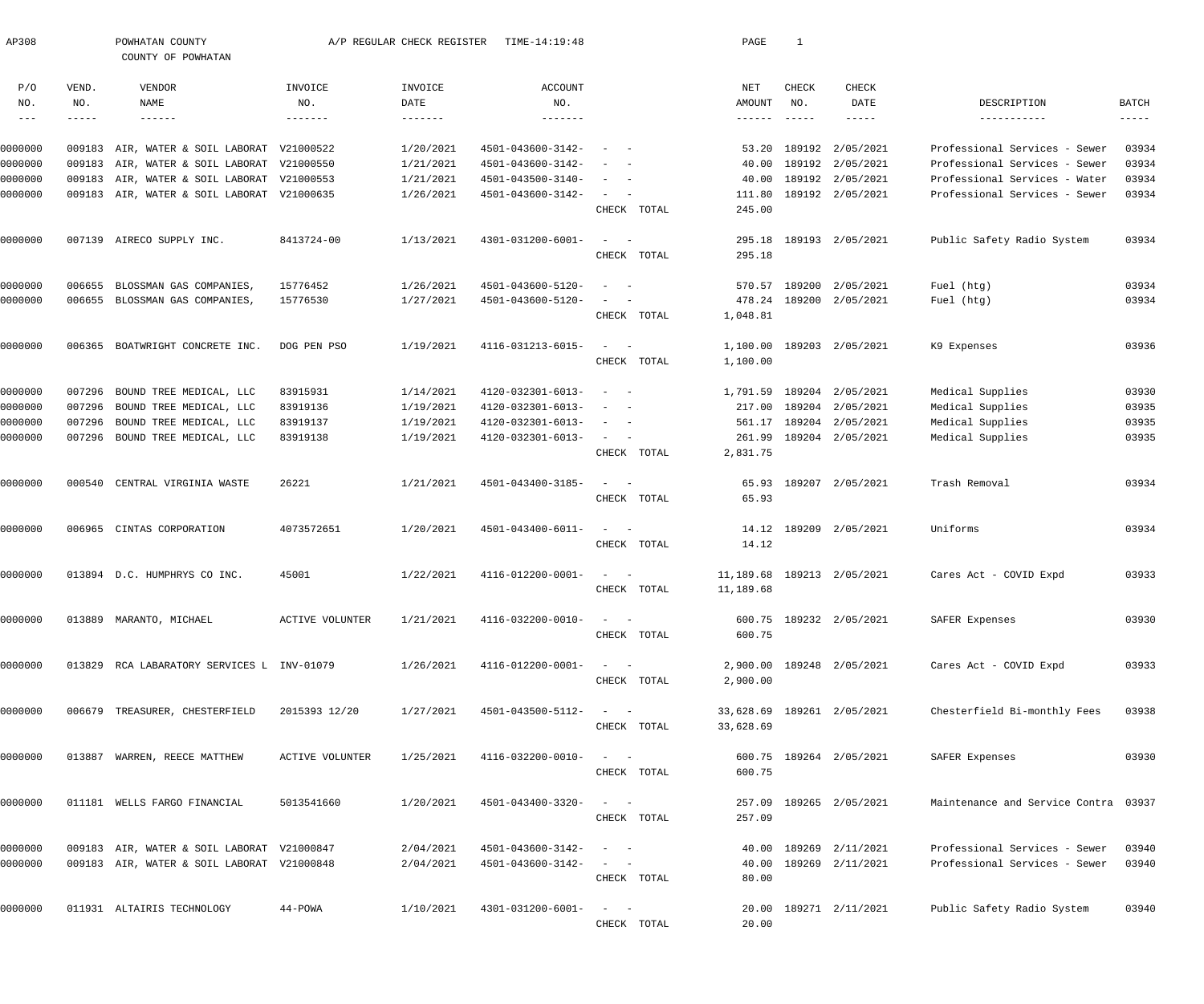AP308 POWHATAN COUNTY A/P REGULAR CHECK REGISTER TIME-14:19:48 PAGE 1

COUNTY OF POWHATAN

| P/O NO. | VEND. NO. | VENDOR NAME | INVOICE NO. | INVOICE DATE | ACCOUNT NO. | | NET AMOUNT | CHECK NO. | CHECK DATE | DESCRIPTION | BATCH |
|---|---|---|---|---|---|---|---|---|---|---|---|
| 0000000 | 009183 | AIR, WATER & SOIL LABORAT | V21000522 | 1/20/2021 | 4501-043600-3142- | - - | 53.20 | 189192 | 2/05/2021 | Professional Services - Sewer | 03934 |
| 0000000 | 009183 | AIR, WATER & SOIL LABORAT | V21000550 | 1/21/2021 | 4501-043600-3142- | - - | 40.00 | 189192 | 2/05/2021 | Professional Services - Sewer | 03934 |
| 0000000 | 009183 | AIR, WATER & SOIL LABORAT | V21000553 | 1/21/2021 | 4501-043500-3140- | - - | 40.00 | 189192 | 2/05/2021 | Professional Services - Water | 03934 |
| 0000000 | 009183 | AIR, WATER & SOIL LABORAT | V21000635 | 1/26/2021 | 4501-043600-3142- | - - | 111.80 | 189192 | 2/05/2021 | Professional Services - Sewer | 03934 |
| | | | | | | CHECK TOTAL | 245.00 | | | | |
| 0000000 | 007139 | AIRECO SUPPLY INC. | 8413724-00 | 1/13/2021 | 4301-031200-6001- | - - | 295.18 | 189193 | 2/05/2021 | Public Safety Radio System | 03934 |
| | | | | | | CHECK TOTAL | 295.18 | | | | |
| 0000000 | 006655 | BLOSSMAN GAS COMPANIES, | 15776452 | 1/26/2021 | 4501-043600-5120- | - - | 570.57 | 189200 | 2/05/2021 | Fuel (htg) | 03934 |
| 0000000 | 006655 | BLOSSMAN GAS COMPANIES, | 15776530 | 1/27/2021 | 4501-043600-5120- | - - | 478.24 | 189200 | 2/05/2021 | Fuel (htg) | 03934 |
| | | | | | | CHECK TOTAL | 1,048.81 | | | | |
| 0000000 | 006365 | BOATWRIGHT CONCRETE INC. | DOG PEN PSO | 1/19/2021 | 4116-031213-6015- | - - | 1,100.00 | 189203 | 2/05/2021 | K9 Expenses | 03936 |
| | | | | | | CHECK TOTAL | 1,100.00 | | | | |
| 0000000 | 007296 | BOUND TREE MEDICAL, LLC | 83915931 | 1/14/2021 | 4120-032301-6013- | - - | 1,791.59 | 189204 | 2/05/2021 | Medical Supplies | 03930 |
| 0000000 | 007296 | BOUND TREE MEDICAL, LLC | 83919136 | 1/19/2021 | 4120-032301-6013- | - - | 217.00 | 189204 | 2/05/2021 | Medical Supplies | 03935 |
| 0000000 | 007296 | BOUND TREE MEDICAL, LLC | 83919137 | 1/19/2021 | 4120-032301-6013- | - - | 561.17 | 189204 | 2/05/2021 | Medical Supplies | 03935 |
| 0000000 | 007296 | BOUND TREE MEDICAL, LLC | 83919138 | 1/19/2021 | 4120-032301-6013- | - - | 261.99 | 189204 | 2/05/2021 | Medical Supplies | 03935 |
| | | | | | | CHECK TOTAL | 2,831.75 | | | | |
| 0000000 | 000540 | CENTRAL VIRGINIA WASTE | 26221 | 1/21/2021 | 4501-043400-3185- | - - | 65.93 | 189207 | 2/05/2021 | Trash Removal | 03934 |
| | | | | | | CHECK TOTAL | 65.93 | | | | |
| 0000000 | 006965 | CINTAS CORPORATION | 4073572651 | 1/20/2021 | 4501-043400-6011- | - - | 14.12 | 189209 | 2/05/2021 | Uniforms | 03934 |
| | | | | | | CHECK TOTAL | 14.12 | | | | |
| 0000000 | 013894 | D.C. HUMPHRYS CO INC. | 45001 | 1/22/2021 | 4116-012200-0001- | - - | 11,189.68 | 189213 | 2/05/2021 | Cares Act - COVID Expd | 03933 |
| | | | | | | CHECK TOTAL | 11,189.68 | | | | |
| 0000000 | 013889 | MARANTO, MICHAEL | ACTIVE VOLUNTER | 1/21/2021 | 4116-032200-0010- | - - | 600.75 | 189232 | 2/05/2021 | SAFER Expenses | 03930 |
| | | | | | | CHECK TOTAL | 600.75 | | | | |
| 0000000 | 013829 | RCA LABARATORY SERVICES L | INV-01079 | 1/26/2021 | 4116-012200-0001- | - - | 2,900.00 | 189248 | 2/05/2021 | Cares Act - COVID Expd | 03933 |
| | | | | | | CHECK TOTAL | 2,900.00 | | | | |
| 0000000 | 006679 | TREASURER, CHESTERFIELD | 2015393 12/20 | 1/27/2021 | 4501-043500-5112- | - - | 33,628.69 | 189261 | 2/05/2021 | Chesterfield Bi-monthly Fees | 03938 |
| | | | | | | CHECK TOTAL | 33,628.69 | | | | |
| 0000000 | 013887 | WARREN, REECE MATTHEW | ACTIVE VOLUNTER | 1/25/2021 | 4116-032200-0010- | - - | 600.75 | 189264 | 2/05/2021 | SAFER Expenses | 03930 |
| | | | | | | CHECK TOTAL | 600.75 | | | | |
| 0000000 | 011181 | WELLS FARGO FINANCIAL | 5013541660 | 1/20/2021 | 4501-043400-3320- | - - | 257.09 | 189265 | 2/05/2021 | Maintenance and Service Contra | 03937 |
| | | | | | | CHECK TOTAL | 257.09 | | | | |
| 0000000 | 009183 | AIR, WATER & SOIL LABORAT | V21000847 | 2/04/2021 | 4501-043600-3142- | - - | 40.00 | 189269 | 2/11/2021 | Professional Services - Sewer | 03940 |
| 0000000 | 009183 | AIR, WATER & SOIL LABORAT | V21000848 | 2/04/2021 | 4501-043600-3142- | - - | 40.00 | 189269 | 2/11/2021 | Professional Services - Sewer | 03940 |
| | | | | | | CHECK TOTAL | 80.00 | | | | |
| 0000000 | 011931 | ALTAIRIS TECHNOLOGY | 44-POWA | 1/10/2021 | 4301-031200-6001- | - - | 20.00 | 189271 | 2/11/2021 | Public Safety Radio System | 03940 |
| | | | | | | CHECK TOTAL | 20.00 | | | | |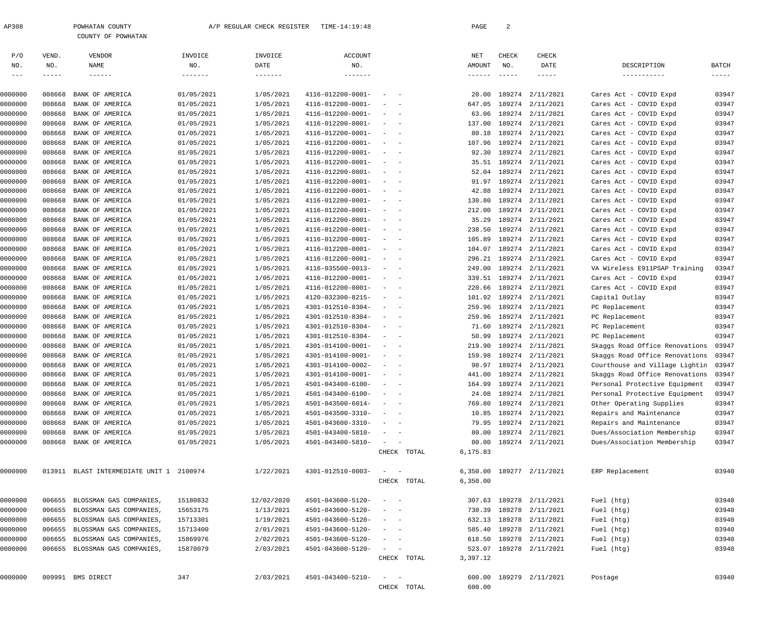AP308 POWHATAN COUNTY A/P REGULAR CHECK REGISTER TIME-14:19:48 PAGE 2

COUNTY OF POWHATAN

| P/O NO. | VEND. NO. | VENDOR NAME | INVOICE NO. | INVOICE DATE | ACCOUNT NO. | | NET AMOUNT | CHECK NO. | CHECK DATE | DESCRIPTION | BATCH |
|---|---|---|---|---|---|---|---|---|---|---|---|
| 0000000 | 008668 | BANK OF AMERICA | 01/05/2021 | 1/05/2021 | 4116-012200-0001- | - - | 20.00 | 189274 | 2/11/2021 | Cares Act - COVID Expd | 03947 |
| 0000000 | 008668 | BANK OF AMERICA | 01/05/2021 | 1/05/2021 | 4116-012200-0001- | - - | 647.05 | 189274 | 2/11/2021 | Cares Act - COVID Expd | 03947 |
| 0000000 | 008668 | BANK OF AMERICA | 01/05/2021 | 1/05/2021 | 4116-012200-0001- | - - | 63.06 | 189274 | 2/11/2021 | Cares Act - COVID Expd | 03947 |
| 0000000 | 008668 | BANK OF AMERICA | 01/05/2021 | 1/05/2021 | 4116-012200-0001- | - - | 137.00 | 189274 | 2/11/2021 | Cares Act - COVID Expd | 03947 |
| 0000000 | 008668 | BANK OF AMERICA | 01/05/2021 | 1/05/2021 | 4116-012200-0001- | - - | 80.18 | 189274 | 2/11/2021 | Cares Act - COVID Expd | 03947 |
| 0000000 | 008668 | BANK OF AMERICA | 01/05/2021 | 1/05/2021 | 4116-012200-0001- | - - | 107.96 | 189274 | 2/11/2021 | Cares Act - COVID Expd | 03947 |
| 0000000 | 008668 | BANK OF AMERICA | 01/05/2021 | 1/05/2021 | 4116-012200-0001- | - - | 92.30 | 189274 | 2/11/2021 | Cares Act - COVID Expd | 03947 |
| 0000000 | 008668 | BANK OF AMERICA | 01/05/2021 | 1/05/2021 | 4116-012200-0001- | - - | 35.51 | 189274 | 2/11/2021 | Cares Act - COVID Expd | 03947 |
| 0000000 | 008668 | BANK OF AMERICA | 01/05/2021 | 1/05/2021 | 4116-012200-0001- | - - | 52.04 | 189274 | 2/11/2021 | Cares Act - COVID Expd | 03947 |
| 0000000 | 008668 | BANK OF AMERICA | 01/05/2021 | 1/05/2021 | 4116-012200-0001- | - - | 91.97 | 189274 | 2/11/2021 | Cares Act - COVID Expd | 03947 |
| 0000000 | 008668 | BANK OF AMERICA | 01/05/2021 | 1/05/2021 | 4116-012200-0001- | - - | 42.88 | 189274 | 2/11/2021 | Cares Act - COVID Expd | 03947 |
| 0000000 | 008668 | BANK OF AMERICA | 01/05/2021 | 1/05/2021 | 4116-012200-0001- | - - | 130.80 | 189274 | 2/11/2021 | Cares Act - COVID Expd | 03947 |
| 0000000 | 008668 | BANK OF AMERICA | 01/05/2021 | 1/05/2021 | 4116-012200-0001- | - - | 212.00 | 189274 | 2/11/2021 | Cares Act - COVID Expd | 03947 |
| 0000000 | 008668 | BANK OF AMERICA | 01/05/2021 | 1/05/2021 | 4116-012200-0001- | - - | 35.29 | 189274 | 2/11/2021 | Cares Act - COVID Expd | 03947 |
| 0000000 | 008668 | BANK OF AMERICA | 01/05/2021 | 1/05/2021 | 4116-012200-0001- | - - | 238.50 | 189274 | 2/11/2021 | Cares Act - COVID Expd | 03947 |
| 0000000 | 008668 | BANK OF AMERICA | 01/05/2021 | 1/05/2021 | 4116-012200-0001- | - - | 105.89 | 189274 | 2/11/2021 | Cares Act - COVID Expd | 03947 |
| 0000000 | 008668 | BANK OF AMERICA | 01/05/2021 | 1/05/2021 | 4116-012200-0001- | - - | 104.07 | 189274 | 2/11/2021 | Cares Act - COVID Expd | 03947 |
| 0000000 | 008668 | BANK OF AMERICA | 01/05/2021 | 1/05/2021 | 4116-012200-0001- | - - | 296.21 | 189274 | 2/11/2021 | Cares Act - COVID Expd | 03947 |
| 0000000 | 008668 | BANK OF AMERICA | 01/05/2021 | 1/05/2021 | 4116-035500-0013- | - - | 249.00 | 189274 | 2/11/2021 | VA Wireless E911PSAP Training | 03947 |
| 0000000 | 008668 | BANK OF AMERICA | 01/05/2021 | 1/05/2021 | 4116-012200-0001- | - - | 339.51 | 189274 | 2/11/2021 | Cares Act - COVID Expd | 03947 |
| 0000000 | 008668 | BANK OF AMERICA | 01/05/2021 | 1/05/2021 | 4116-012200-0001- | - - | 220.66 | 189274 | 2/11/2021 | Cares Act - COVID Expd | 03947 |
| 0000000 | 008668 | BANK OF AMERICA | 01/05/2021 | 1/05/2021 | 4120-032300-8215- | - - | 101.92 | 189274 | 2/11/2021 | Capital Outlay | 03947 |
| 0000000 | 008668 | BANK OF AMERICA | 01/05/2021 | 1/05/2021 | 4301-012510-8304- | - - | 259.96 | 189274 | 2/11/2021 | PC Replacement | 03947 |
| 0000000 | 008668 | BANK OF AMERICA | 01/05/2021 | 1/05/2021 | 4301-012510-8304- | - - | 259.96 | 189274 | 2/11/2021 | PC Replacement | 03947 |
| 0000000 | 008668 | BANK OF AMERICA | 01/05/2021 | 1/05/2021 | 4301-012510-8304- | - - | 71.60 | 189274 | 2/11/2021 | PC Replacement | 03947 |
| 0000000 | 008668 | BANK OF AMERICA | 01/05/2021 | 1/05/2021 | 4301-012510-8304- | - - | 50.99 | 189274 | 2/11/2021 | PC Replacement | 03947 |
| 0000000 | 008668 | BANK OF AMERICA | 01/05/2021 | 1/05/2021 | 4301-014100-0001- | - - | 219.90 | 189274 | 2/11/2021 | Skaggs Road Office Renovations | 03947 |
| 0000000 | 008668 | BANK OF AMERICA | 01/05/2021 | 1/05/2021 | 4301-014100-0001- | - - | 159.98 | 189274 | 2/11/2021 | Skaggs Road Office Renovations | 03947 |
| 0000000 | 008668 | BANK OF AMERICA | 01/05/2021 | 1/05/2021 | 4301-014100-0002- | - - | 98.97 | 189274 | 2/11/2021 | Courthouse and Village Lightin | 03947 |
| 0000000 | 008668 | BANK OF AMERICA | 01/05/2021 | 1/05/2021 | 4301-014100-0001- | - - | 441.00 | 189274 | 2/11/2021 | Skaggs Road Office Renovations | 03947 |
| 0000000 | 008668 | BANK OF AMERICA | 01/05/2021 | 1/05/2021 | 4501-043400-6100- | - - | 164.99 | 189274 | 2/11/2021 | Personal Protective Equipment | 03947 |
| 0000000 | 008668 | BANK OF AMERICA | 01/05/2021 | 1/05/2021 | 4501-043400-6100- | - - | 24.08 | 189274 | 2/11/2021 | Personal Protective Equipment | 03947 |
| 0000000 | 008668 | BANK OF AMERICA | 01/05/2021 | 1/05/2021 | 4501-043500-6014- | - - | 769.80 | 189274 | 2/11/2021 | Other Operating Supplies | 03947 |
| 0000000 | 008668 | BANK OF AMERICA | 01/05/2021 | 1/05/2021 | 4501-043500-3310- | - - | 10.85 | 189274 | 2/11/2021 | Repairs and Maintenance | 03947 |
| 0000000 | 008668 | BANK OF AMERICA | 01/05/2021 | 1/05/2021 | 4501-043600-3310- | - - | 79.95 | 189274 | 2/11/2021 | Repairs and Maintenance | 03947 |
| 0000000 | 008668 | BANK OF AMERICA | 01/05/2021 | 1/05/2021 | 4501-043400-5810- | - - | 80.00 | 189274 | 2/11/2021 | Dues/Association Membership | 03947 |
| 0000000 | 008668 | BANK OF AMERICA | 01/05/2021 | 1/05/2021 | 4501-043400-5810- | - - | 80.00 | 189274 | 2/11/2021 | Dues/Association Membership | 03947 |
| | | | | | | CHECK TOTAL | 6,175.83 | | | | |
| 0000000 | 013911 | BLAST INTERMEDIATE UNIT 1 | 2100974 | 1/22/2021 | 4301-012510-0003- | - - | 6,350.00 | 189277 | 2/11/2021 | ERP Replacement | 03940 |
| | | | | | | CHECK TOTAL | 6,350.00 | | | | |
| 0000000 | 006655 | BLOSSMAN GAS COMPANIES, | 15180832 | 12/02/2020 | 4501-043600-5120- | - - | 307.63 | 189278 | 2/11/2021 | Fuel (htg) | 03940 |
| 0000000 | 006655 | BLOSSMAN GAS COMPANIES, | 15653175 | 1/13/2021 | 4501-043600-5120- | - - | 730.39 | 189278 | 2/11/2021 | Fuel (htg) | 03940 |
| 0000000 | 006655 | BLOSSMAN GAS COMPANIES, | 15713301 | 1/19/2021 | 4501-043600-5120- | - - | 632.13 | 189278 | 2/11/2021 | Fuel (htg) | 03940 |
| 0000000 | 006655 | BLOSSMAN GAS COMPANIES, | 15713400 | 2/01/2021 | 4501-043600-5120- | - - | 585.40 | 189278 | 2/11/2021 | Fuel (htg) | 03940 |
| 0000000 | 006655 | BLOSSMAN GAS COMPANIES, | 15869976 | 2/02/2021 | 4501-043600-5120- | - - | 618.50 | 189278 | 2/11/2021 | Fuel (htg) | 03940 |
| 0000000 | 006655 | BLOSSMAN GAS COMPANIES, | 15870079 | 2/03/2021 | 4501-043600-5120- | - - | 523.07 | 189278 | 2/11/2021 | Fuel (htg) | 03940 |
| | | | | | | CHECK TOTAL | 3,397.12 | | | | |
| 0000000 | 009991 | BMS DIRECT | 347 | 2/03/2021 | 4501-043400-5210- | - - | 600.00 | 189279 | 2/11/2021 | Postage | 03940 |
| | | | | | | CHECK TOTAL | 600.00 | | | | |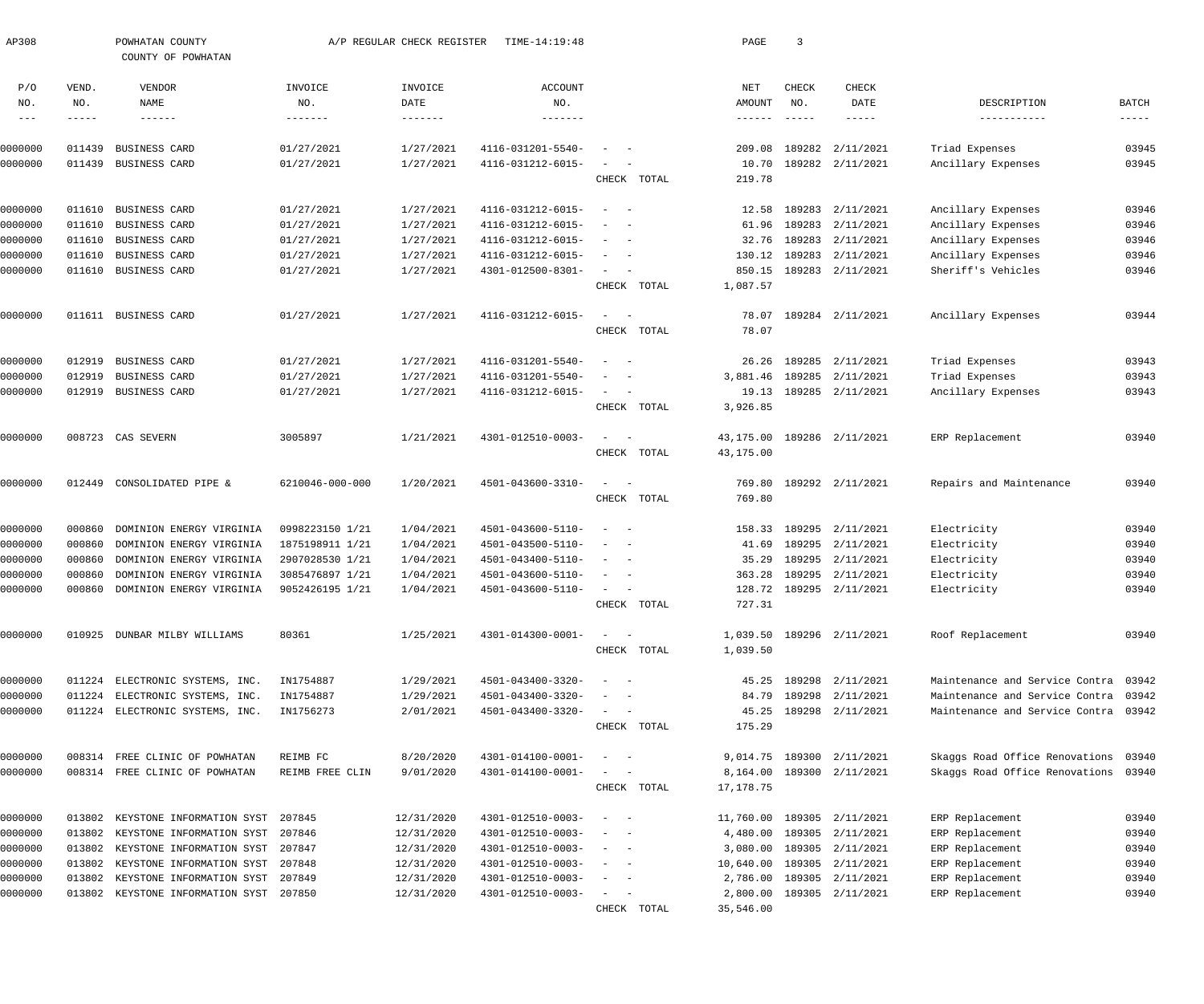AP308 POWHATAN COUNTY A/P REGULAR CHECK REGISTER TIME-14:19:48 PAGE 3

COUNTY OF POWHATAN

| P/O NO. | VEND. NO. | VENDOR NAME | INVOICE NO. | INVOICE DATE | ACCOUNT NO. | | NET AMOUNT | CHECK NO. | CHECK DATE | DESCRIPTION | BATCH |
|---|---|---|---|---|---|---|---|---|---|---|---|
| 0000000 | 011439 | BUSINESS CARD | 01/27/2021 | 1/27/2021 | 4116-031201-5540- | - - | 209.08 | 189282 | 2/11/2021 | Triad Expenses | 03945 |
| 0000000 | 011439 | BUSINESS CARD | 01/27/2021 | 1/27/2021 | 4116-031212-6015- | - - | 10.70 | 189282 | 2/11/2021 | Ancillary Expenses | 03945 |
| | | | | | | CHECK TOTAL | 219.78 | | | | |
| 0000000 | 011610 | BUSINESS CARD | 01/27/2021 | 1/27/2021 | 4116-031212-6015- | - - | 12.58 | 189283 | 2/11/2021 | Ancillary Expenses | 03946 |
| 0000000 | 011610 | BUSINESS CARD | 01/27/2021 | 1/27/2021 | 4116-031212-6015- | - - | 61.96 | 189283 | 2/11/2021 | Ancillary Expenses | 03946 |
| 0000000 | 011610 | BUSINESS CARD | 01/27/2021 | 1/27/2021 | 4116-031212-6015- | - - | 32.76 | 189283 | 2/11/2021 | Ancillary Expenses | 03946 |
| 0000000 | 011610 | BUSINESS CARD | 01/27/2021 | 1/27/2021 | 4116-031212-6015- | - - | 130.12 | 189283 | 2/11/2021 | Ancillary Expenses | 03946 |
| 0000000 | 011610 | BUSINESS CARD | 01/27/2021 | 1/27/2021 | 4301-012500-8301- | - - | 850.15 | 189283 | 2/11/2021 | Sheriff's Vehicles | 03946 |
| | | | | | | CHECK TOTAL | 1,087.57 | | | | |
| 0000000 | 011611 | BUSINESS CARD | 01/27/2021 | 1/27/2021 | 4116-031212-6015- | - - | 78.07 | 189284 | 2/11/2021 | Ancillary Expenses | 03944 |
| | | | | | | CHECK TOTAL | 78.07 | | | | |
| 0000000 | 012919 | BUSINESS CARD | 01/27/2021 | 1/27/2021 | 4116-031201-5540- | - - | 26.26 | 189285 | 2/11/2021 | Triad Expenses | 03943 |
| 0000000 | 012919 | BUSINESS CARD | 01/27/2021 | 1/27/2021 | 4116-031201-5540- | - - | 3,881.46 | 189285 | 2/11/2021 | Triad Expenses | 03943 |
| 0000000 | 012919 | BUSINESS CARD | 01/27/2021 | 1/27/2021 | 4116-031212-6015- | - - | 19.13 | 189285 | 2/11/2021 | Ancillary Expenses | 03943 |
| | | | | | | CHECK TOTAL | 3,926.85 | | | | |
| 0000000 | 008723 | CAS SEVERN | 3005897 | 1/21/2021 | 4301-012510-0003- | - - | 43,175.00 | 189286 | 2/11/2021 | ERP Replacement | 03940 |
| | | | | | | CHECK TOTAL | 43,175.00 | | | | |
| 0000000 | 012449 | CONSOLIDATED PIPE & | 6210046-000-000 | 1/20/2021 | 4501-043600-3310- | - - | 769.80 | 189292 | 2/11/2021 | Repairs and Maintenance | 03940 |
| | | | | | | CHECK TOTAL | 769.80 | | | | |
| 0000000 | 000860 | DOMINION ENERGY VIRGINIA | 0998223150 1/21 | 1/04/2021 | 4501-043600-5110- | - - | 158.33 | 189295 | 2/11/2021 | Electricity | 03940 |
| 0000000 | 000860 | DOMINION ENERGY VIRGINIA | 1875198911 1/21 | 1/04/2021 | 4501-043500-5110- | - - | 41.69 | 189295 | 2/11/2021 | Electricity | 03940 |
| 0000000 | 000860 | DOMINION ENERGY VIRGINIA | 2907028530 1/21 | 1/04/2021 | 4501-043400-5110- | - - | 35.29 | 189295 | 2/11/2021 | Electricity | 03940 |
| 0000000 | 000860 | DOMINION ENERGY VIRGINIA | 3085476897 1/21 | 1/04/2021 | 4501-043600-5110- | - - | 363.28 | 189295 | 2/11/2021 | Electricity | 03940 |
| 0000000 | 000860 | DOMINION ENERGY VIRGINIA | 9052426195 1/21 | 1/04/2021 | 4501-043600-5110- | - - | 128.72 | 189295 | 2/11/2021 | Electricity | 03940 |
| | | | | | | CHECK TOTAL | 727.31 | | | | |
| 0000000 | 010925 | DUNBAR MILBY WILLIAMS | 80361 | 1/25/2021 | 4301-014300-0001- | - - | 1,039.50 | 189296 | 2/11/2021 | Roof Replacement | 03940 |
| | | | | | | CHECK TOTAL | 1,039.50 | | | | |
| 0000000 | 011224 | ELECTRONIC SYSTEMS, INC. | IN1754887 | 1/29/2021 | 4501-043400-3320- | - - | 45.25 | 189298 | 2/11/2021 | Maintenance and Service Contra | 03942 |
| 0000000 | 011224 | ELECTRONIC SYSTEMS, INC. | IN1754887 | 1/29/2021 | 4501-043400-3320- | - - | 84.79 | 189298 | 2/11/2021 | Maintenance and Service Contra | 03942 |
| 0000000 | 011224 | ELECTRONIC SYSTEMS, INC. | IN1756273 | 2/01/2021 | 4501-043400-3320- | - - | 45.25 | 189298 | 2/11/2021 | Maintenance and Service Contra | 03942 |
| | | | | | | CHECK TOTAL | 175.29 | | | | |
| 0000000 | 008314 | FREE CLINIC OF POWHATAN | REIMB FC | 8/20/2020 | 4301-014100-0001- | - - | 9,014.75 | 189300 | 2/11/2021 | Skaggs Road Office Renovations | 03940 |
| 0000000 | 008314 | FREE CLINIC OF POWHATAN | REIMB FREE CLIN | 9/01/2020 | 4301-014100-0001- | - - | 8,164.00 | 189300 | 2/11/2021 | Skaggs Road Office Renovations | 03940 |
| | | | | | | CHECK TOTAL | 17,178.75 | | | | |
| 0000000 | 013802 | KEYSTONE INFORMATION SYST | 207845 | 12/31/2020 | 4301-012510-0003- | - - | 11,760.00 | 189305 | 2/11/2021 | ERP Replacement | 03940 |
| 0000000 | 013802 | KEYSTONE INFORMATION SYST | 207846 | 12/31/2020 | 4301-012510-0003- | - - | 4,480.00 | 189305 | 2/11/2021 | ERP Replacement | 03940 |
| 0000000 | 013802 | KEYSTONE INFORMATION SYST | 207847 | 12/31/2020 | 4301-012510-0003- | - - | 3,080.00 | 189305 | 2/11/2021 | ERP Replacement | 03940 |
| 0000000 | 013802 | KEYSTONE INFORMATION SYST | 207848 | 12/31/2020 | 4301-012510-0003- | - - | 10,640.00 | 189305 | 2/11/2021 | ERP Replacement | 03940 |
| 0000000 | 013802 | KEYSTONE INFORMATION SYST | 207849 | 12/31/2020 | 4301-012510-0003- | - - | 2,786.00 | 189305 | 2/11/2021 | ERP Replacement | 03940 |
| 0000000 | 013802 | KEYSTONE INFORMATION SYST | 207850 | 12/31/2020 | 4301-012510-0003- | - - | 2,800.00 | 189305 | 2/11/2021 | ERP Replacement | 03940 |
| | | | | | | CHECK TOTAL | 35,546.00 | | | | |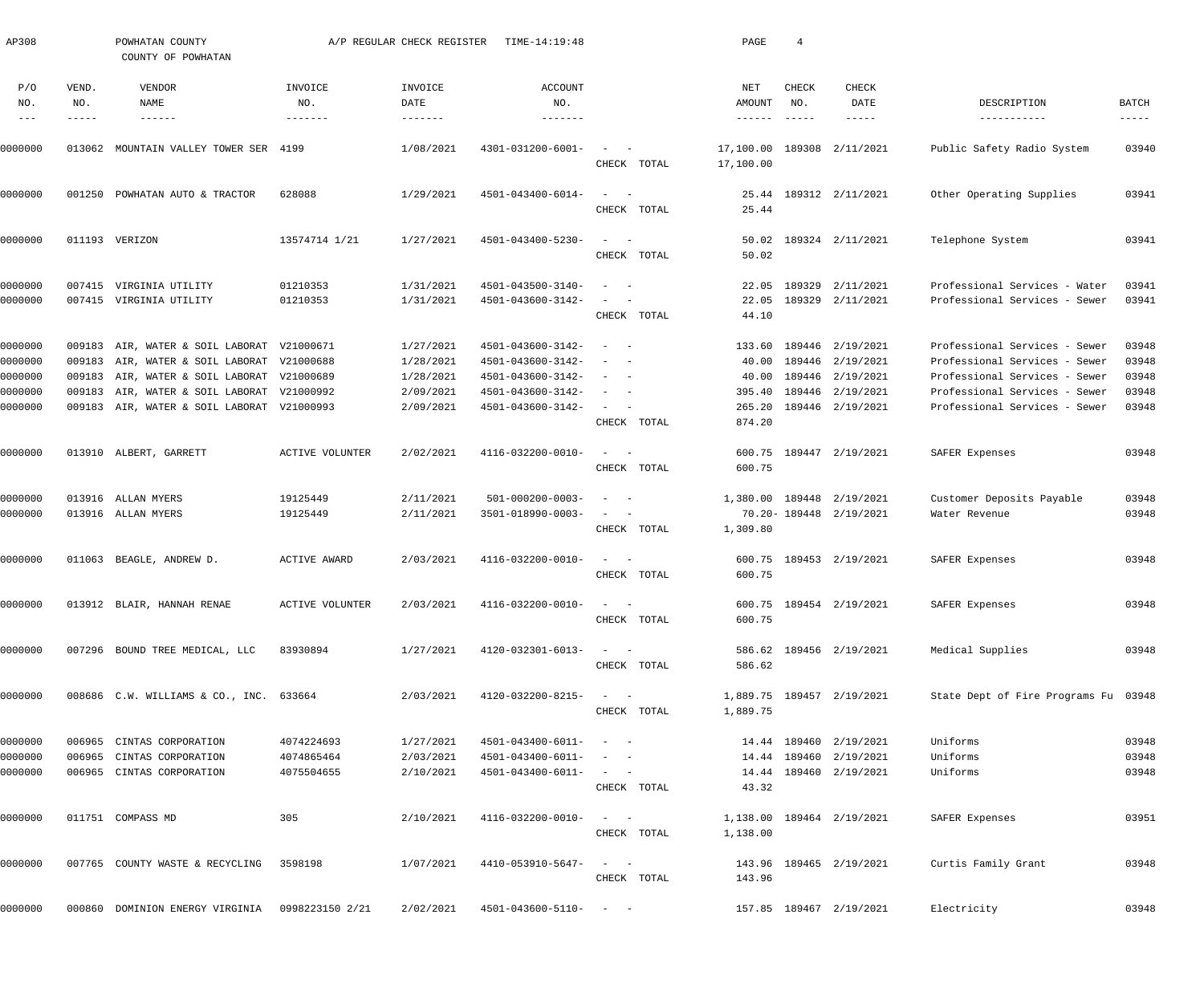AP308 POWHATAN COUNTY A/P REGULAR CHECK REGISTER TIME-14:19:48 PAGE 4

COUNTY OF POWHATAN

| P/O NO. | VEND. NO. | VENDOR NAME | INVOICE NO. | INVOICE DATE | ACCOUNT NO. | | NET AMOUNT | CHECK NO. | CHECK DATE | DESCRIPTION | BATCH |
|---|---|---|---|---|---|---|---|---|---|---|---|
| 0000000 | 013062 | MOUNTAIN VALLEY TOWER SER | 4199 | 1/08/2021 | 4301-031200-6001- | - - | 17,100.00 | 189308 | 2/11/2021 | Public Safety Radio System | 03940 |
| | | | | | | CHECK TOTAL | 17,100.00 | | | | |
| 0000000 | 001250 | POWHATAN AUTO & TRACTOR | 628088 | 1/29/2021 | 4501-043400-6014- | - - | 25.44 | 189312 | 2/11/2021 | Other Operating Supplies | 03941 |
| | | | | | | CHECK TOTAL | 25.44 | | | | |
| 0000000 | 011193 | VERIZON | 13574714 1/21 | 1/27/2021 | 4501-043400-5230- | - - | 50.02 | 189324 | 2/11/2021 | Telephone System | 03941 |
| | | | | | | CHECK TOTAL | 50.02 | | | | |
| 0000000 | 007415 | VIRGINIA UTILITY | 01210353 | 1/31/2021 | 4501-043500-3140- | - - | 22.05 | 189329 | 2/11/2021 | Professional Services - Water | 03941 |
| 0000000 | 007415 | VIRGINIA UTILITY | 01210353 | 1/31/2021 | 4501-043600-3142- | - - | 22.05 | 189329 | 2/11/2021 | Professional Services - Sewer | 03941 |
| | | | | | | CHECK TOTAL | 44.10 | | | | |
| 0000000 | 009183 | AIR, WATER & SOIL LABORAT | V21000671 | 1/27/2021 | 4501-043600-3142- | - - | 133.60 | 189446 | 2/19/2021 | Professional Services - Sewer | 03948 |
| 0000000 | 009183 | AIR, WATER & SOIL LABORAT | V21000688 | 1/28/2021 | 4501-043600-3142- | - - | 40.00 | 189446 | 2/19/2021 | Professional Services - Sewer | 03948 |
| 0000000 | 009183 | AIR, WATER & SOIL LABORAT | V21000689 | 1/28/2021 | 4501-043600-3142- | - - | 40.00 | 189446 | 2/19/2021 | Professional Services - Sewer | 03948 |
| 0000000 | 009183 | AIR, WATER & SOIL LABORAT | V21000992 | 2/09/2021 | 4501-043600-3142- | - - | 395.40 | 189446 | 2/19/2021 | Professional Services - Sewer | 03948 |
| 0000000 | 009183 | AIR, WATER & SOIL LABORAT | V21000993 | 2/09/2021 | 4501-043600-3142- | - - | 265.20 | 189446 | 2/19/2021 | Professional Services - Sewer | 03948 |
| | | | | | | CHECK TOTAL | 874.20 | | | | |
| 0000000 | 013910 | ALBERT, GARRETT | ACTIVE VOLUNTER | 2/02/2021 | 4116-032200-0010- | - - | 600.75 | 189447 | 2/19/2021 | SAFER Expenses | 03948 |
| | | | | | | CHECK TOTAL | 600.75 | | | | |
| 0000000 | 013916 | ALLAN MYERS | 19125449 | 2/11/2021 | 501-000200-0003- | - - | 1,380.00 | 189448 | 2/19/2021 | Customer Deposits Payable | 03948 |
| 0000000 | 013916 | ALLAN MYERS | 19125449 | 2/11/2021 | 3501-018990-0003- | - - | 70.20- | 189448 | 2/19/2021 | Water Revenue | 03948 |
| | | | | | | CHECK TOTAL | 1,309.80 | | | | |
| 0000000 | 011063 | BEAGLE, ANDREW D. | ACTIVE AWARD | 2/03/2021 | 4116-032200-0010- | - - | 600.75 | 189453 | 2/19/2021 | SAFER Expenses | 03948 |
| | | | | | | CHECK TOTAL | 600.75 | | | | |
| 0000000 | 013912 | BLAIR, HANNAH RENAE | ACTIVE VOLUNTER | 2/03/2021 | 4116-032200-0010- | - - | 600.75 | 189454 | 2/19/2021 | SAFER Expenses | 03948 |
| | | | | | | CHECK TOTAL | 600.75 | | | | |
| 0000000 | 007296 | BOUND TREE MEDICAL, LLC | 83930894 | 1/27/2021 | 4120-032301-6013- | - - | 586.62 | 189456 | 2/19/2021 | Medical Supplies | 03948 |
| | | | | | | CHECK TOTAL | 586.62 | | | | |
| 0000000 | 008686 | C.W. WILLIAMS & CO., INC. | 633664 | 2/03/2021 | 4120-032200-8215- | - - | 1,889.75 | 189457 | 2/19/2021 | State Dept of Fire Programs Fu | 03948 |
| | | | | | | CHECK TOTAL | 1,889.75 | | | | |
| 0000000 | 006965 | CINTAS CORPORATION | 4074224693 | 1/27/2021 | 4501-043400-6011- | - - | 14.44 | 189460 | 2/19/2021 | Uniforms | 03948 |
| 0000000 | 006965 | CINTAS CORPORATION | 4074865464 | 2/03/2021 | 4501-043400-6011- | - - | 14.44 | 189460 | 2/19/2021 | Uniforms | 03948 |
| 0000000 | 006965 | CINTAS CORPORATION | 4075504655 | 2/10/2021 | 4501-043400-6011- | - - | 14.44 | 189460 | 2/19/2021 | Uniforms | 03948 |
| | | | | | | CHECK TOTAL | 43.32 | | | | |
| 0000000 | 011751 | COMPASS MD | 305 | 2/10/2021 | 4116-032200-0010- | - - | 1,138.00 | 189464 | 2/19/2021 | SAFER Expenses | 03951 |
| | | | | | | CHECK TOTAL | 1,138.00 | | | | |
| 0000000 | 007765 | COUNTY WASTE & RECYCLING | 3598198 | 1/07/2021 | 4410-053910-5647- | - - | 143.96 | 189465 | 2/19/2021 | Curtis Family Grant | 03948 |
| | | | | | | CHECK TOTAL | 143.96 | | | | |
| 0000000 | 000860 | DOMINION ENERGY VIRGINIA | 0998223150 2/21 | 2/02/2021 | 4501-043600-5110- | - - | 157.85 | 189467 | 2/19/2021 | Electricity | 03948 |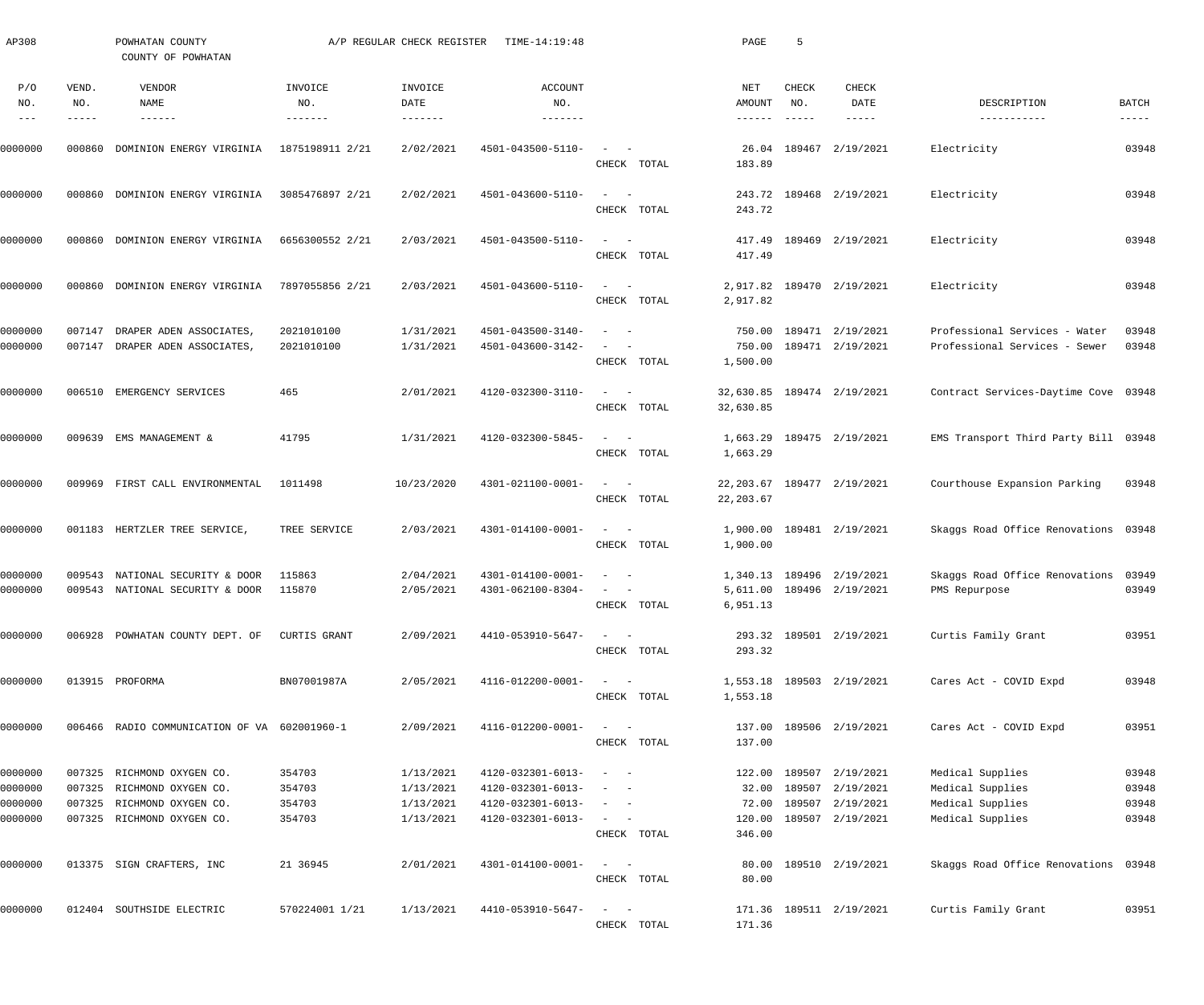AP308 POWHATAN COUNTY A/P REGULAR CHECK REGISTER TIME-14:19:48 PAGE 5

COUNTY OF POWHATAN

| P/O NO. | VEND. NO. | VENDOR NAME | INVOICE NO. | INVOICE DATE | ACCOUNT NO. | | NET AMOUNT | CHECK NO. | CHECK DATE | DESCRIPTION | BATCH |
|---|---|---|---|---|---|---|---|---|---|---|---|
| 0000000 | 000860 | DOMINION ENERGY VIRGINIA | 1875198911 2/21 | 2/02/2021 | 4501-043500-5110- | - - | 26.04 | 189467 | 2/19/2021 | Electricity | 03948 |
| | | | | | | CHECK TOTAL | 183.89 | | | | |
| 0000000 | 000860 | DOMINION ENERGY VIRGINIA | 3085476897 2/21 | 2/02/2021 | 4501-043600-5110- | - - | 243.72 | 189468 | 2/19/2021 | Electricity | 03948 |
| | | | | | | CHECK TOTAL | 243.72 | | | | |
| 0000000 | 000860 | DOMINION ENERGY VIRGINIA | 6656300552 2/21 | 2/03/2021 | 4501-043500-5110- | - - | 417.49 | 189469 | 2/19/2021 | Electricity | 03948 |
| | | | | | | CHECK TOTAL | 417.49 | | | | |
| 0000000 | 000860 | DOMINION ENERGY VIRGINIA | 7897055856 2/21 | 2/03/2021 | 4501-043600-5110- | - - | 2,917.82 | 189470 | 2/19/2021 | Electricity | 03948 |
| | | | | | | CHECK TOTAL | 2,917.82 | | | | |
| 0000000 | 007147 | DRAPER ADEN ASSOCIATES, | 2021010100 | 1/31/2021 | 4501-043500-3140- | - - | 750.00 | 189471 | 2/19/2021 | Professional Services - Water | 03948 |
| 0000000 | 007147 | DRAPER ADEN ASSOCIATES, | 2021010100 | 1/31/2021 | 4501-043600-3142- | - - | 750.00 | 189471 | 2/19/2021 | Professional Services - Sewer | 03948 |
| | | | | | | CHECK TOTAL | 1,500.00 | | | | |
| 0000000 | 006510 | EMERGENCY SERVICES | 465 | 2/01/2021 | 4120-032300-3110- | - - | 32,630.85 | 189474 | 2/19/2021 | Contract Services-Daytime Cove | 03948 |
| | | | | | | CHECK TOTAL | 32,630.85 | | | | |
| 0000000 | 009639 | EMS MANAGEMENT & | 41795 | 1/31/2021 | 4120-032300-5845- | - - | 1,663.29 | 189475 | 2/19/2021 | EMS Transport Third Party Bill | 03948 |
| | | | | | | CHECK TOTAL | 1,663.29 | | | | |
| 0000000 | 009969 | FIRST CALL ENVIRONMENTAL | 1011498 | 10/23/2020 | 4301-021100-0001- | - - | 22,203.67 | 189477 | 2/19/2021 | Courthouse Expansion Parking | 03948 |
| | | | | | | CHECK TOTAL | 22,203.67 | | | | |
| 0000000 | 001183 | HERTZLER TREE SERVICE, | TREE SERVICE | 2/03/2021 | 4301-014100-0001- | - - | 1,900.00 | 189481 | 2/19/2021 | Skaggs Road Office Renovations | 03948 |
| | | | | | | CHECK TOTAL | 1,900.00 | | | | |
| 0000000 | 009543 | NATIONAL SECURITY & DOOR | 115863 | 2/04/2021 | 4301-014100-0001- | - - | 1,340.13 | 189496 | 2/19/2021 | Skaggs Road Office Renovations | 03949 |
| 0000000 | 009543 | NATIONAL SECURITY & DOOR | 115870 | 2/05/2021 | 4301-062100-8304- | - - | 5,611.00 | 189496 | 2/19/2021 | PMS Repurpose | 03949 |
| | | | | | | CHECK TOTAL | 6,951.13 | | | | |
| 0000000 | 006928 | POWHATAN COUNTY DEPT. OF | CURTIS GRANT | 2/09/2021 | 4410-053910-5647- | - - | 293.32 | 189501 | 2/19/2021 | Curtis Family Grant | 03951 |
| | | | | | | CHECK TOTAL | 293.32 | | | | |
| 0000000 | 013915 | PROFORMA | BN07001987A | 2/05/2021 | 4116-012200-0001- | - - | 1,553.18 | 189503 | 2/19/2021 | Cares Act - COVID Expd | 03948 |
| | | | | | | CHECK TOTAL | 1,553.18 | | | | |
| 0000000 | 006466 | RADIO COMMUNICATION OF VA | 602001960-1 | 2/09/2021 | 4116-012200-0001- | - - | 137.00 | 189506 | 2/19/2021 | Cares Act - COVID Expd | 03951 |
| | | | | | | CHECK TOTAL | 137.00 | | | | |
| 0000000 | 007325 | RICHMOND OXYGEN CO. | 354703 | 1/13/2021 | 4120-032301-6013- | - - | 122.00 | 189507 | 2/19/2021 | Medical Supplies | 03948 |
| 0000000 | 007325 | RICHMOND OXYGEN CO. | 354703 | 1/13/2021 | 4120-032301-6013- | - - | 32.00 | 189507 | 2/19/2021 | Medical Supplies | 03948 |
| 0000000 | 007325 | RICHMOND OXYGEN CO. | 354703 | 1/13/2021 | 4120-032301-6013- | - - | 72.00 | 189507 | 2/19/2021 | Medical Supplies | 03948 |
| 0000000 | 007325 | RICHMOND OXYGEN CO. | 354703 | 1/13/2021 | 4120-032301-6013- | - - | 120.00 | 189507 | 2/19/2021 | Medical Supplies | 03948 |
| | | | | | | CHECK TOTAL | 346.00 | | | | |
| 0000000 | 013375 | SIGN CRAFTERS, INC | 21 36945 | 2/01/2021 | 4301-014100-0001- | - - | 80.00 | 189510 | 2/19/2021 | Skaggs Road Office Renovations | 03948 |
| | | | | | | CHECK TOTAL | 80.00 | | | | |
| 0000000 | 012404 | SOUTHSIDE ELECTRIC | 570224001 1/21 | 1/13/2021 | 4410-053910-5647- | - - | 171.36 | 189511 | 2/19/2021 | Curtis Family Grant | 03951 |
| | | | | | | CHECK TOTAL | 171.36 | | | | |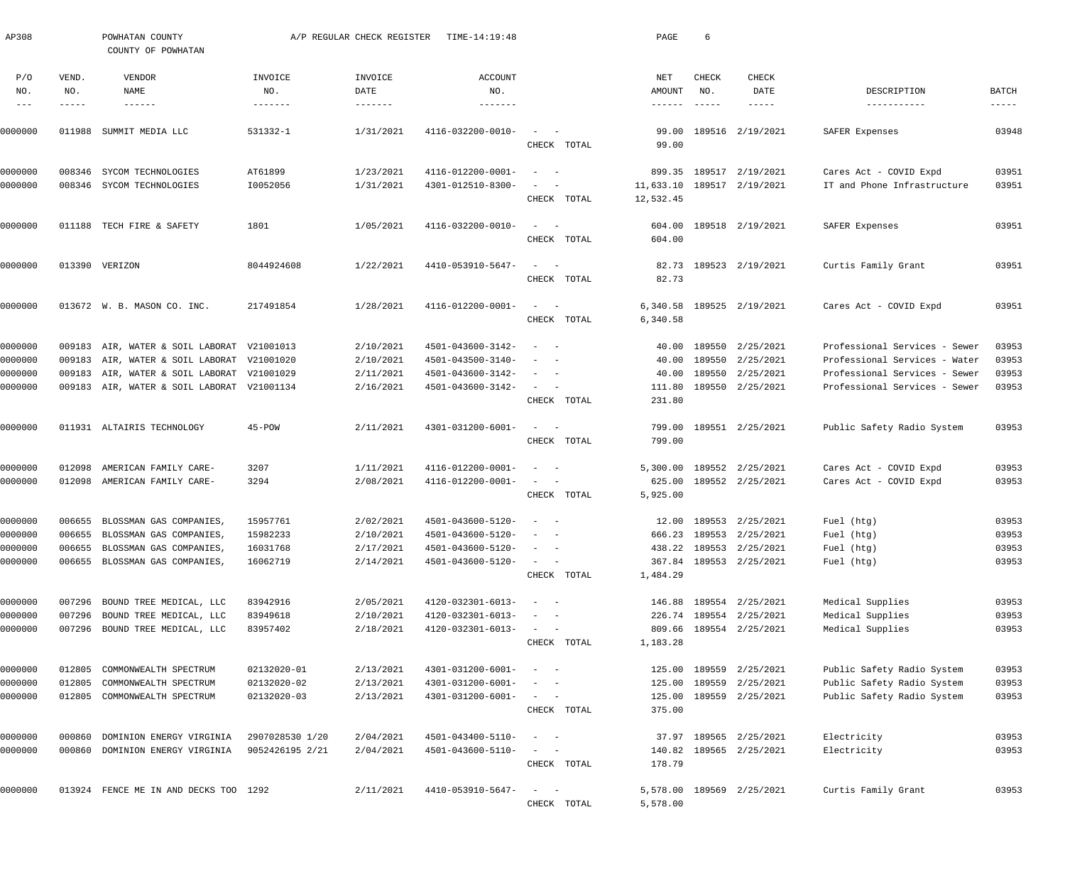AP308 POWHATAN COUNTY A/P REGULAR CHECK REGISTER TIME-14:19:48

COUNTY OF POWHATAN

| P/O NO. | VEND. NO. | VENDOR NAME | INVOICE NO. | INVOICE DATE | ACCOUNT NO. | | NET AMOUNT | CHECK NO. | CHECK DATE | DESCRIPTION | BATCH |
|---|---|---|---|---|---|---|---|---|---|---|---|
| 0000000 | 011988 | SUMMIT MEDIA LLC | 531332-1 | 1/31/2021 | 4116-032200-0010- | - - | 99.00 | 189516 | 2/19/2021 | SAFER Expenses | 03948 |
| | | | | | | CHECK TOTAL | 99.00 | | | | |
| 0000000 | 008346 | SYCOM TECHNOLOGIES | AT61899 | 1/23/2021 | 4116-012200-0001- | - - | 899.35 | 189517 | 2/19/2021 | Cares Act - COVID Expd | 03951 |
| 0000000 | 008346 | SYCOM TECHNOLOGIES | I0052056 | 1/31/2021 | 4301-012510-8300- | - - | 11,633.10 | 189517 | 2/19/2021 | IT and Phone Infrastructure | 03951 |
| | | | | | | CHECK TOTAL | 12,532.45 | | | | |
| 0000000 | 011188 | TECH FIRE & SAFETY | 1801 | 1/05/2021 | 4116-032200-0010- | - - | 604.00 | 189518 | 2/19/2021 | SAFER Expenses | 03951 |
| | | | | | | CHECK TOTAL | 604.00 | | | | |
| 0000000 | 013390 | VERIZON | 8044924608 | 1/22/2021 | 4410-053910-5647- | - - | 82.73 | 189523 | 2/19/2021 | Curtis Family Grant | 03951 |
| | | | | | | CHECK TOTAL | 82.73 | | | | |
| 0000000 | 013672 | W. B. MASON CO. INC. | 217491854 | 1/28/2021 | 4116-012200-0001- | - - | 6,340.58 | 189525 | 2/19/2021 | Cares Act - COVID Expd | 03951 |
| | | | | | | CHECK TOTAL | 6,340.58 | | | | |
| 0000000 | 009183 | AIR, WATER & SOIL LABORAT | V21001013 | 2/10/2021 | 4501-043600-3142- | - - | 40.00 | 189550 | 2/25/2021 | Professional Services - Sewer | 03953 |
| 0000000 | 009183 | AIR, WATER & SOIL LABORAT | V21001020 | 2/10/2021 | 4501-043500-3140- | - - | 40.00 | 189550 | 2/25/2021 | Professional Services - Water | 03953 |
| 0000000 | 009183 | AIR, WATER & SOIL LABORAT | V21001029 | 2/11/2021 | 4501-043600-3142- | - - | 40.00 | 189550 | 2/25/2021 | Professional Services - Sewer | 03953 |
| 0000000 | 009183 | AIR, WATER & SOIL LABORAT | V21001134 | 2/16/2021 | 4501-043600-3142- | - - | 111.80 | 189550 | 2/25/2021 | Professional Services - Sewer | 03953 |
| | | | | | | CHECK TOTAL | 231.80 | | | | |
| 0000000 | 011931 | ALTAIRIS TECHNOLOGY | 45-POW | 2/11/2021 | 4301-031200-6001- | - - | 799.00 | 189551 | 2/25/2021 | Public Safety Radio System | 03953 |
| | | | | | | CHECK TOTAL | 799.00 | | | | |
| 0000000 | 012098 | AMERICAN FAMILY CARE- | 3207 | 1/11/2021 | 4116-012200-0001- | - - | 5,300.00 | 189552 | 2/25/2021 | Cares Act - COVID Expd | 03953 |
| 0000000 | 012098 | AMERICAN FAMILY CARE- | 3294 | 2/08/2021 | 4116-012200-0001- | - - | 625.00 | 189552 | 2/25/2021 | Cares Act - COVID Expd | 03953 |
| | | | | | | CHECK TOTAL | 5,925.00 | | | | |
| 0000000 | 006655 | BLOSSMAN GAS COMPANIES, | 15957761 | 2/02/2021 | 4501-043600-5120- | - - | 12.00 | 189553 | 2/25/2021 | Fuel (htg) | 03953 |
| 0000000 | 006655 | BLOSSMAN GAS COMPANIES, | 15982233 | 2/10/2021 | 4501-043600-5120- | - - | 666.23 | 189553 | 2/25/2021 | Fuel (htg) | 03953 |
| 0000000 | 006655 | BLOSSMAN GAS COMPANIES, | 16031768 | 2/17/2021 | 4501-043600-5120- | - - | 438.22 | 189553 | 2/25/2021 | Fuel (htg) | 03953 |
| 0000000 | 006655 | BLOSSMAN GAS COMPANIES, | 16062719 | 2/14/2021 | 4501-043600-5120- | - - | 367.84 | 189553 | 2/25/2021 | Fuel (htg) | 03953 |
| | | | | | | CHECK TOTAL | 1,484.29 | | | | |
| 0000000 | 007296 | BOUND TREE MEDICAL, LLC | 83942916 | 2/05/2021 | 4120-032301-6013- | - - | 146.88 | 189554 | 2/25/2021 | Medical Supplies | 03953 |
| 0000000 | 007296 | BOUND TREE MEDICAL, LLC | 83949618 | 2/10/2021 | 4120-032301-6013- | - - | 226.74 | 189554 | 2/25/2021 | Medical Supplies | 03953 |
| 0000000 | 007296 | BOUND TREE MEDICAL, LLC | 83957402 | 2/18/2021 | 4120-032301-6013- | - - | 809.66 | 189554 | 2/25/2021 | Medical Supplies | 03953 |
| | | | | | | CHECK TOTAL | 1,183.28 | | | | |
| 0000000 | 012805 | COMMONWEALTH SPECTRUM | 02132020-01 | 2/13/2021 | 4301-031200-6001- | - - | 125.00 | 189559 | 2/25/2021 | Public Safety Radio System | 03953 |
| 0000000 | 012805 | COMMONWEALTH SPECTRUM | 02132020-02 | 2/13/2021 | 4301-031200-6001- | - - | 125.00 | 189559 | 2/25/2021 | Public Safety Radio System | 03953 |
| 0000000 | 012805 | COMMONWEALTH SPECTRUM | 02132020-03 | 2/13/2021 | 4301-031200-6001- | - - | 125.00 | 189559 | 2/25/2021 | Public Safety Radio System | 03953 |
| | | | | | | CHECK TOTAL | 375.00 | | | | |
| 0000000 | 000860 | DOMINION ENERGY VIRGINIA | 2907028530 1/20 | 2/04/2021 | 4501-043400-5110- | - - | 37.97 | 189565 | 2/25/2021 | Electricity | 03953 |
| 0000000 | 000860 | DOMINION ENERGY VIRGINIA | 9052426195 2/21 | 2/04/2021 | 4501-043600-5110- | - - | 140.82 | 189565 | 2/25/2021 | Electricity | 03953 |
| | | | | | | CHECK TOTAL | 178.79 | | | | |
| 0000000 | 013924 | FENCE ME IN AND DECKS TOO | 1292 | 2/11/2021 | 4410-053910-5647- | - - | 5,578.00 | 189569 | 2/25/2021 | Curtis Family Grant | 03953 |
| | | | | | | CHECK TOTAL | 5,578.00 | | | | |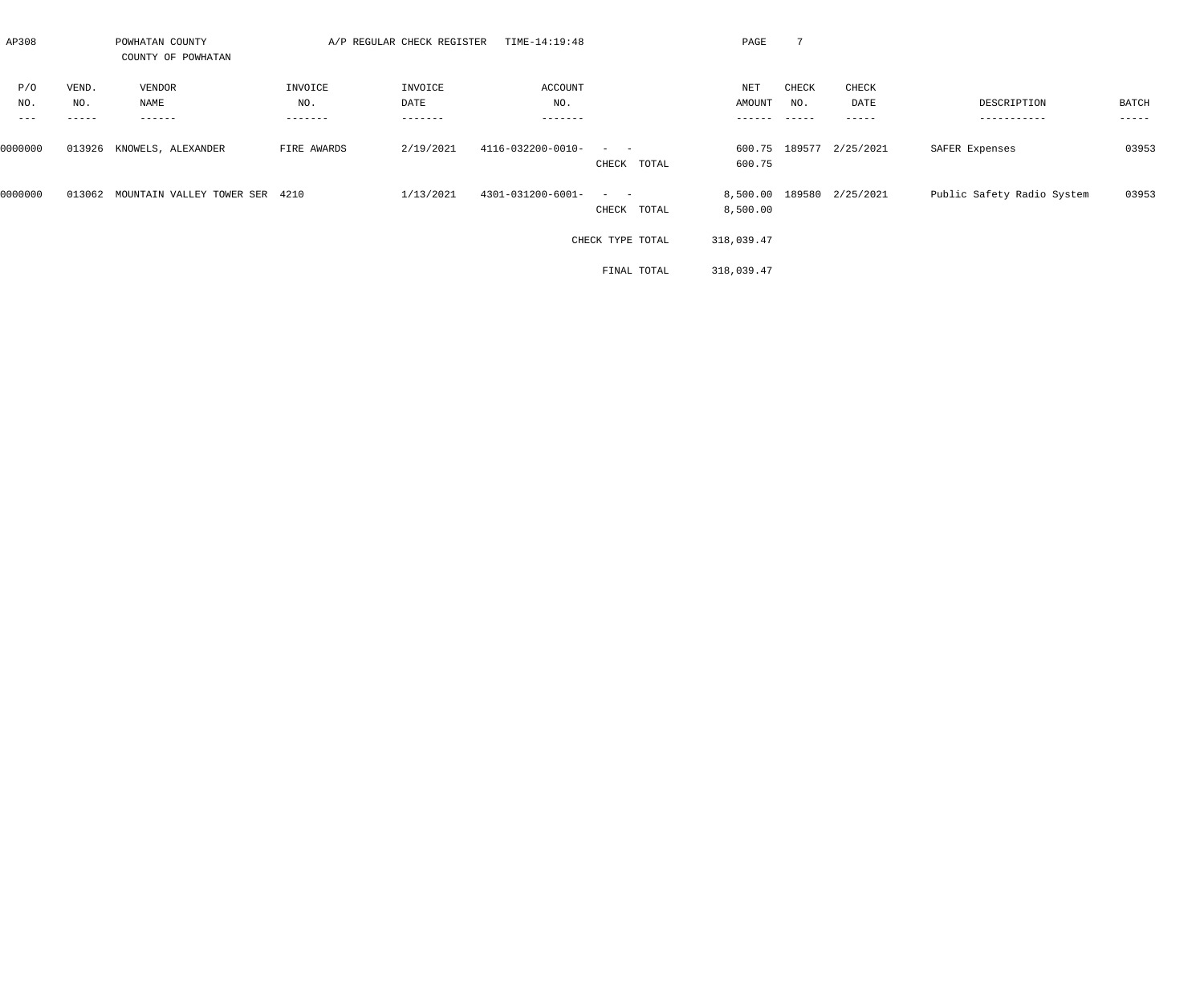AP308 POWHATAN COUNTY A/P REGULAR CHECK REGISTER TIME-14:19:48

COUNTY OF POWHATAN

| P/O NO. | VEND. NO. | VENDOR NAME | INVOICE NO. | INVOICE DATE | ACCOUNT NO. | | NET AMOUNT | CHECK NO. | CHECK DATE | DESCRIPTION | BATCH |
|---|---|---|---|---|---|---|---|---|---|---|---|
| 0000000 | 013926 | KNOWELS, ALEXANDER | FIRE AWARDS | 2/19/2021 | 4116-032200-0010- | - - | 600.75 | 189577 | 2/25/2021 | SAFER Expenses | 03953 |
| | | | | | | CHECK TOTAL | 600.75 | | | | |
| 0000000 | 013062 | MOUNTAIN VALLEY TOWER SER | 4210 | 1/13/2021 | 4301-031200-6001- | - - | 8,500.00 | 189580 | 2/25/2021 | Public Safety Radio System | 03953 |
| | | | | | | CHECK TOTAL | 8,500.00 | | | | |
| | | | | | | CHECK TYPE TOTAL | 318,039.47 | | | | |
| | | | | | | FINAL TOTAL | 318,039.47 | | | | |